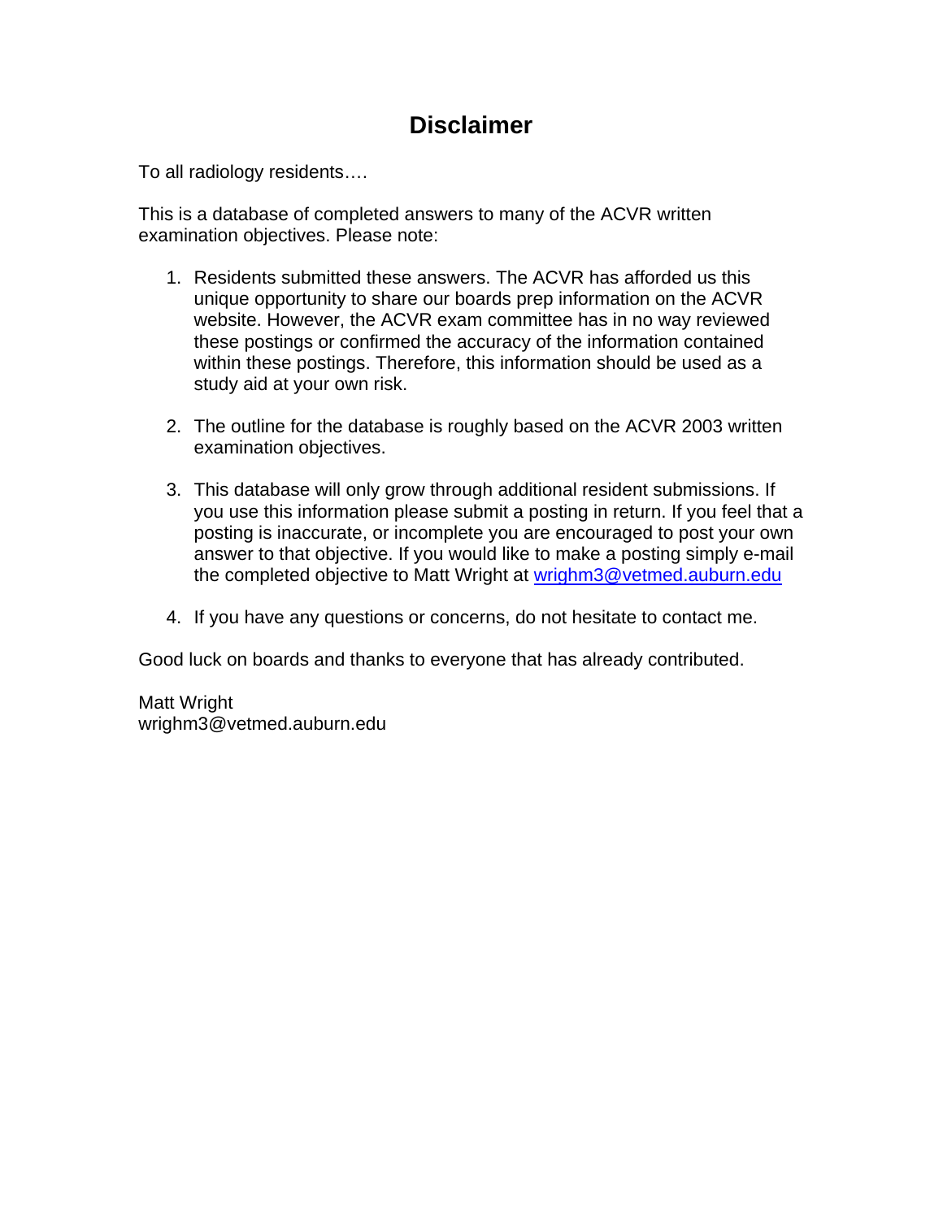# Disclaimer

To all radiology residents….

This is a database of completed answers to many of the ACVR written examination objectives. Please note:

1. Residents submitted these answers. The ACVR has afforded us this unique opportunity to share our boards prep information on the ACVR website. However, the ACVR exam committee has in no way reviewed these postings or confirmed the accuracy of the information contained within these postings. Therefore, this information should be used as a study aid at your own risk.

2. The outline for the database is roughly based on the ACVR 2003 written examination objectives.

3. This database will only grow through additional resident submissions. If you use this information please submit a posting in return. If you feel that a posting is inaccurate, or incomplete you are encouraged to post your own answer to that objective. If you would like to make a posting simply e-mail the completed objective to Matt Wright at wrighm3@vetmed.auburn.edu

4. If you have any questions or concerns, do not hesitate to contact me.

Good luck on boards and thanks to everyone that has already contributed.

Matt Wright
wrighm3@vetmed.auburn.edu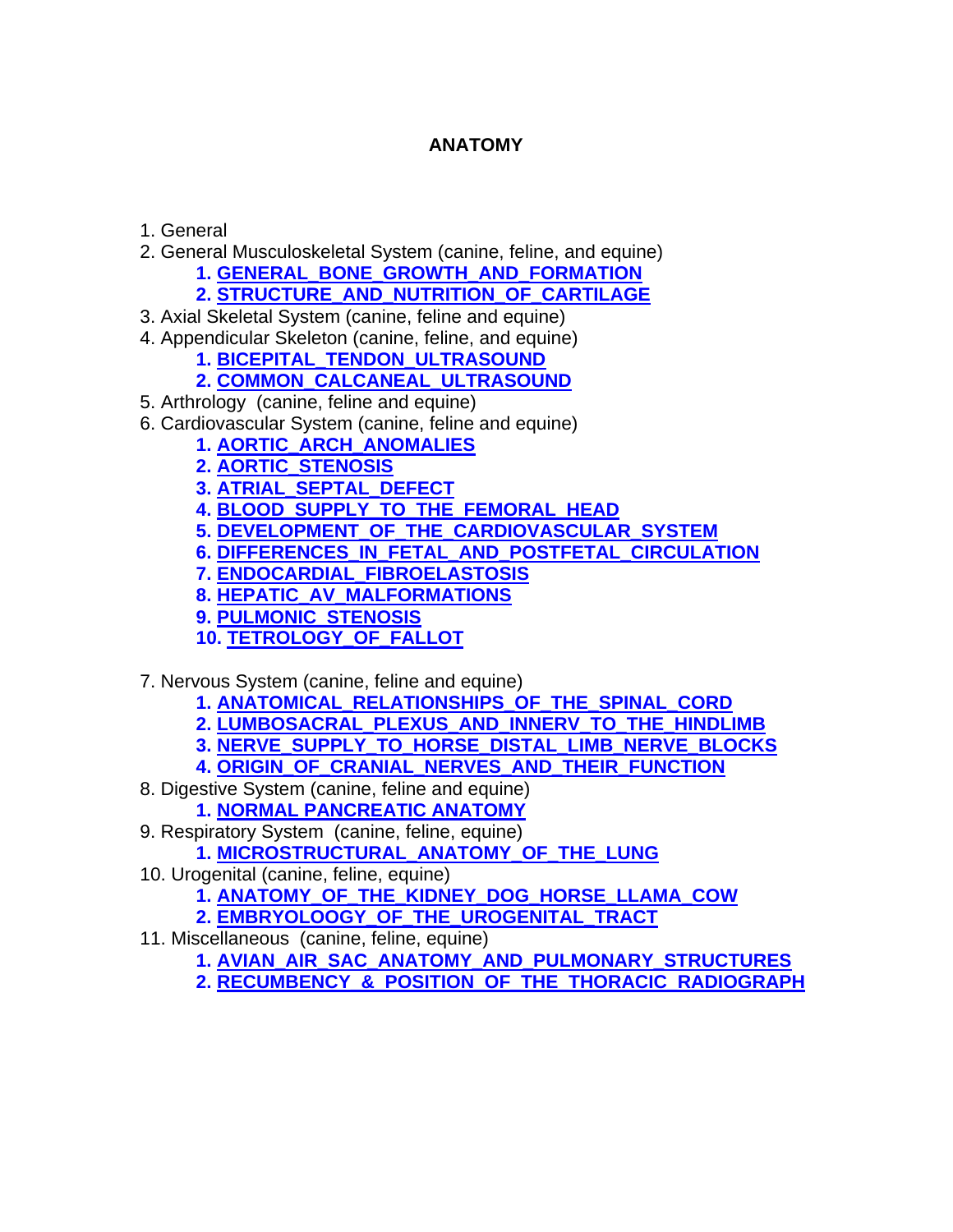# ANATOMY

1. General
2. General Musculoskeletal System (canine, feline, and equine)
    1. **GENERAL_BONE_GROWTH_AND_FORMATION**
    2. **STRUCTURE_AND_NUTRITION_OF_CARTILAGE**
3. Axial Skeletal System (canine, feline and equine)
4. Appendicular Skeleton (canine, feline, and equine)
    1. **BICEPITAL_TENDON_ULTRASOUND**
    2. **COMMON_CALCANEAL_ULTRASOUND**
5. Arthrology (canine, feline and equine)
6. Cardiovascular System (canine, feline and equine)
    1. **AORTIC_ARCH_ANOMALIES**
    2. **AORTIC_STENOSIS**
    3. **ATRIAL_SEPTAL_DEFECT**
    4. **BLOOD_SUPPLY_TO_THE_FEMORAL_HEAD**
    5. **DEVELOPMENT_OF_THE_CARDIOVASCULAR_SYSTEM**
    6. **DIFFERENCES_IN_FETAL_AND_POSTFETAL_CIRCULATION**
    7. **ENDOCARDIAL_FIBROELASTOSIS**
    8. **HEPATIC_AV_MALFORMATIONS**
    9. **PULMONIC_STENOSIS**
    10. **TETROLOGY_OF_FALLOT**
7. Nervous System (canine, feline and equine)
    1. **ANATOMICAL_RELATIONSHIPS_OF_THE_SPINAL_CORD**
    2. **LUMBOSACRAL_PLEXUS_AND_INNERV_TO_THE_HINDLIMB**
    3. **NERVE_SUPPLY_TO_HORSE_DISTAL_LIMB_NERVE_BLOCKS**
    4. **ORIGIN_OF_CRANIAL_NERVES_AND_THEIR_FUNCTION**
8. Digestive System (canine, feline and equine)
    1. **NORMAL PANCREATIC ANATOMY**
9. Respiratory System (canine, feline, equine)
    1. **MICROSTRUCTURAL_ANATOMY_OF_THE_LUNG**
10. Urogenital (canine, feline, equine)
    1. **ANATOMY_OF_THE_KIDNEY_DOG_HORSE_LLAMA_COW**
    2. **EMBRYOLOOGY_OF_THE_UROGENITAL_TRACT**
11. Miscellaneous (canine, feline, equine)
    1. **AVIAN_AIR_SAC_ANATOMY_AND_PULMONARY_STRUCTURES**
    2. **RECUMBENCY_&_POSITION_OF_THE_THORACIC_RADIOGRAPH**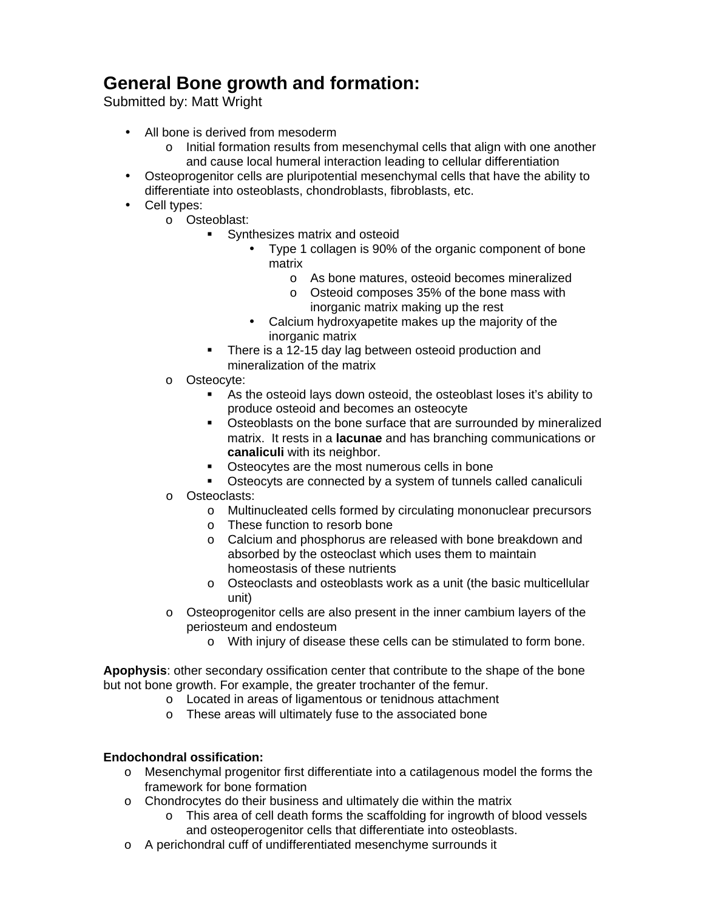# General Bone growth and formation:

Submitted by: Matt Wright

- All bone is derived from mesoderm
  - Initial formation results from mesenchymal cells that align with one another and cause local humeral interaction leading to cellular differentiation
- Osteoprogenitor cells are pluripotential mesenchymal cells that have the ability to differentiate into osteoblasts, chondroblasts, fibroblasts, etc.
- Cell types:
  - Osteoblast:
    - Synthesizes matrix and osteoid
      - Type 1 collagen is 90% of the organic component of bone matrix
        - As bone matures, osteoid becomes mineralized
        - Osteoid composes 35% of the bone mass with inorganic matrix making up the rest
      - Calcium hydroxyapetite makes up the majority of the inorganic matrix
    - There is a 12-15 day lag between osteoid production and mineralization of the matrix
  - Osteocyte:
    - As the osteoid lays down osteoid, the osteoblast loses it's ability to produce osteoid and becomes an osteocyte
    - Osteoblasts on the bone surface that are surrounded by mineralized matrix. It rests in a **lacunae** and has branching communications or **canaliculi** with its neighbor.
    - Osteocytes are the most numerous cells in bone
    - Osteocyts are connected by a system of tunnels called canaliculi
  - Osteoclasts:
    - Multinucleated cells formed by circulating mononuclear precursors
    - These function to resorb bone
    - Calcium and phosphorus are released with bone breakdown and absorbed by the osteoclast which uses them to maintain homeostasis of these nutrients
    - Osteoclasts and osteoblasts work as a unit (the basic multicellular unit)
  - Osteoprogenitor cells are also present in the inner cambium layers of the periosteum and endosteum
    - With injury of disease these cells can be stimulated to form bone.

**Apophysis**: other secondary ossification center that contribute to the shape of the bone but not bone growth. For example, the greater trochanter of the femur.

- Located in areas of ligamentous or tenidnous attachment
- These areas will ultimately fuse to the associated bone

**Endochondral ossification:**

- Mesenchymal progenitor first differentiate into a catilagenous model the forms the framework for bone formation
- Chondrocytes do their business and ultimately die within the matrix
  - This area of cell death forms the scaffolding for ingrowth of blood vessels and osteoperogenitor cells that differentiate into osteoblasts.
- A perichondral cuff of undifferentiated mesenchyme surrounds it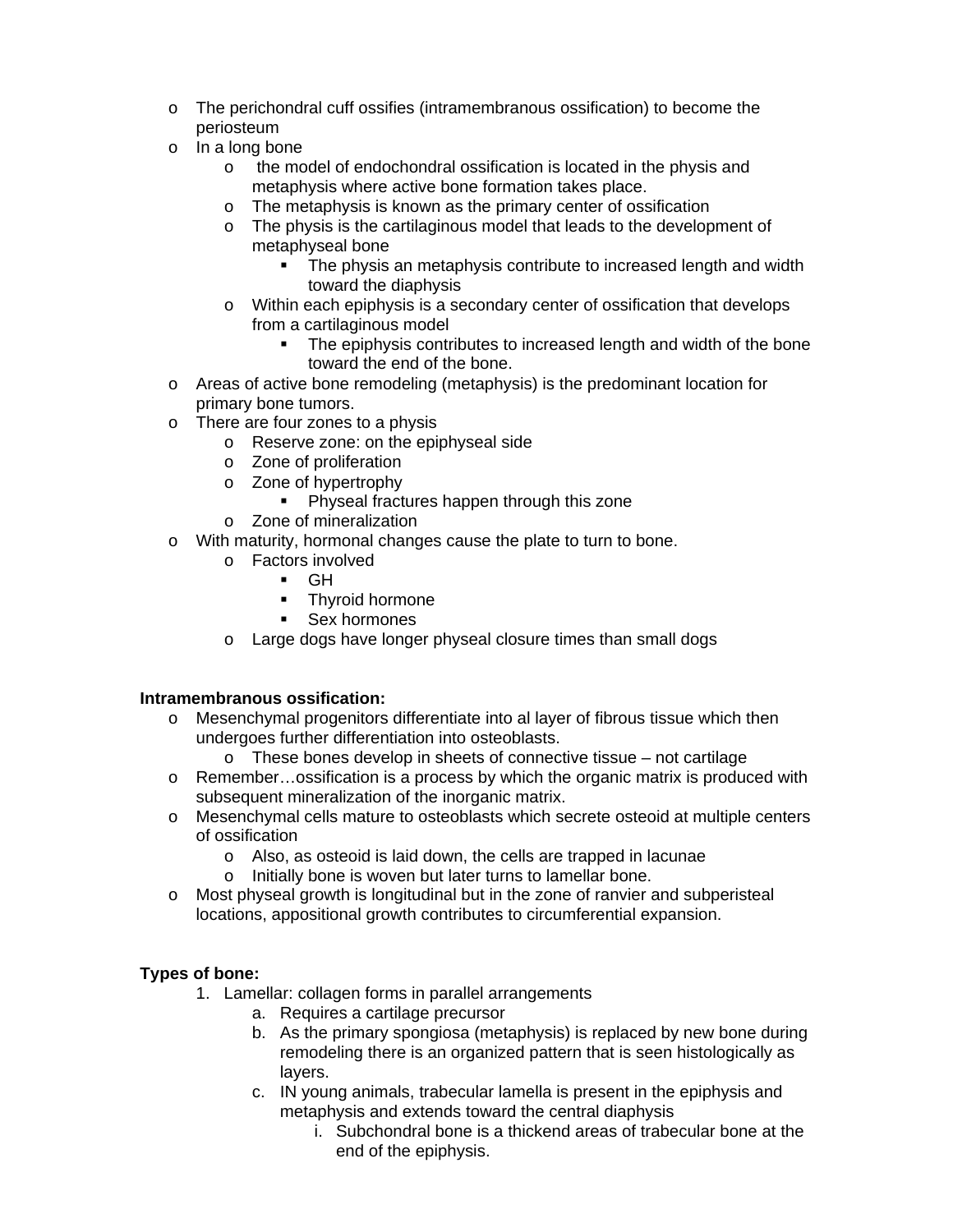- The perichondral cuff ossifies (intramembranous ossification) to become the periosteum
- In a long bone
  - the model of endochondral ossification is located in the physis and metaphysis where active bone formation takes place.
  - The metaphysis is known as the primary center of ossification
  - The physis is the cartilaginous model that leads to the development of metaphyseal bone
    - The physis an metaphysis contribute to increased length and width toward the diaphysis
  - Within each epiphysis is a secondary center of ossification that develops from a cartilaginous model
    - The epiphysis contributes to increased length and width of the bone toward the end of the bone.
- Areas of active bone remodeling (metaphysis) is the predominant location for primary bone tumors.
- There are four zones to a physis
  - Reserve zone: on the epiphyseal side
  - Zone of proliferation
  - Zone of hypertrophy
    - Physeal fractures happen through this zone
  - Zone of mineralization
- With maturity, hormonal changes cause the plate to turn to bone.
  - Factors involved
    - GH
    - Thyroid hormone
    - Sex hormones
  - Large dogs have longer physeal closure times than small dogs

**Intramembranous ossification:**

- Mesenchymal progenitors differentiate into al layer of fibrous tissue which then undergoes further differentiation into osteoblasts.
  - These bones develop in sheets of connective tissue – not cartilage
- Remember…ossification is a process by which the organic matrix is produced with subsequent mineralization of the inorganic matrix.
- Mesenchymal cells mature to osteoblasts which secrete osteoid at multiple centers of ossification
  - Also, as osteoid is laid down, the cells are trapped in lacunae
  - Initially bone is woven but later turns to lamellar bone.
- Most physeal growth is longitudinal but in the zone of ranvier and subperisteal locations, appositional growth contributes to circumferential expansion.

**Types of bone:**

1. Lamellar: collagen forms in parallel arrangements
   a. Requires a cartilage precursor
   b. As the primary spongiosa (metaphysis) is replaced by new bone during remodeling there is an organized pattern that is seen histologically as layers.
   c. IN young animals, trabecular lamella is present in the epiphysis and metaphysis and extends toward the central diaphysis
      i. Subchondral bone is a thickend areas of trabecular bone at the end of the epiphysis.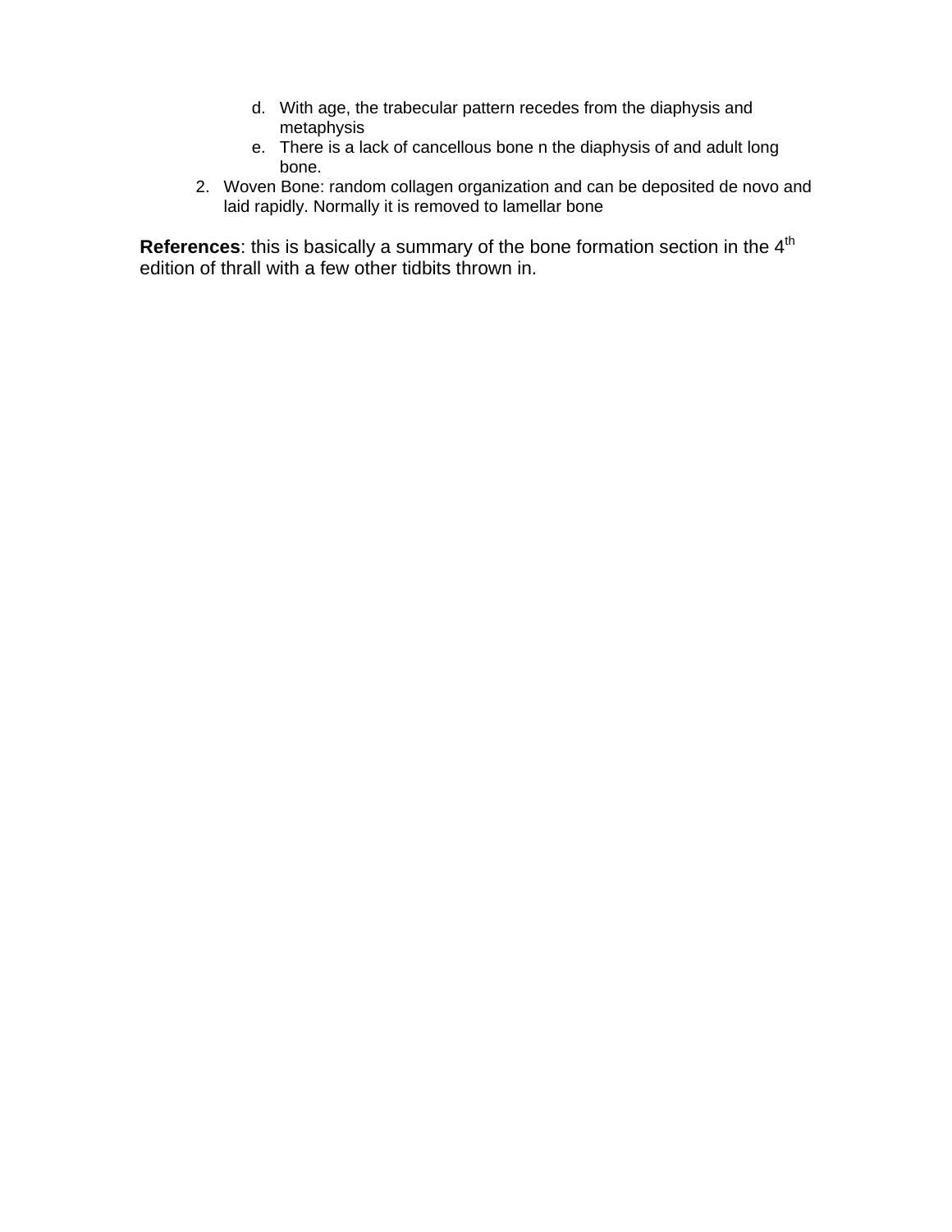d. With age, the trabecular pattern recedes from the diaphysis and metaphysis
   e. There is a lack of cancellous bone n the diaphysis of and adult long bone.
2. Woven Bone: random collagen organization and can be deposited de novo and laid rapidly. Normally it is removed to lamellar bone

**References**: this is basically a summary of the bone formation section in the 4th edition of thrall with a few other tidbits thrown in.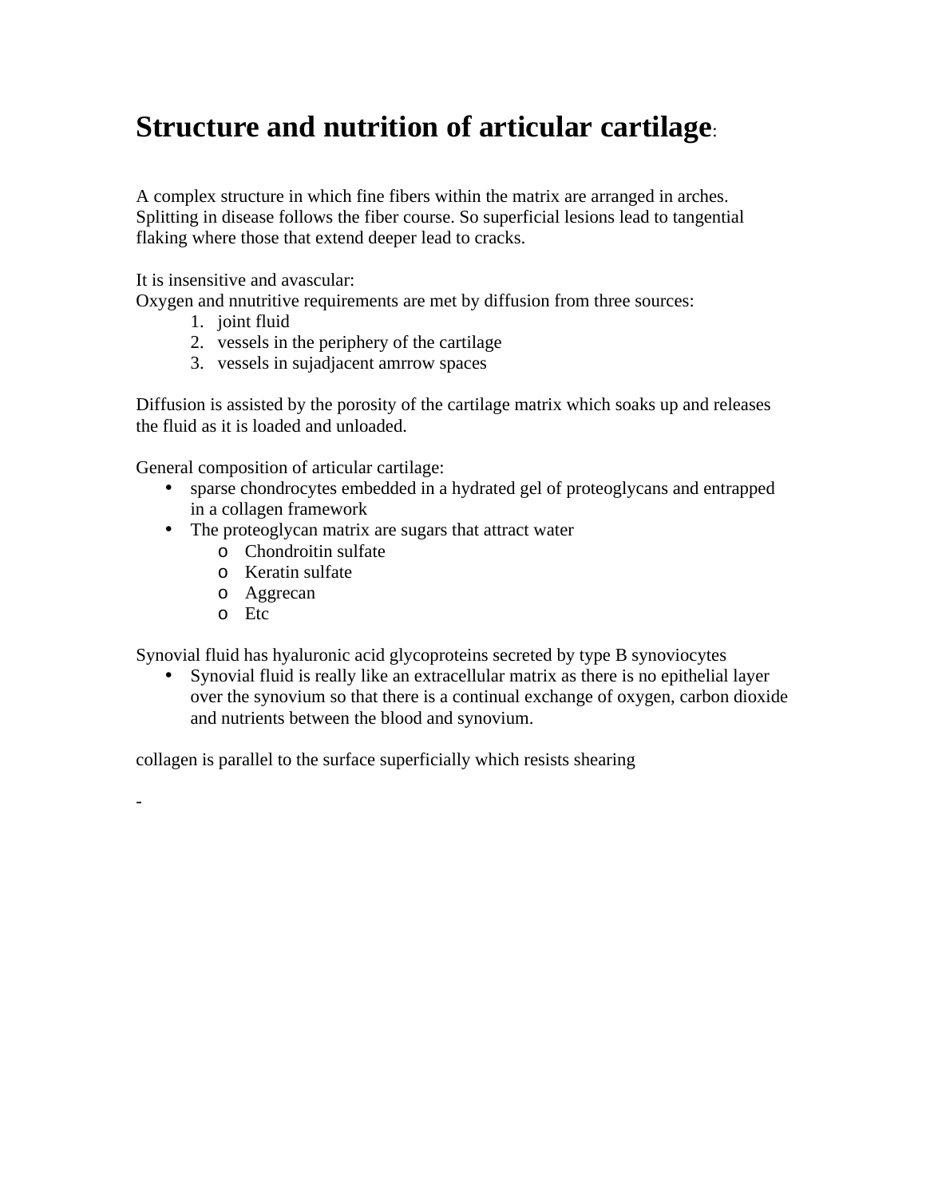# Structure and nutrition of articular cartilage:

A complex structure in which fine fibers within the matrix are arranged in arches. Splitting in disease follows the fiber course. So superficial lesions lead to tangential flaking where those that extend deeper lead to cracks.

It is insensitive and avascular:
Oxygen and nnutritive requirements are met by diffusion from three sources:

1. joint fluid
2. vessels in the periphery of the cartilage
3. vessels in sujadjacent amrrow spaces

Diffusion is assisted by the porosity of the cartilage matrix which soaks up and releases the fluid as it is loaded and unloaded.

General composition of articular cartilage:

- sparse chondrocytes embedded in a hydrated gel of proteoglycans and entrapped in a collagen framework
- The proteoglycan matrix are sugars that attract water
  - Chondroitin sulfate
  - Keratin sulfate
  - Aggrecan
  - Etc

Synovial fluid has hyaluronic acid glycoproteins secreted by type B synoviocytes

- Synovial fluid is really like an extracellular matrix as there is no epithelial layer over the synovium so that there is a continual exchange of oxygen, carbon dioxide and nutrients between the blood and synovium.

collagen is parallel to the surface superficially which resists shearing

-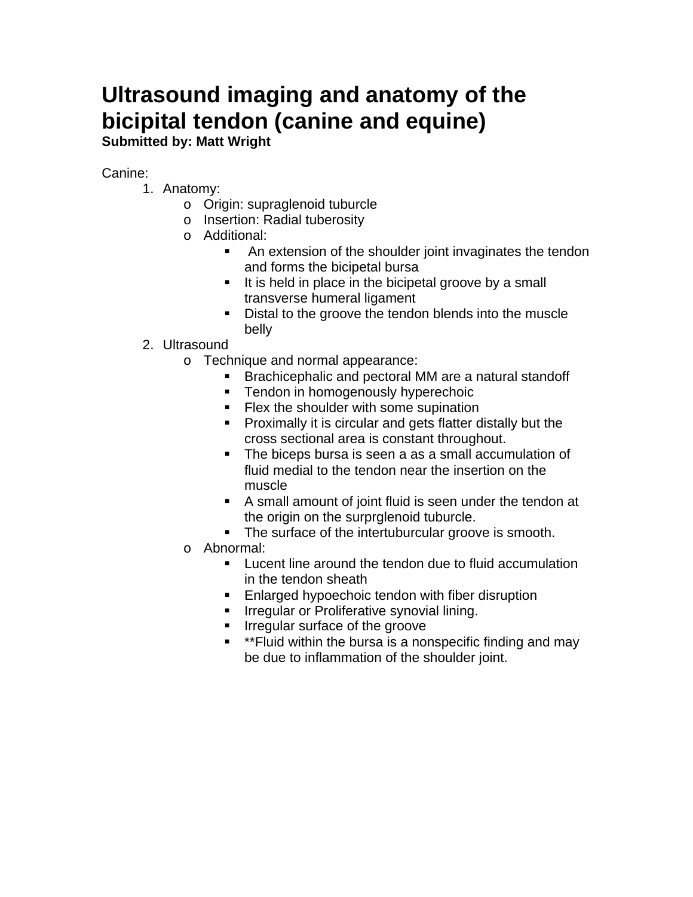# Ultrasound imaging and anatomy of the bicipital tendon (canine and equine)

**Submitted by: Matt Wright**

Canine:

1. Anatomy:
   - Origin: supraglenoid tuburcle
   - Insertion: Radial tuberosity
   - Additional:
     - An extension of the shoulder joint invaginates the tendon and forms the bicipetal bursa
     - It is held in place in the bicipetal groove by a small transverse humeral ligament
     - Distal to the groove the tendon blends into the muscle belly
2. Ultrasound
   - Technique and normal appearance:
     - Brachicephalic and pectoral MM are a natural standoff
     - Tendon in homogenously hyperechoic
     - Flex the shoulder with some supination
     - Proximally it is circular and gets flatter distally but the cross sectional area is constant throughout.
     - The biceps bursa is seen a as a small accumulation of fluid medial to the tendon near the insertion on the muscle
     - A small amount of joint fluid is seen under the tendon at the origin on the surprglenoid tuburcle.
     - The surface of the intertuburcular groove is smooth.
   - Abnormal:
     - Lucent line around the tendon due to fluid accumulation in the tendon sheath
     - Enlarged hypoechoic tendon with fiber disruption
     - Irregular or Proliferative synovial lining.
     - Irregular surface of the groove
     - **Fluid within the bursa is a nonspecific finding and may be due to inflammation of the shoulder joint.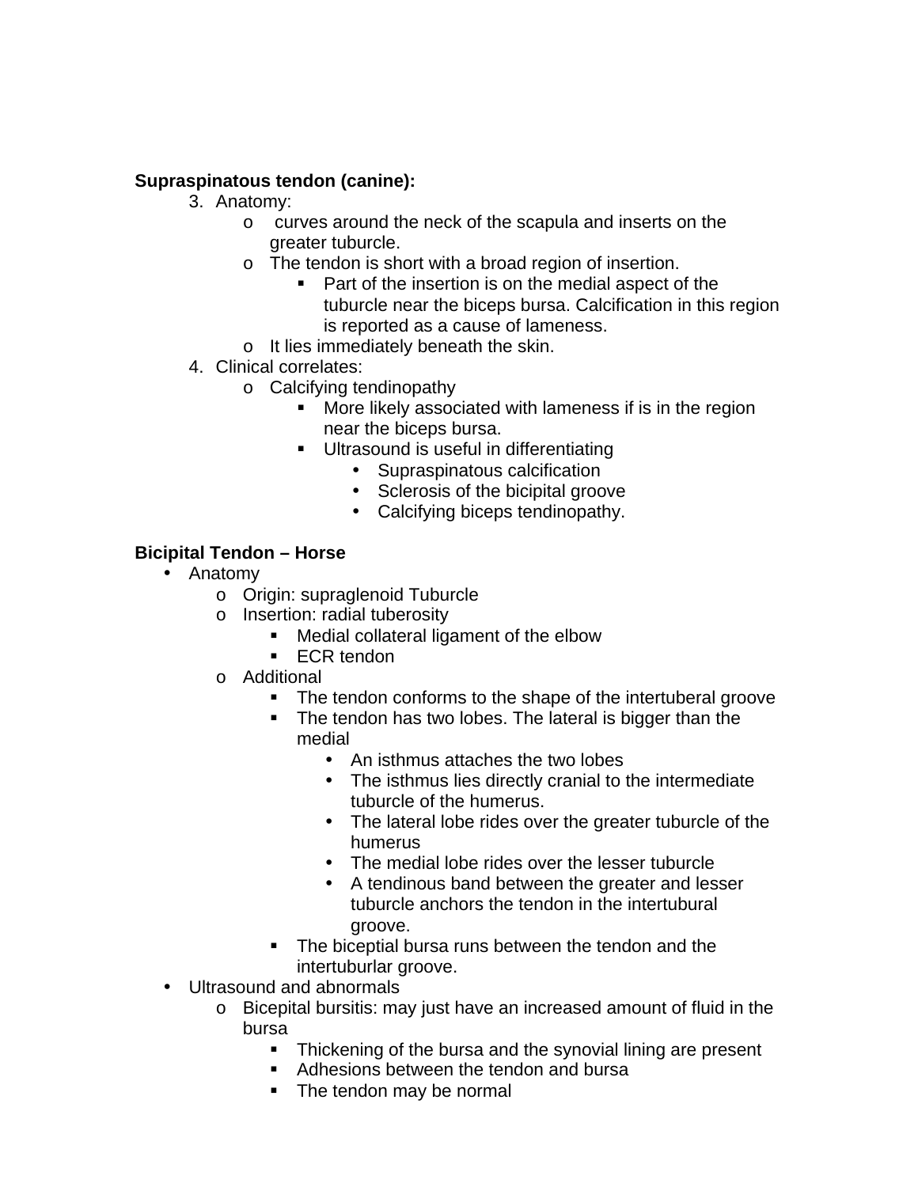**Supraspinatous tendon (canine):**

3. Anatomy:
   - curves around the neck of the scapula and inserts on the greater tuburcle.
   - The tendon is short with a broad region of insertion.
     - Part of the insertion is on the medial aspect of the tuburcle near the biceps bursa. Calcification in this region is reported as a cause of lameness.
   - It lies immediately beneath the skin.
4. Clinical correlates:
   - Calcifying tendinopathy
     - More likely associated with lameness if is in the region near the biceps bursa.
     - Ultrasound is useful in differentiating
       - Supraspinatous calcification
       - Sclerosis of the bicipital groove
       - Calcifying biceps tendinopathy.

**Bicipital Tendon – Horse**

- Anatomy
  - Origin: supraglenoid Tuburcle
  - Insertion: radial tuberosity
    - Medial collateral ligament of the elbow
    - ECR tendon
  - Additional
    - The tendon conforms to the shape of the intertuberal groove
    - The tendon has two lobes. The lateral is bigger than the medial
      - An isthmus attaches the two lobes
      - The isthmus lies directly cranial to the intermediate tuburcle of the humerus.
      - The lateral lobe rides over the greater tuburcle of the humerus
      - The medial lobe rides over the lesser tuburcle
      - A tendinous band between the greater and lesser tuburcle anchors the tendon in the intertubural groove.
    - The biceptial bursa runs between the tendon and the intertuburlar groove.
- Ultrasound and abnormals
  - Bicepital bursitis: may just have an increased amount of fluid in the bursa
    - Thickening of the bursa and the synovial lining are present
    - Adhesions between the tendon and bursa
    - The tendon may be normal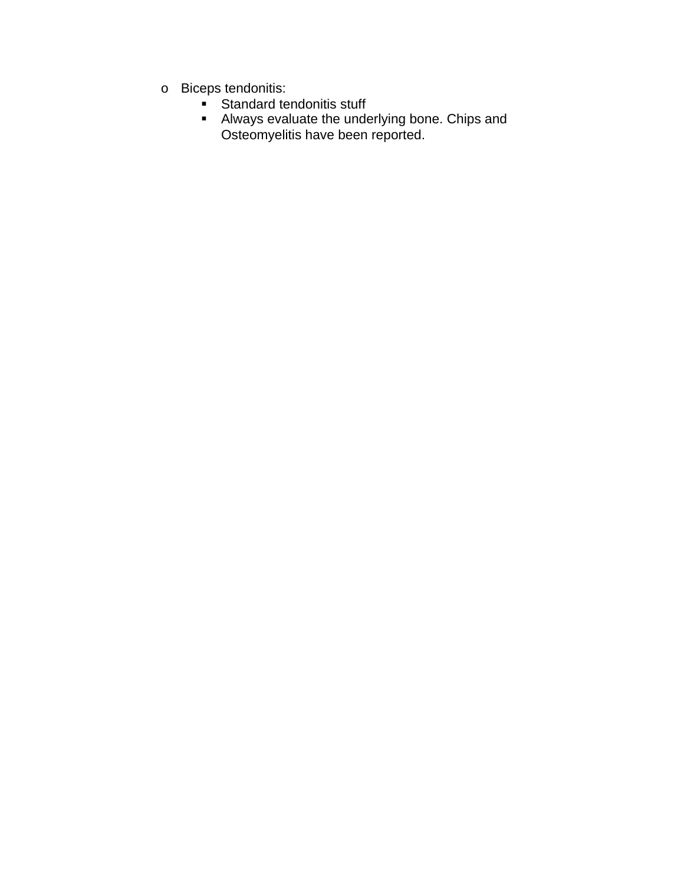- Biceps tendonitis:
  - Standard tendonitis stuff
  - Always evaluate the underlying bone. Chips and Osteomyelitis have been reported.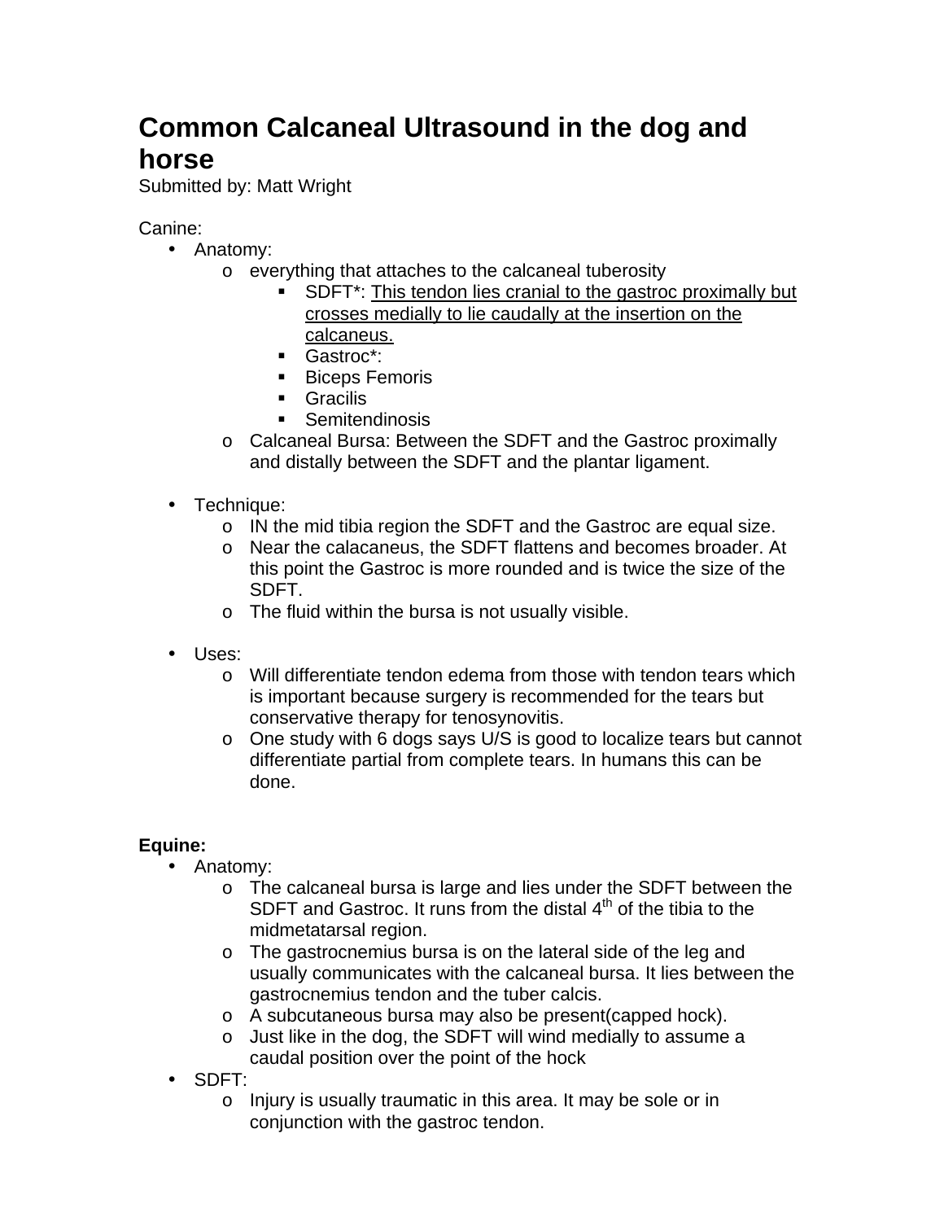# Common Calcaneal Ultrasound in the dog and horse

Submitted by: Matt Wright

Canine:

- Anatomy:
  - everything that attaches to the calcaneal tuberosity
    - SDFT*: <u>This tendon lies cranial to the gastroc proximally but crosses medially to lie caudally at the insertion on the calcaneus.</u>
    - Gastroc*:
    - Biceps Femoris
    - Gracilis
    - Semitendinosis
  - Calcaneal Bursa: Between the SDFT and the Gastroc proximally and distally between the SDFT and the plantar ligament.

- Technique:
  - IN the mid tibia region the SDFT and the Gastroc are equal size.
  - Near the calacaneus, the SDFT flattens and becomes broader. At this point the Gastroc is more rounded and is twice the size of the SDFT.
  - The fluid within the bursa is not usually visible.

- Uses:
  - Will differentiate tendon edema from those with tendon tears which is important because surgery is recommended for the tears but conservative therapy for tenosynovitis.
  - One study with 6 dogs says U/S is good to localize tears but cannot differentiate partial from complete tears. In humans this can be done.

**Equine:**

- Anatomy:
  - The calcaneal bursa is large and lies under the SDFT between the SDFT and Gastroc. It runs from the distal 4th of the tibia to the midmetatarsal region.
  - The gastrocnemius bursa is on the lateral side of the leg and usually communicates with the calcaneal bursa. It lies between the gastrocnemius tendon and the tuber calcis.
  - A subcutaneous bursa may also be present(capped hock).
  - Just like in the dog, the SDFT will wind medially to assume a caudal position over the point of the hock
- SDFT:
  - Injury is usually traumatic in this area. It may be sole or in conjunction with the gastroc tendon.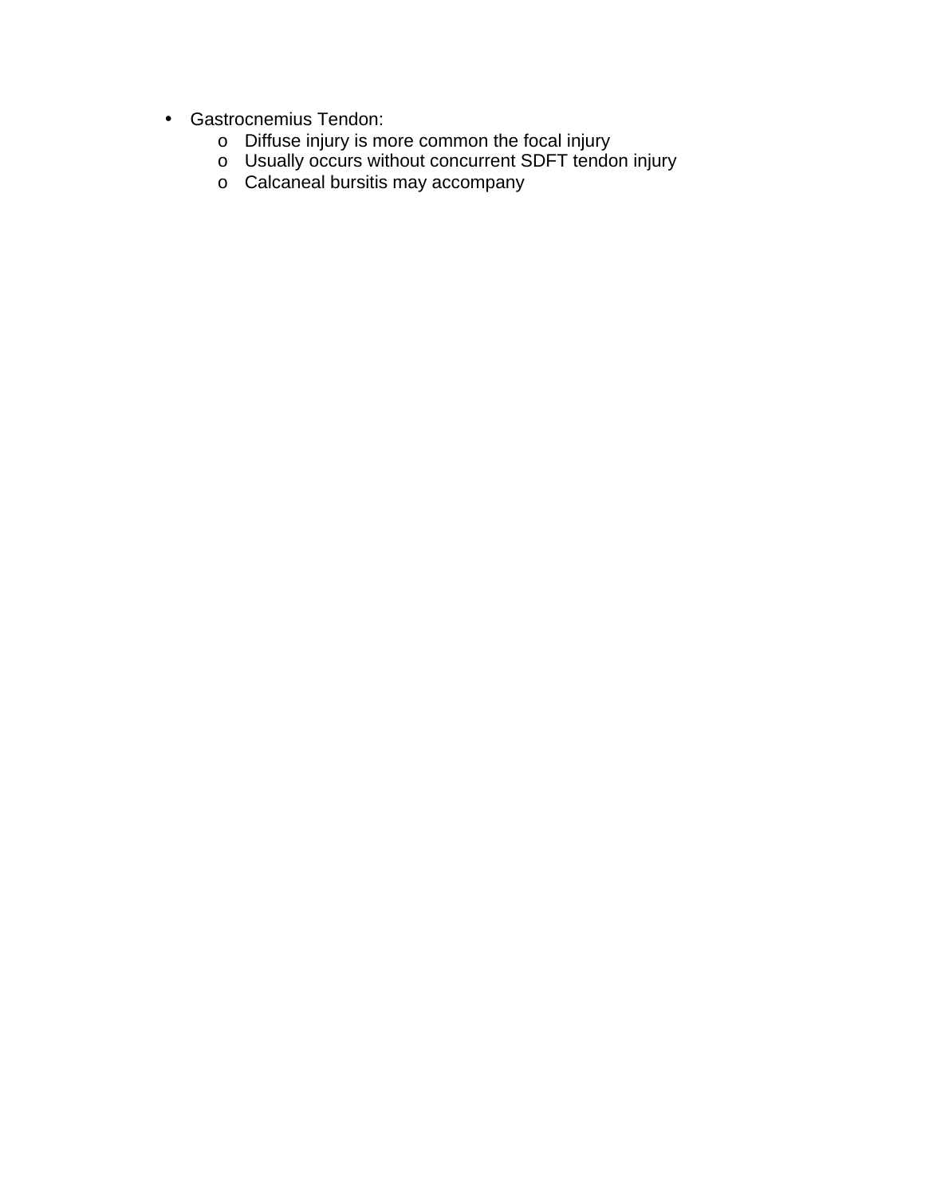- Gastrocnemius Tendon:
    - Diffuse injury is more common the focal injury
    - Usually occurs without concurrent SDFT tendon injury
    - Calcaneal bursitis may accompany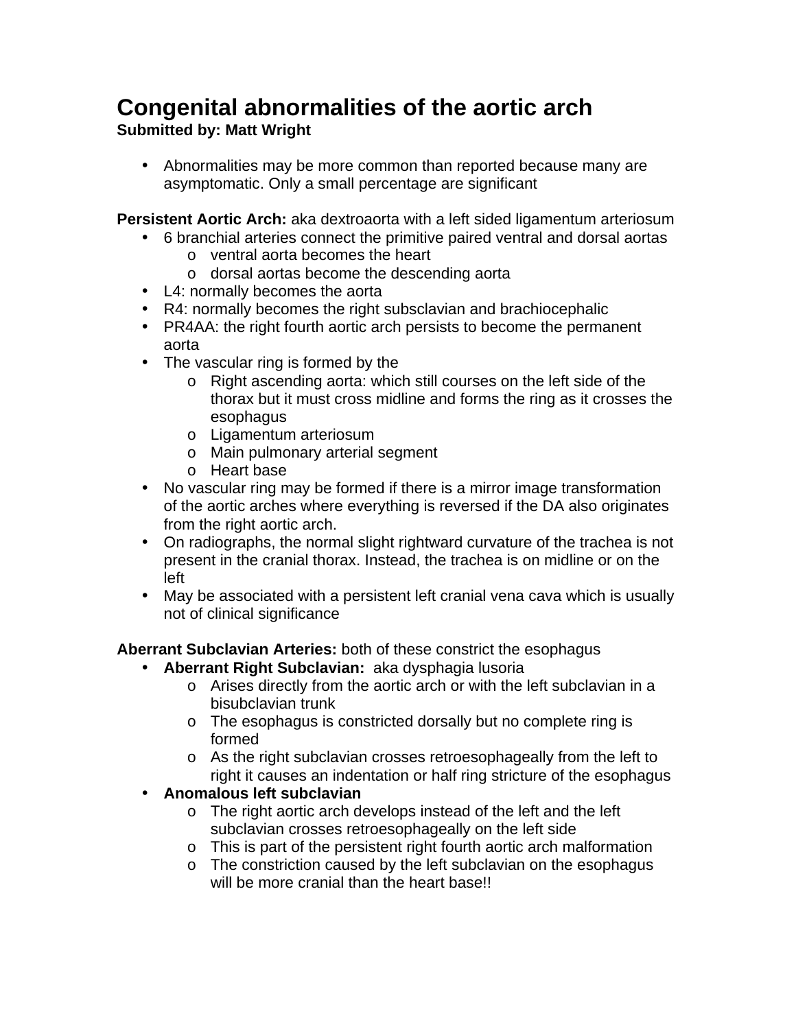# Congenital abnormalities of the aortic arch

**Submitted by: Matt Wright**

- Abnormalities may be more common than reported because many are asymptomatic. Only a small percentage are significant

**Persistent Aortic Arch:** aka dextroaorta with a left sided ligamentum arteriosum

- 6 branchial arteries connect the primitive paired ventral and dorsal aortas
  - ventral aorta becomes the heart
  - dorsal aortas become the descending aorta
- L4: normally becomes the aorta
- R4: normally becomes the right subsclavian and brachiocephalic
- PR4AA: the right fourth aortic arch persists to become the permanent aorta
- The vascular ring is formed by the
  - Right ascending aorta: which still courses on the left side of the thorax but it must cross midline and forms the ring as it crosses the esophagus
  - Ligamentum arteriosum
  - Main pulmonary arterial segment
  - Heart base
- No vascular ring may be formed if there is a mirror image transformation of the aortic arches where everything is reversed if the DA also originates from the right aortic arch.
- On radiographs, the normal slight rightward curvature of the trachea is not present in the cranial thorax. Instead, the trachea is on midline or on the left
- May be associated with a persistent left cranial vena cava which is usually not of clinical significance

**Aberrant Subclavian Arteries:** both of these constrict the esophagus

- **Aberrant Right Subclavian:** aka dysphagia lusoria
  - Arises directly from the aortic arch or with the left subclavian in a bisubclavian trunk
  - The esophagus is constricted dorsally but no complete ring is formed
  - As the right subclavian crosses retroesophageally from the left to right it causes an indentation or half ring stricture of the esophagus
- **Anomalous left subclavian**
  - The right aortic arch develops instead of the left and the left subclavian crosses retroesophageally on the left side
  - This is part of the persistent right fourth aortic arch malformation
  - The constriction caused by the left subclavian on the esophagus will be more cranial than the heart base!!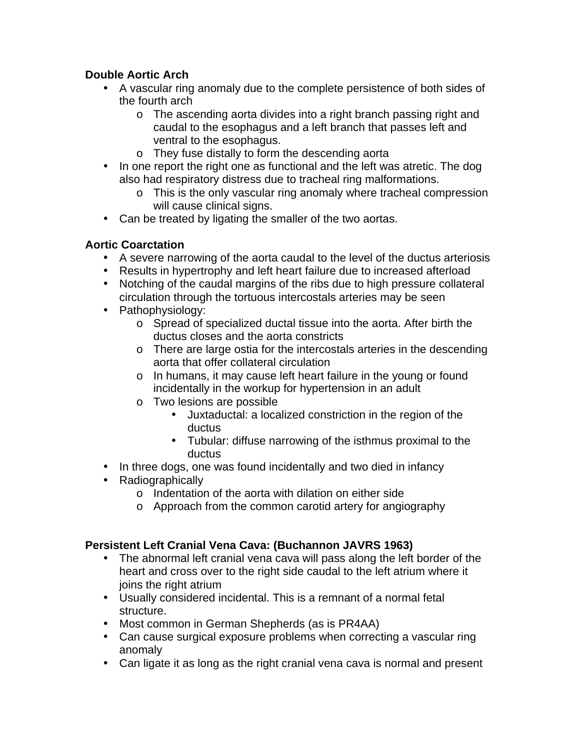**Double Aortic Arch**

- A vascular ring anomaly due to the complete persistence of both sides of the fourth arch
  - The ascending aorta divides into a right branch passing right and caudal to the esophagus and a left branch that passes left and ventral to the esophagus.
  - They fuse distally to form the descending aorta
- In one report the right one as functional and the left was atretic. The dog also had respiratory distress due to tracheal ring malformations.
  - This is the only vascular ring anomaly where tracheal compression will cause clinical signs.
- Can be treated by ligating the smaller of the two aortas.

**Aortic Coarctation**

- A severe narrowing of the aorta caudal to the level of the ductus arteriosis
- Results in hypertrophy and left heart failure due to increased afterload
- Notching of the caudal margins of the ribs due to high pressure collateral circulation through the tortuous intercostals arteries may be seen
- Pathophysiology:
  - Spread of specialized ductal tissue into the aorta. After birth the ductus closes and the aorta constricts
  - There are large ostia for the intercostals arteries in the descending aorta that offer collateral circulation
  - In humans, it may cause left heart failure in the young or found incidentally in the workup for hypertension in an adult
  - Two lesions are possible
    - Juxtaductal: a localized constriction in the region of the ductus
    - Tubular: diffuse narrowing of the isthmus proximal to the ductus
- In three dogs, one was found incidentally and two died in infancy
- Radiographically
  - Indentation of the aorta with dilation on either side
  - Approach from the common carotid artery for angiography

**Persistent Left Cranial Vena Cava: (Buchannon JAVRS 1963)**

- The abnormal left cranial vena cava will pass along the left border of the heart and cross over to the right side caudal to the left atrium where it joins the right atrium
- Usually considered incidental. This is a remnant of a normal fetal structure.
- Most common in German Shepherds (as is PR4AA)
- Can cause surgical exposure problems when correcting a vascular ring anomaly
- Can ligate it as long as the right cranial vena cava is normal and present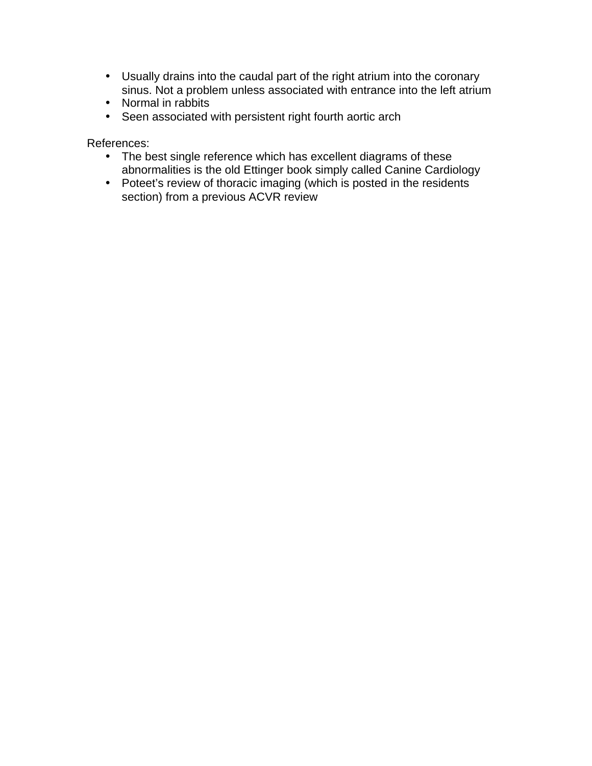- Usually drains into the caudal part of the right atrium into the coronary sinus. Not a problem unless associated with entrance into the left atrium
- Normal in rabbits
- Seen associated with persistent right fourth aortic arch

References:

- The best single reference which has excellent diagrams of these abnormalities is the old Ettinger book simply called Canine Cardiology
- Poteet's review of thoracic imaging (which is posted in the residents section) from a previous ACVR review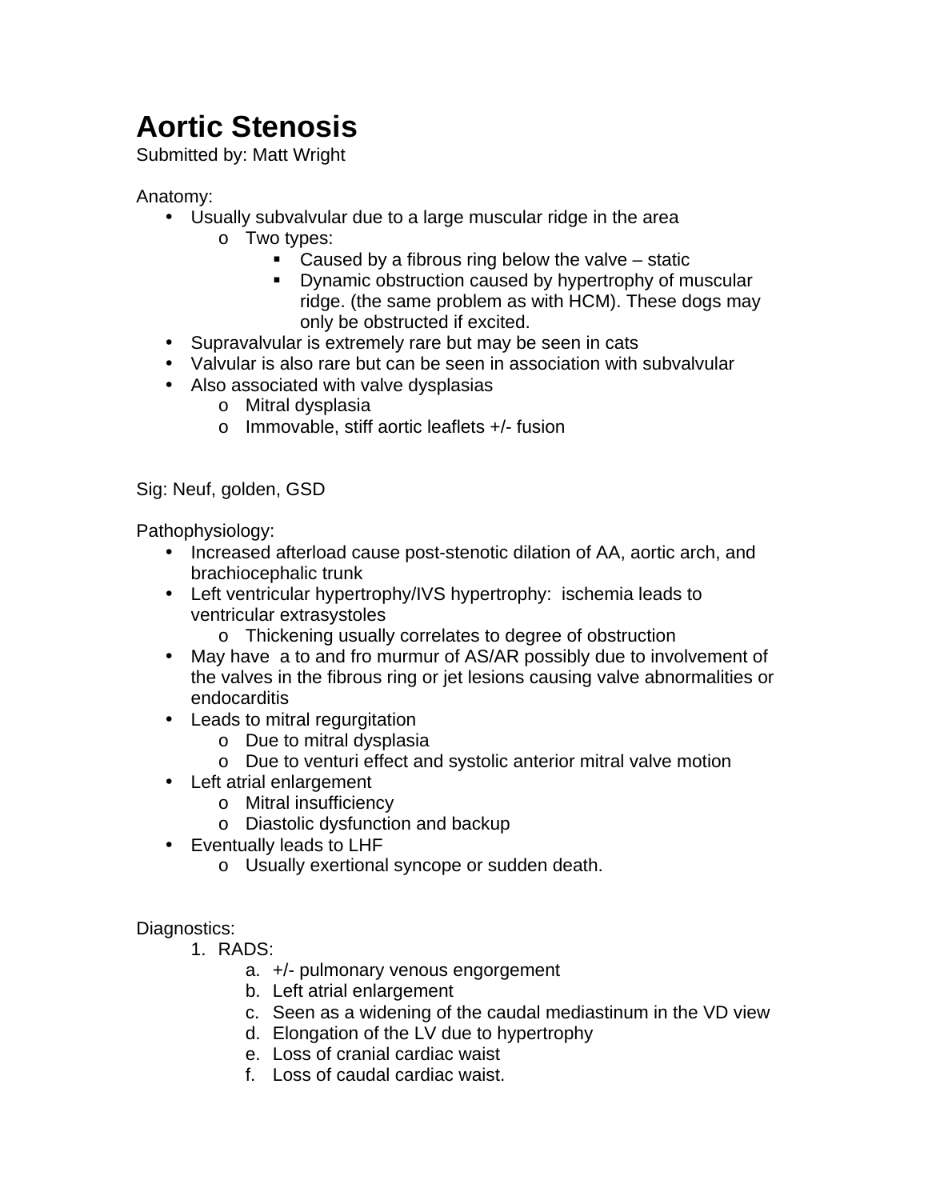# Aortic Stenosis

Submitted by: Matt Wright

Anatomy:

- Usually subvalvular due to a large muscular ridge in the area
  - Two types:
    - Caused by a fibrous ring below the valve – static
    - Dynamic obstruction caused by hypertrophy of muscular ridge. (the same problem as with HCM). These dogs may only be obstructed if excited.
- Supravalvular is extremely rare but may be seen in cats
- Valvular is also rare but can be seen in association with subvalvular
- Also associated with valve dysplasias
  - Mitral dysplasia
  - Immovable, stiff aortic leaflets +/- fusion

Sig: Neuf, golden, GSD

Pathophysiology:

- Increased afterload cause post-stenotic dilation of AA, aortic arch, and brachiocephalic trunk
- Left ventricular hypertrophy/IVS hypertrophy: ischemia leads to ventricular extrasystoles
  - Thickening usually correlates to degree of obstruction
- May have a to and fro murmur of AS/AR possibly due to involvement of the valves in the fibrous ring or jet lesions causing valve abnormalities or endocarditis
- Leads to mitral regurgitation
  - Due to mitral dysplasia
  - Due to venturi effect and systolic anterior mitral valve motion
- Left atrial enlargement
  - Mitral insufficiency
  - Diastolic dysfunction and backup
- Eventually leads to LHF
  - Usually exertional syncope or sudden death.

Diagnostics:

1. RADS:
   a. +/- pulmonary venous engorgement
   b. Left atrial enlargement
   c. Seen as a widening of the caudal mediastinum in the VD view
   d. Elongation of the LV due to hypertrophy
   e. Loss of cranial cardiac waist
   f. Loss of caudal cardiac waist.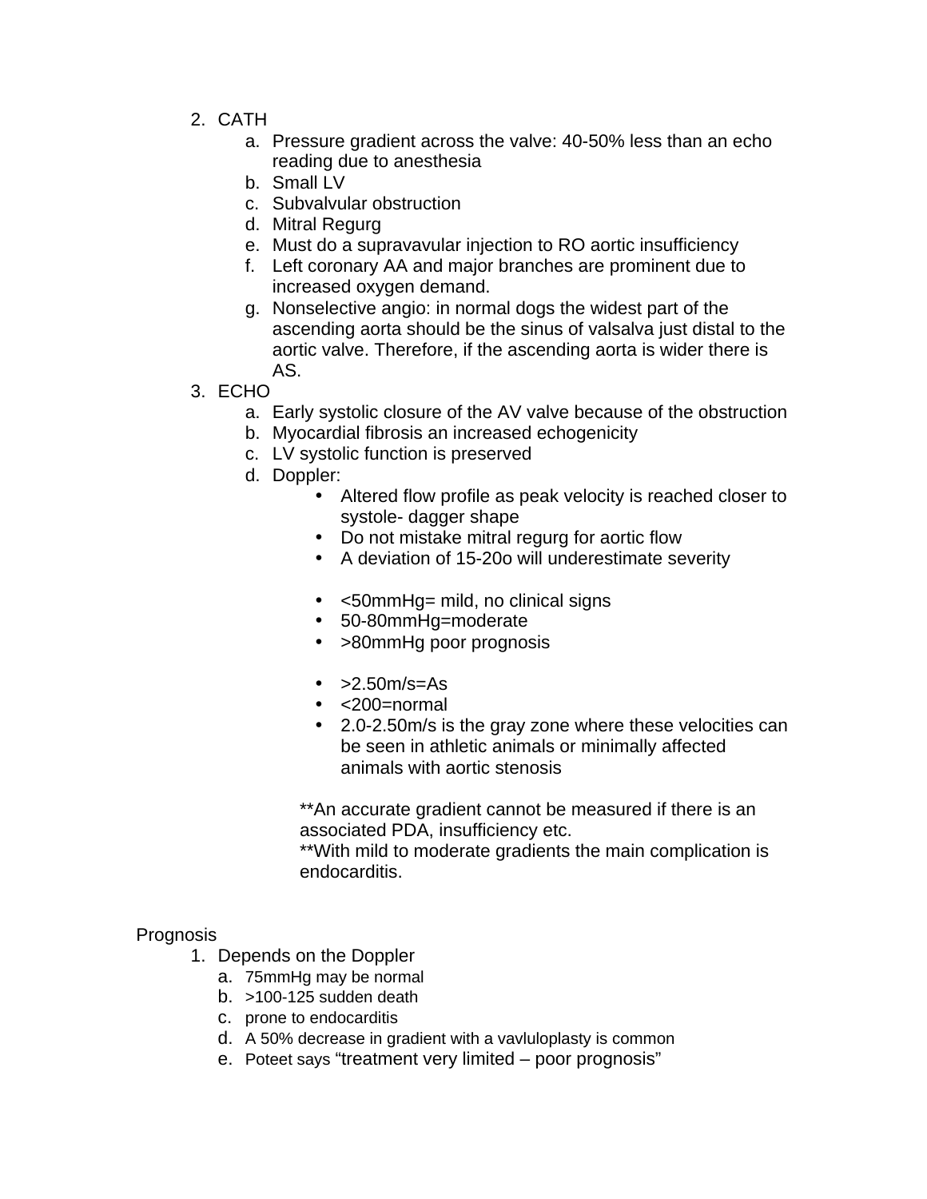2. CATH
    a. Pressure gradient across the valve: 40-50% less than an echo reading due to anesthesia
    b. Small LV
    c. Subvalvular obstruction
    d. Mitral Regurg
    e. Must do a supravavular injection to RO aortic insufficiency
    f. Left coronary AA and major branches are prominent due to increased oxygen demand.
    g. Nonselective angio: in normal dogs the widest part of the ascending aorta should be the sinus of valsalva just distal to the aortic valve. Therefore, if the ascending aorta is wider there is AS.
3. ECHO
    a. Early systolic closure of the AV valve because of the obstruction
    b. Myocardial fibrosis an increased echogenicity
    c. LV systolic function is preserved
    d. Doppler:
        - Altered flow profile as peak velocity is reached closer to systole- dagger shape
        - Do not mistake mitral regurg for aortic flow
        - A deviation of 15-20o will underestimate severity

        - <50mmHg= mild, no clinical signs
        - 50-80mmHg=moderate
        - >80mmHg poor prognosis

        - >2.50m/s=As
        - <200=normal
        - 2.0-2.50m/s is the gray zone where these velocities can be seen in athletic animals or minimally affected animals with aortic stenosis

    **An accurate gradient cannot be measured if there is an associated PDA, insufficiency etc.
    **With mild to moderate gradients the main complication is endocarditis.

Prognosis

1. Depends on the Doppler
    a. 75mmHg may be normal
    b. >100-125 sudden death
    c. prone to endocarditis
    d. A 50% decrease in gradient with a vavluloplasty is common
    e. Poteet says "treatment very limited – poor prognosis"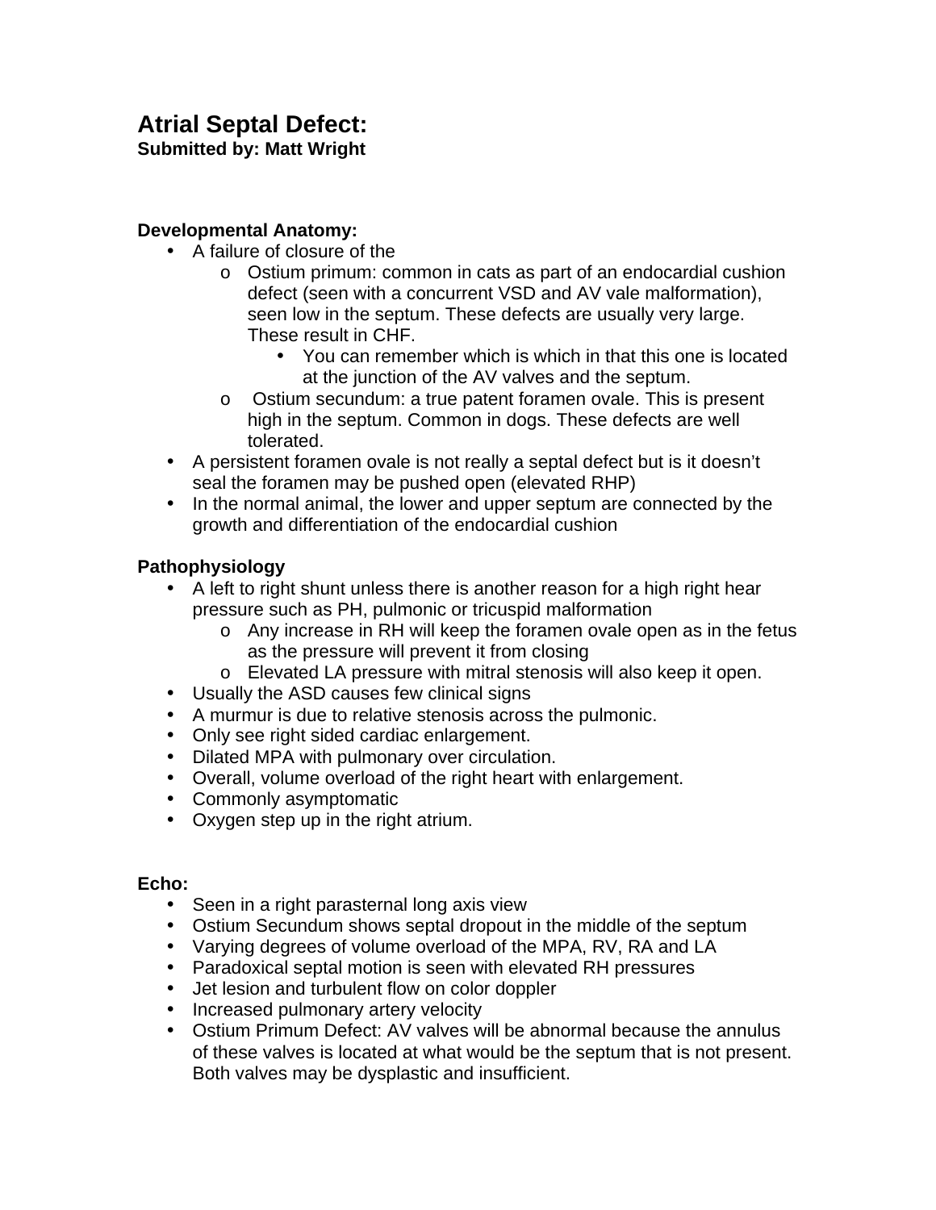# Atrial Septal Defect:

**Submitted by: Matt Wright**

**Developmental Anatomy:**

- A failure of closure of the
  - Ostium primum: common in cats as part of an endocardial cushion defect (seen with a concurrent VSD and AV vale malformation), seen low in the septum. These defects are usually very large. These result in CHF.
    - You can remember which is which in that this one is located at the junction of the AV valves and the septum.
  - Ostium secundum: a true patent foramen ovale. This is present high in the septum. Common in dogs. These defects are well tolerated.
- A persistent foramen ovale is not really a septal defect but is it doesn't seal the foramen may be pushed open (elevated RHP)
- In the normal animal, the lower and upper septum are connected by the growth and differentiation of the endocardial cushion

**Pathophysiology**

- A left to right shunt unless there is another reason for a high right hear pressure such as PH, pulmonic or tricuspid malformation
  - Any increase in RH will keep the foramen ovale open as in the fetus as the pressure will prevent it from closing
  - Elevated LA pressure with mitral stenosis will also keep it open.
- Usually the ASD causes few clinical signs
- A murmur is due to relative stenosis across the pulmonic.
- Only see right sided cardiac enlargement.
- Dilated MPA with pulmonary over circulation.
- Overall, volume overload of the right heart with enlargement.
- Commonly asymptomatic
- Oxygen step up in the right atrium.

**Echo:**

- Seen in a right parasternal long axis view
- Ostium Secundum shows septal dropout in the middle of the septum
- Varying degrees of volume overload of the MPA, RV, RA and LA
- Paradoxical septal motion is seen with elevated RH pressures
- Jet lesion and turbulent flow on color doppler
- Increased pulmonary artery velocity
- Ostium Primum Defect: AV valves will be abnormal because the annulus of these valves is located at what would be the septum that is not present. Both valves may be dysplastic and insufficient.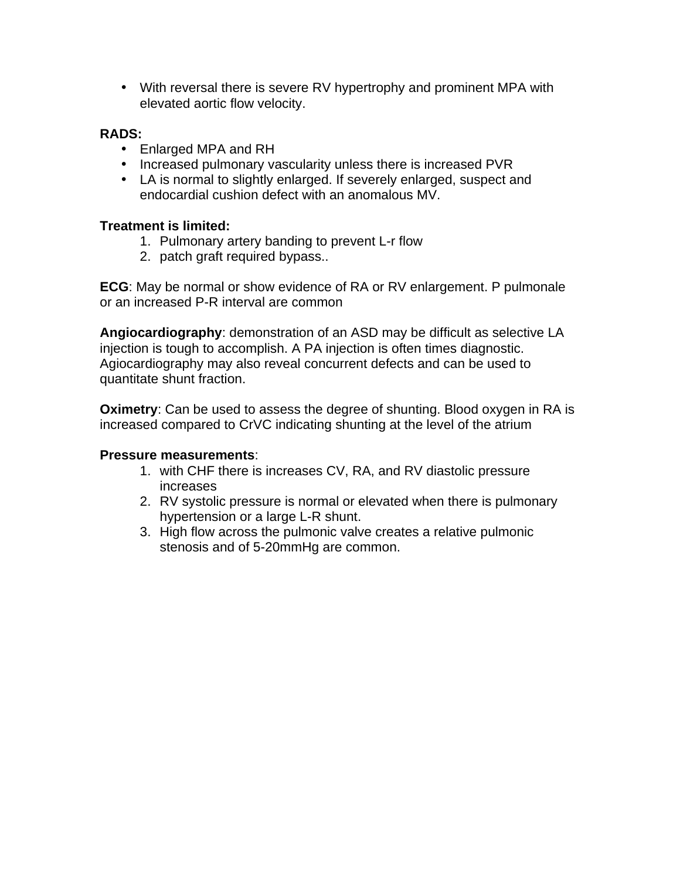- With reversal there is severe RV hypertrophy and prominent MPA with elevated aortic flow velocity.

**RADS:**
- Enlarged MPA and RH
- Increased pulmonary vascularity unless there is increased PVR
- LA is normal to slightly enlarged. If severely enlarged, suspect and endocardial cushion defect with an anomalous MV.

**Treatment is limited:**
1. Pulmonary artery banding to prevent L-r flow
2. patch graft required bypass..

**ECG**: May be normal or show evidence of RA or RV enlargement. P pulmonale or an increased P-R interval are common

**Angiocardiography**: demonstration of an ASD may be difficult as selective LA injection is tough to accomplish. A PA injection is often times diagnostic. Agiocardiography may also reveal concurrent defects and can be used to quantitate shunt fraction.

**Oximetry**: Can be used to assess the degree of shunting. Blood oxygen in RA is increased compared to CrVC indicating shunting at the level of the atrium

**Pressure measurements**:
1. with CHF there is increases CV, RA, and RV diastolic pressure increases
2. RV systolic pressure is normal or elevated when there is pulmonary hypertension or a large L-R shunt.
3. High flow across the pulmonic valve creates a relative pulmonic stenosis and of 5-20mmHg are common.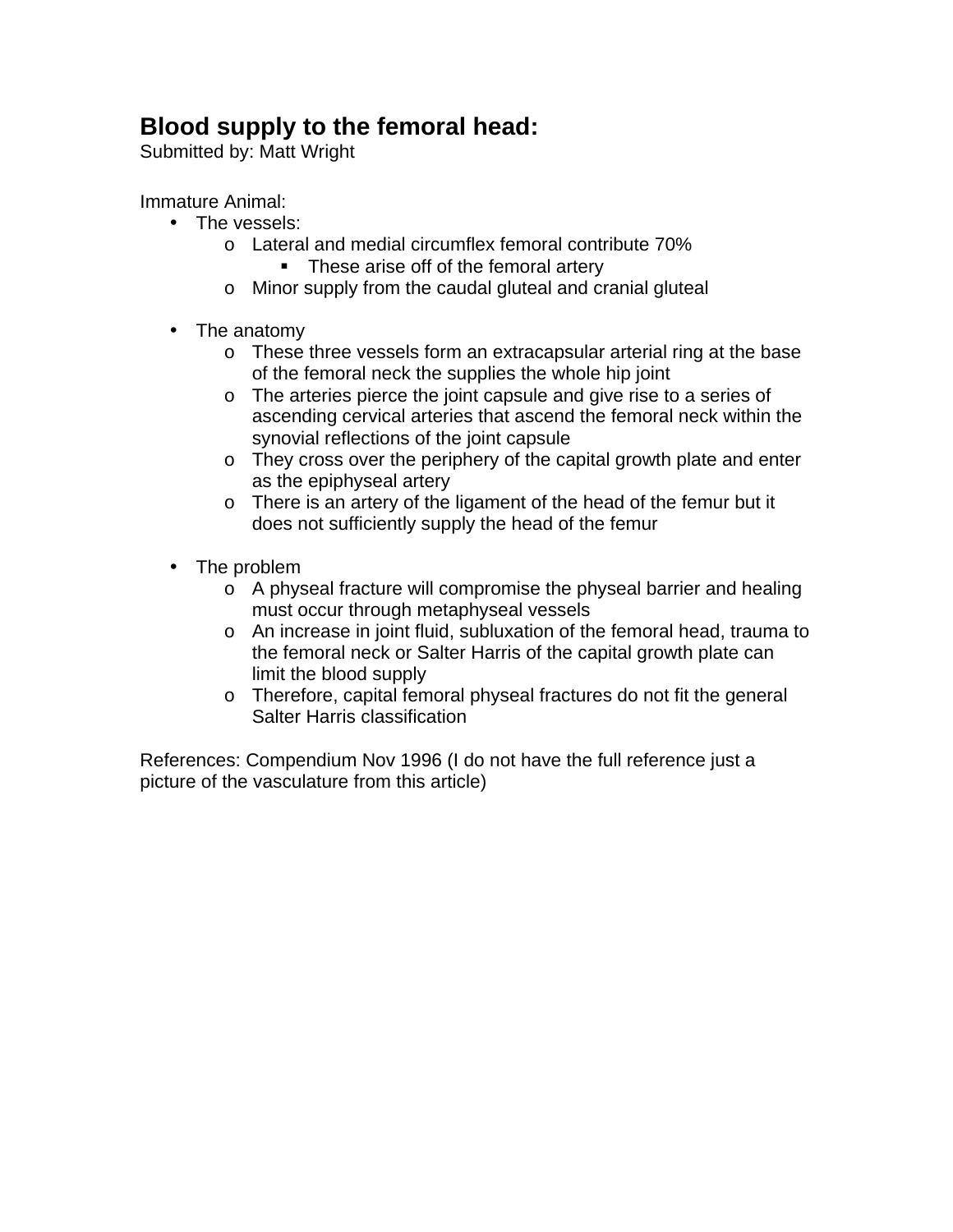# Blood supply to the femoral head:

Submitted by: Matt Wright

Immature Animal:

- The vessels:
  - Lateral and medial circumflex femoral contribute 70%
    - These arise off of the femoral artery
  - Minor supply from the caudal gluteal and cranial gluteal

- The anatomy
  - These three vessels form an extracapsular arterial ring at the base of the femoral neck the supplies the whole hip joint
  - The arteries pierce the joint capsule and give rise to a series of ascending cervical arteries that ascend the femoral neck within the synovial reflections of the joint capsule
  - They cross over the periphery of the capital growth plate and enter as the epiphyseal artery
  - There is an artery of the ligament of the head of the femur but it does not sufficiently supply the head of the femur

- The problem
  - A physeal fracture will compromise the physeal barrier and healing must occur through metaphyseal vessels
  - An increase in joint fluid, subluxation of the femoral head, trauma to the femoral neck or Salter Harris of the capital growth plate can limit the blood supply
  - Therefore, capital femoral physeal fractures do not fit the general Salter Harris classification

References: Compendium Nov 1996 (I do not have the full reference just a picture of the vasculature from this article)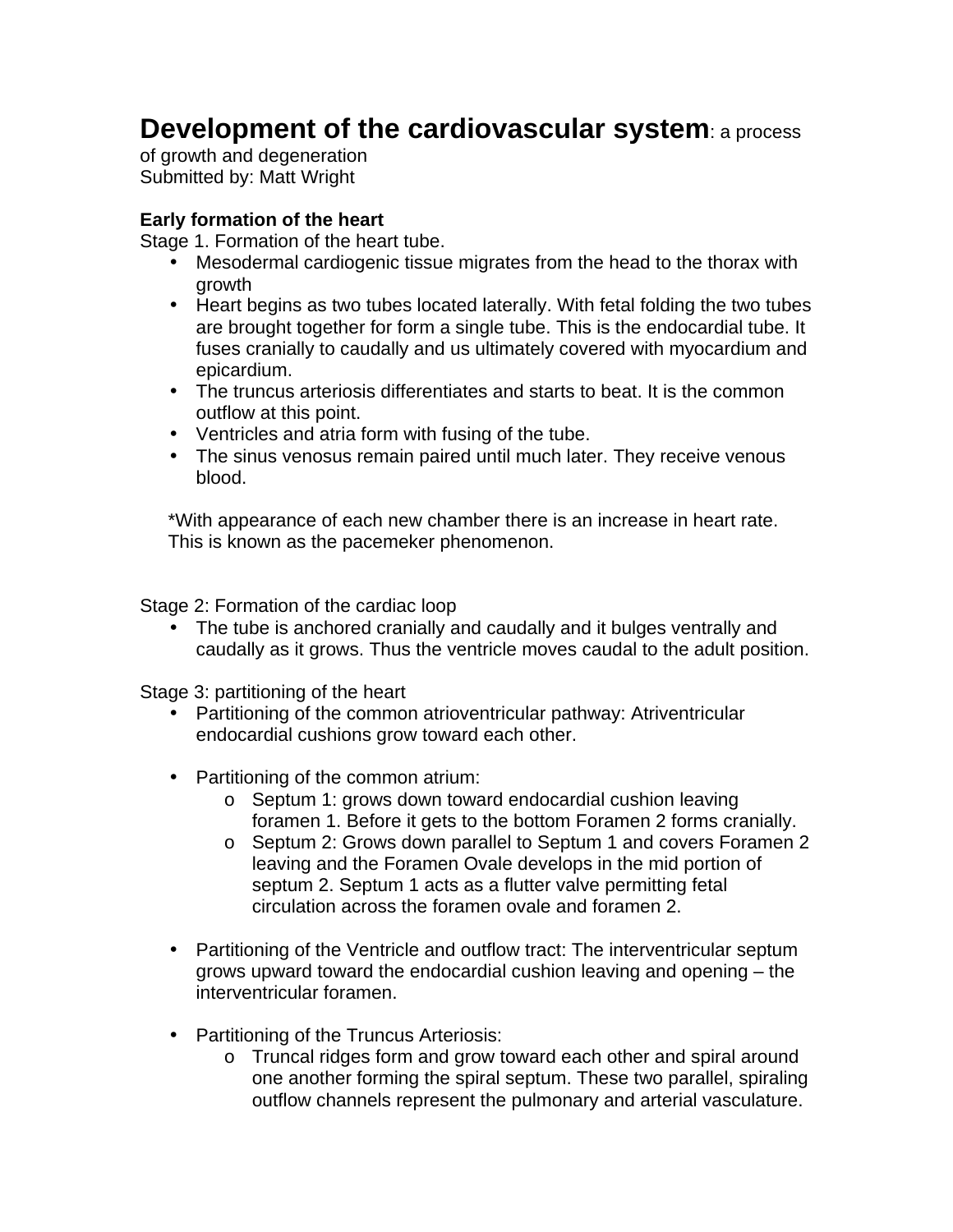# **Development of the cardiovascular system**: a process of growth and degeneration

Submitted by: Matt Wright

**Early formation of the heart**

Stage 1. Formation of the heart tube.

- Mesodermal cardiogenic tissue migrates from the head to the thorax with growth
- Heart begins as two tubes located laterally. With fetal folding the two tubes are brought together for form a single tube. This is the endocardial tube. It fuses cranially to caudally and us ultimately covered with myocardium and epicardium.
- The truncus arteriosis differentiates and starts to beat. It is the common outflow at this point.
- Ventricles and atria form with fusing of the tube.
- The sinus venosus remain paired until much later. They receive venous blood.

*With appearance of each new chamber there is an increase in heart rate. This is known as the pacemeker phenomenon.

Stage 2: Formation of the cardiac loop

- The tube is anchored cranially and caudally and it bulges ventrally and caudally as it grows. Thus the ventricle moves caudal to the adult position.

Stage 3: partitioning of the heart

- Partitioning of the common atrioventricular pathway: Atriventricular endocardial cushions grow toward each other.

- Partitioning of the common atrium:
  - Septum 1: grows down toward endocardial cushion leaving foramen 1. Before it gets to the bottom Foramen 2 forms cranially.
  - Septum 2: Grows down parallel to Septum 1 and covers Foramen 2 leaving and the Foramen Ovale develops in the mid portion of septum 2. Septum 1 acts as a flutter valve permitting fetal circulation across the foramen ovale and foramen 2.

- Partitioning of the Ventricle and outflow tract: The interventricular septum grows upward toward the endocardial cushion leaving and opening – the interventricular foramen.

- Partitioning of the Truncus Arteriosis:
  - Truncal ridges form and grow toward each other and spiral around one another forming the spiral septum. These two parallel, spiraling outflow channels represent the pulmonary and arterial vasculature.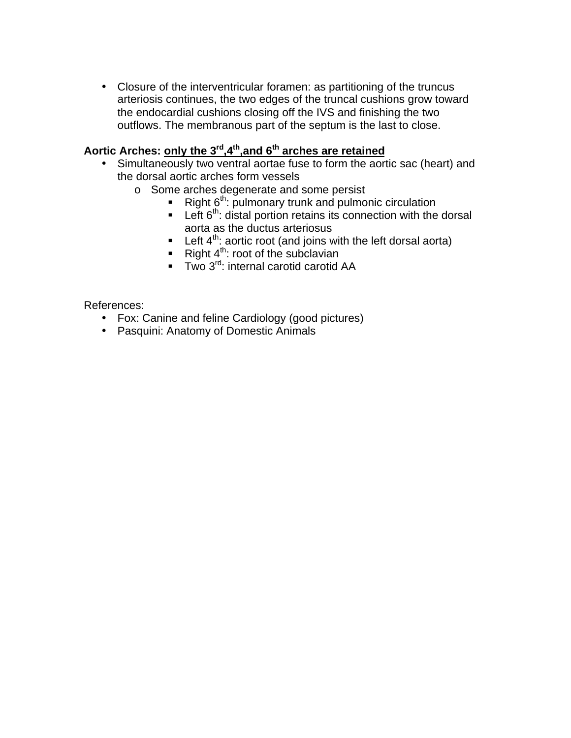- Closure of the interventricular foramen: as partitioning of the truncus arteriosis continues, the two edges of the truncal cushions grow toward the endocardial cushions closing off the IVS and finishing the two outflows. The membranous part of the septum is the last to close.

**Aortic Arches: <u>only the 3rd,4th,and 6th arches are retained</u>**

- Simultaneously two ventral aortae fuse to form the aortic sac (heart) and the dorsal aortic arches form vessels
  - Some arches degenerate and some persist
    - Right 6th: pulmonary trunk and pulmonic circulation
    - Left 6th: distal portion retains its connection with the dorsal aorta as the ductus arteriosus
    - Left 4th: aortic root (and joins with the left dorsal aorta)
    - Right 4th: root of the subclavian
    - Two 3rd: internal carotid carotid AA

References:

- Fox: Canine and feline Cardiology (good pictures)
- Pasquini: Anatomy of Domestic Animals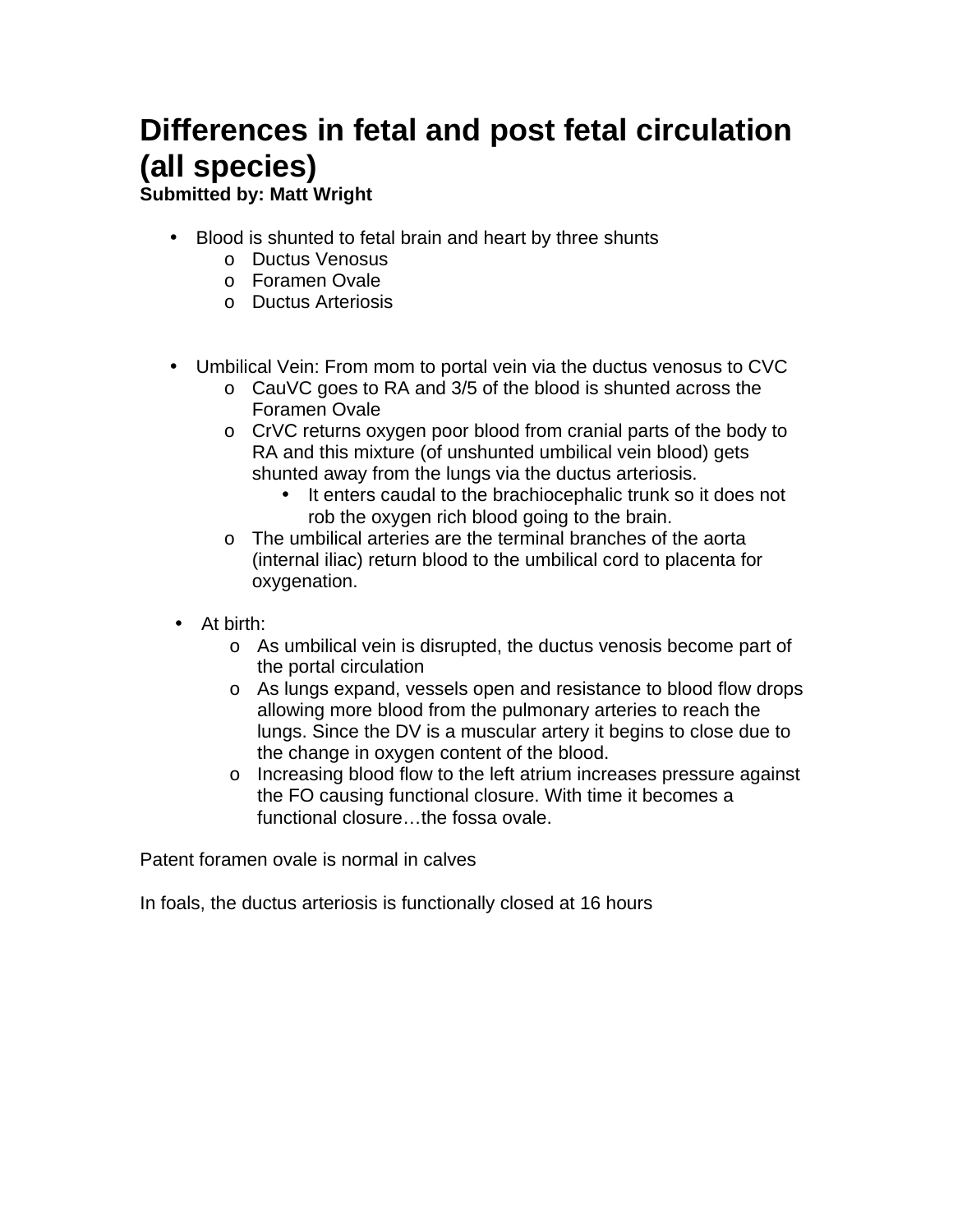# Differences in fetal and post fetal circulation (all species)

**Submitted by: Matt Wright**

- Blood is shunted to fetal brain and heart by three shunts
  - Ductus Venosus
  - Foramen Ovale
  - Ductus Arteriosis

- Umbilical Vein: From mom to portal vein via the ductus venosus to CVC
  - CauVC goes to RA and 3/5 of the blood is shunted across the Foramen Ovale
  - CrVC returns oxygen poor blood from cranial parts of the body to RA and this mixture (of unshunted umbilical vein blood) gets shunted away from the lungs via the ductus arteriosis.
    - It enters caudal to the brachiocephalic trunk so it does not rob the oxygen rich blood going to the brain.
  - The umbilical arteries are the terminal branches of the aorta (internal iliac) return blood to the umbilical cord to placenta for oxygenation.

- At birth:
  - As umbilical vein is disrupted, the ductus venosis become part of the portal circulation
  - As lungs expand, vessels open and resistance to blood flow drops allowing more blood from the pulmonary arteries to reach the lungs. Since the DV is a muscular artery it begins to close due to the change in oxygen content of the blood.
  - Increasing blood flow to the left atrium increases pressure against the FO causing functional closure. With time it becomes a functional closure…the fossa ovale.

Patent foramen ovale is normal in calves

In foals, the ductus arteriosis is functionally closed at 16 hours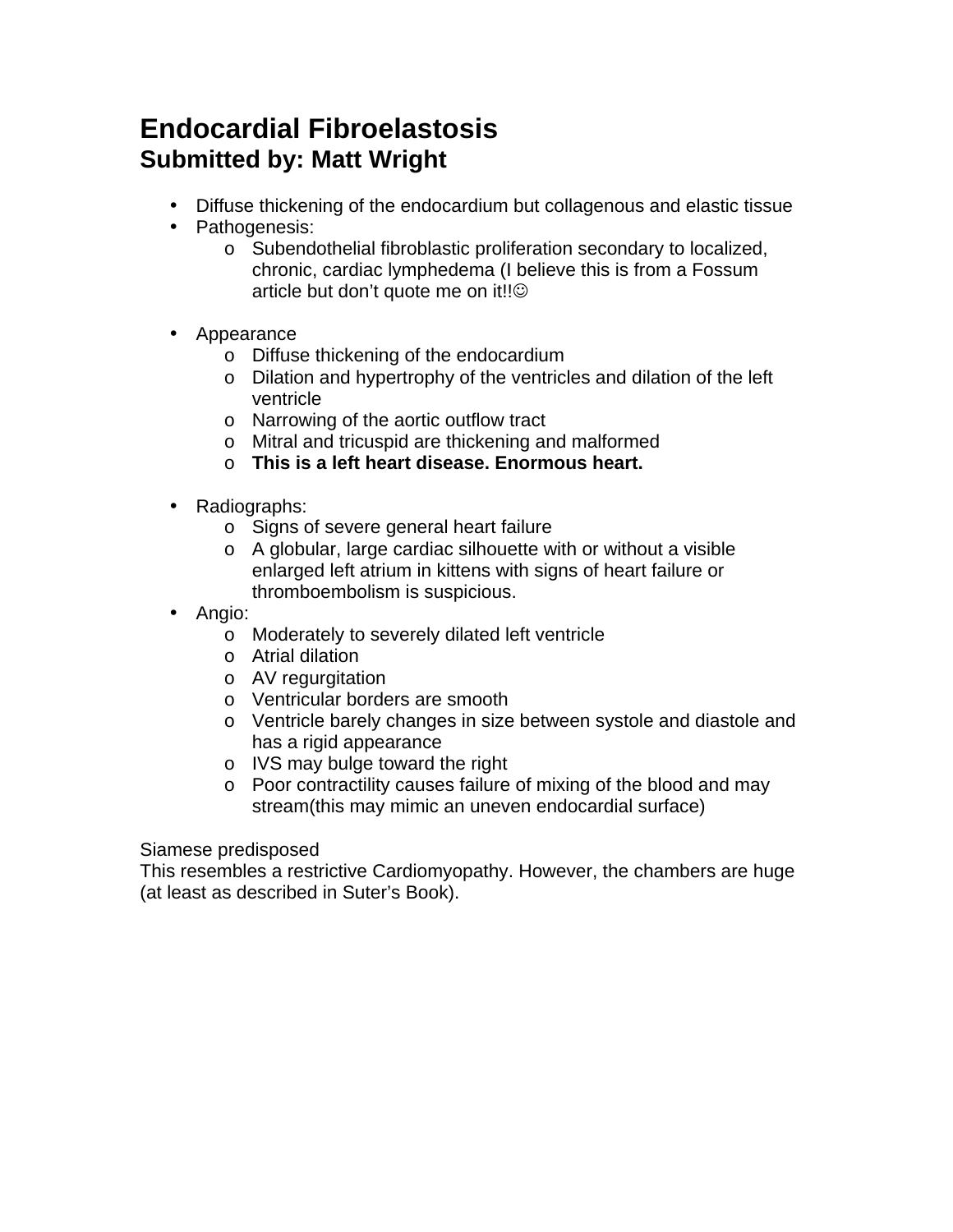# Endocardial Fibroelastosis
## Submitted by: Matt Wright

- Diffuse thickening of the endocardium but collagenous and elastic tissue
- Pathogenesis:
    - Subendothelial fibroblastic proliferation secondary to localized, chronic, cardiac lymphedema (I believe this is from a Fossum article but don't quote me on it!!☺

- Appearance
    - Diffuse thickening of the endocardium
    - Dilation and hypertrophy of the ventricles and dilation of the left ventricle
    - Narrowing of the aortic outflow tract
    - Mitral and tricuspid are thickening and malformed
    - **This is a left heart disease. Enormous heart.**

- Radiographs:
    - Signs of severe general heart failure
    - A globular, large cardiac silhouette with or without a visible enlarged left atrium in kittens with signs of heart failure or thromboembolism is suspicious.
- Angio:
    - Moderately to severely dilated left ventricle
    - Atrial dilation
    - AV regurgitation
    - Ventricular borders are smooth
    - Ventricle barely changes in size between systole and diastole and has a rigid appearance
    - IVS may bulge toward the right
    - Poor contractility causes failure of mixing of the blood and may stream(this may mimic an uneven endocardial surface)

Siamese predisposed
This resembles a restrictive Cardiomyopathy. However, the chambers are huge (at least as described in Suter's Book).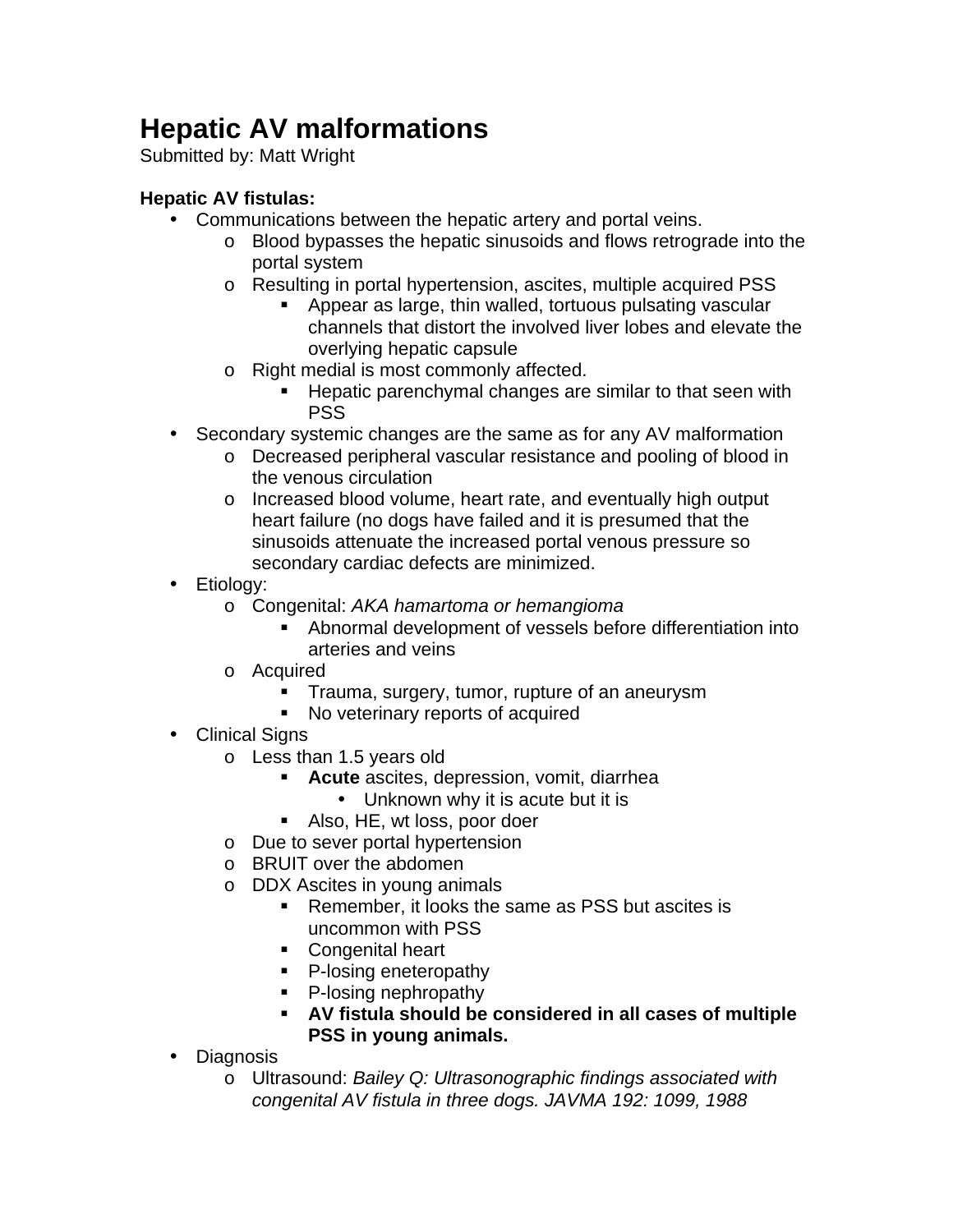# Hepatic AV malformations

Submitted by: Matt Wright

**Hepatic AV fistulas:**

- Communications between the hepatic artery and portal veins.
  - Blood bypasses the hepatic sinusoids and flows retrograde into the portal system
  - Resulting in portal hypertension, ascites, multiple acquired PSS
    - Appear as large, thin walled, tortuous pulsating vascular channels that distort the involved liver lobes and elevate the overlying hepatic capsule
  - Right medial is most commonly affected.
    - Hepatic parenchymal changes are similar to that seen with PSS
- Secondary systemic changes are the same as for any AV malformation
  - Decreased peripheral vascular resistance and pooling of blood in the venous circulation
  - Increased blood volume, heart rate, and eventually high output heart failure (no dogs have failed and it is presumed that the sinusoids attenuate the increased portal venous pressure so secondary cardiac defects are minimized.
- Etiology:
  - Congenital: *AKA hamartoma or hemangioma*
    - Abnormal development of vessels before differentiation into arteries and veins
  - Acquired
    - Trauma, surgery, tumor, rupture of an aneurysm
    - No veterinary reports of acquired
- Clinical Signs
  - Less than 1.5 years old
    - **Acute** ascites, depression, vomit, diarrhea
      - Unknown why it is acute but it is
    - Also, HE, wt loss, poor doer
  - Due to sever portal hypertension
  - BRUIT over the abdomen
  - DDX Ascites in young animals
    - Remember, it looks the same as PSS but ascites is uncommon with PSS
    - Congenital heart
    - P-losing eneteropathy
    - P-losing nephropathy
    - **AV fistula should be considered in all cases of multiple PSS in young animals.**
- Diagnosis
  - Ultrasound: *Bailey Q: Ultrasonographic findings associated with congenital AV fistula in three dogs. JAVMA 192: 1099, 1988*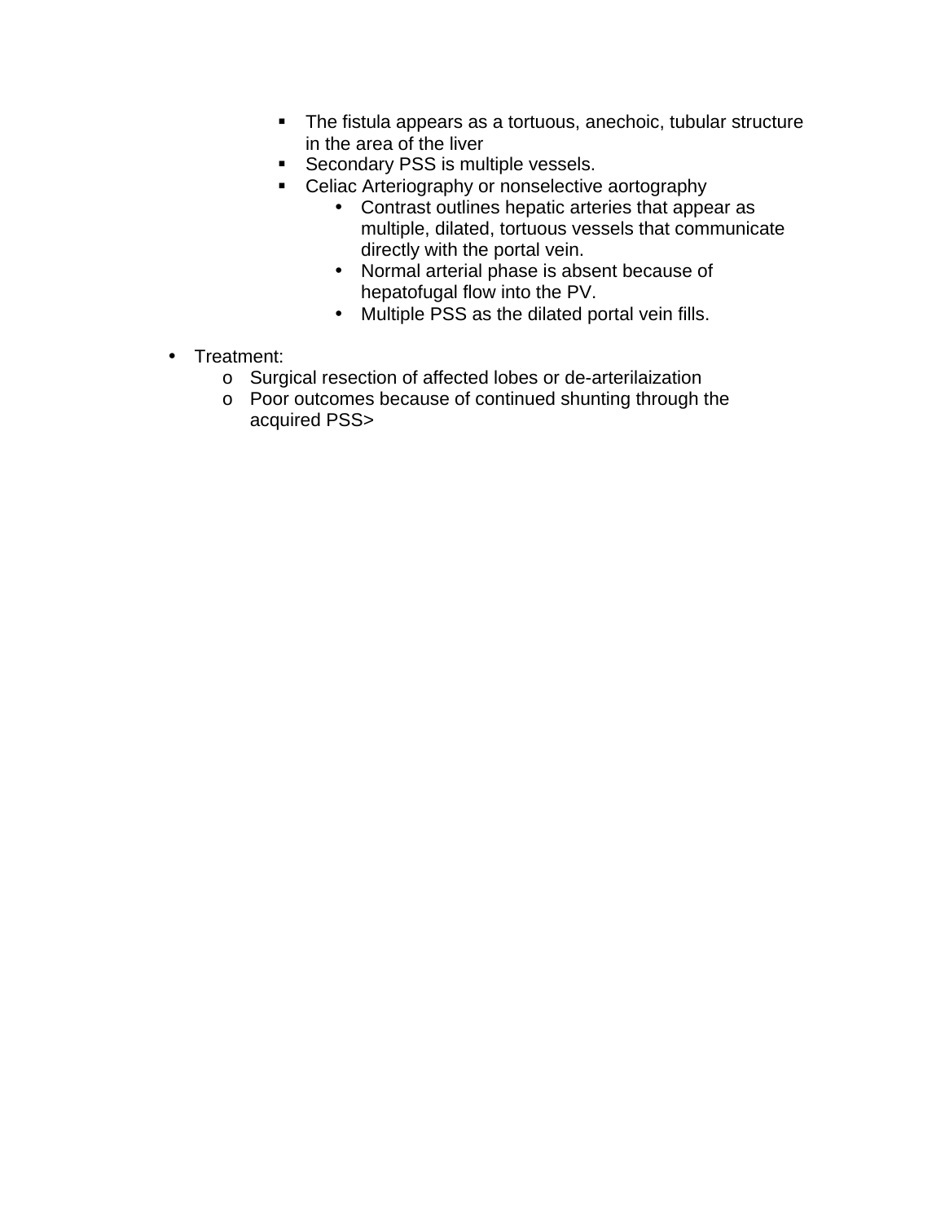- The fistula appears as a tortuous, anechoic, tubular structure in the area of the liver
      - Secondary PSS is multiple vessels.
      - Celiac Arteriography or nonselective aortography
        - Contrast outlines hepatic arteries that appear as multiple, dilated, tortuous vessels that communicate directly with the portal vein.
        - Normal arterial phase is absent because of hepatofugal flow into the PV.
        - Multiple PSS as the dilated portal vein fills.

- Treatment:
  - Surgical resection of affected lobes or de-arterilaization
  - Poor outcomes because of continued shunting through the acquired PSS>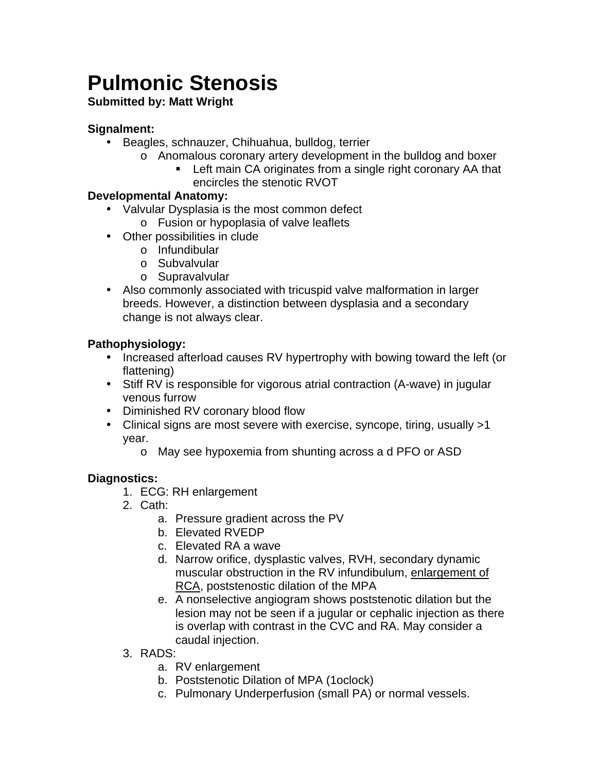# Pulmonic Stenosis

**Submitted by: Matt Wright**

**Signalment:**

- Beagles, schnauzer, Chihuahua, bulldog, terrier
    - Anomalous coronary artery development in the bulldog and boxer
        - Left main CA originates from a single right coronary AA that encircles the stenotic RVOT

**Developmental Anatomy:**

- Valvular Dysplasia is the most common defect
    - Fusion or hypoplasia of valve leaflets
- Other possibilities in clude
    - Infundibular
    - Subvalvular
    - Supravalvular
- Also commonly associated with tricuspid valve malformation in larger breeds. However, a distinction between dysplasia and a secondary change is not always clear.

**Pathophysiology:**

- Increased afterload causes RV hypertrophy with bowing toward the left (or flattening)
- Stiff RV is responsible for vigorous atrial contraction (A-wave) in jugular venous furrow
- Diminished RV coronary blood flow
- Clinical signs are most severe with exercise, syncope, tiring, usually >1 year.
    - May see hypoxemia from shunting across a d PFO or ASD

**Diagnostics:**

1. ECG: RH enlargement
2. Cath:
    a. Pressure gradient across the PV
    b. Elevated RVEDP
    c. Elevated RA a wave
    d. Narrow orifice, dysplastic valves, RVH, secondary dynamic muscular obstruction in the RV infundibulum, <u>enlargement of RCA</u>, poststenostic dilation of the MPA
    e. A nonselective angiogram shows poststenotic dilation but the lesion may not be seen if a jugular or cephalic injection as there is overlap with contrast in the CVC and RA. May consider a caudal injection.
3. RADS:
    a. RV enlargement
    b. Poststenotic Dilation of MPA (1oclock)
    c. Pulmonary Underperfusion (small PA) or normal vessels.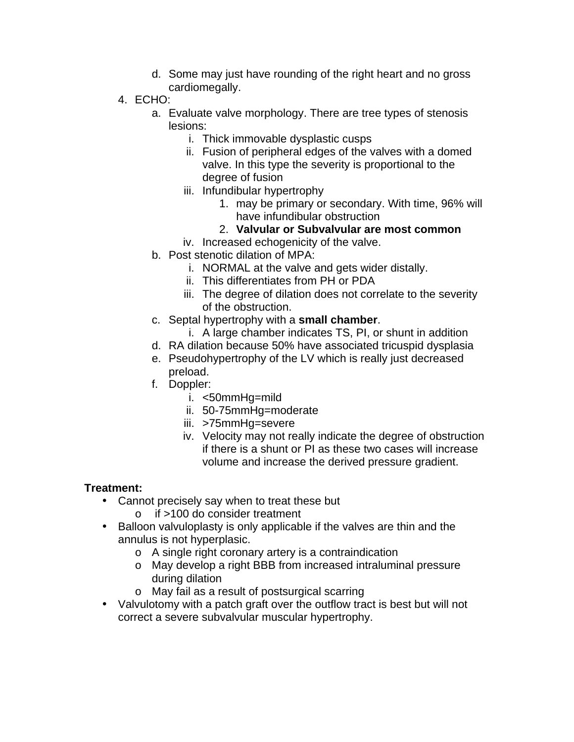d. Some may just have rounding of the right heart and no gross cardiomegally.

4. ECHO:
   a. Evaluate valve morphology. There are tree types of stenosis lesions:
      i. Thick immovable dysplastic cusps
      ii. Fusion of peripheral edges of the valves with a domed valve. In this type the severity is proportional to the degree of fusion
      iii. Infundibular hypertrophy
         1. may be primary or secondary. With time, 96% will have infundibular obstruction
         2. **Valvular or Subvalvular are most common**
      iv. Increased echogenicity of the valve.
   b. Post stenotic dilation of MPA:
      i. NORMAL at the valve and gets wider distally.
      ii. This differentiates from PH or PDA
      iii. The degree of dilation does not correlate to the severity of the obstruction.
   c. Septal hypertrophy with a **small chamber**.
      i. A large chamber indicates TS, PI, or shunt in addition
   d. RA dilation because 50% have associated tricuspid dysplasia
   e. Pseudohypertrophy of the LV which is really just decreased preload.
   f. Doppler:
      i. <50mmHg=mild
      ii. 50-75mmHg=moderate
      iii. >75mmHg=severe
      iv. Velocity may not really indicate the degree of obstruction if there is a shunt or PI as these two cases will increase volume and increase the derived pressure gradient.

**Treatment:**

- Cannot precisely say when to treat these but
  - if >100 do consider treatment
- Balloon valvuloplasty is only applicable if the valves are thin and the annulus is not hyperplasic.
  - A single right coronary artery is a contraindication
  - May develop a right BBB from increased intraluminal pressure during dilation
  - May fail as a result of postsurgical scarring
- Valvulotomy with a patch graft over the outflow tract is best but will not correct a severe subvalvular muscular hypertrophy.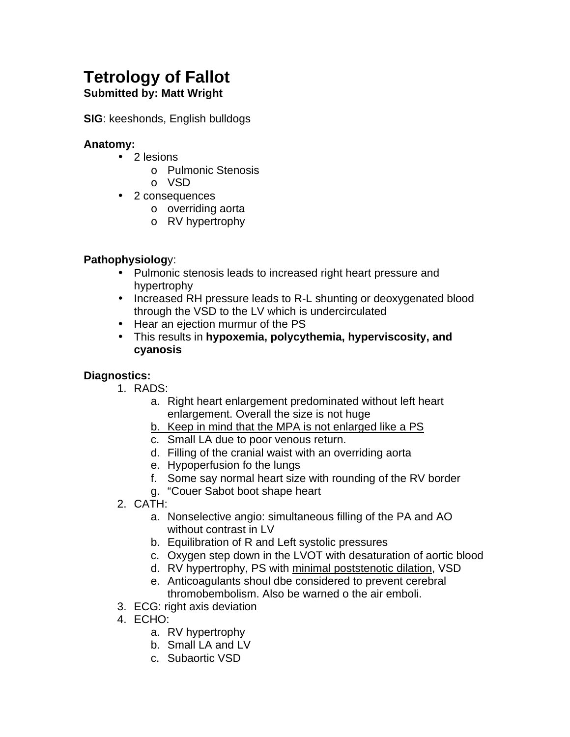# Tetrology of Fallot

**Submitted by: Matt Wright**

**SIG**: keeshonds, English bulldogs

**Anatomy:**

- 2 lesions
  - Pulmonic Stenosis
  - VSD
- 2 consequences
  - overriding aorta
  - RV hypertrophy

**Pathophysiology**:

- Pulmonic stenosis leads to increased right heart pressure and hypertrophy
- Increased RH pressure leads to R-L shunting or deoxygenated blood through the VSD to the LV which is undercirculated
- Hear an ejection murmur of the PS
- This results in **hypoxemia, polycythemia, hyperviscosity, and cyanosis**

**Diagnostics:**

1. RADS:
   a. Right heart enlargement predominated without left heart enlargement. Overall the size is not huge
   b. <u>Keep in mind that the MPA is not enlarged like a PS</u>
   c. Small LA due to poor venous return.
   d. Filling of the cranial waist with an overriding aorta
   e. Hypoperfusion fo the lungs
   f. Some say normal heart size with rounding of the RV border
   g. "Couer Sabot boot shape heart
2. CATH:
   a. Nonselective angio: simultaneous filling of the PA and AO without contrast in LV
   b. Equilibration of R and Left systolic pressures
   c. Oxygen step down in the LVOT with desaturation of aortic blood
   d. RV hypertrophy, PS with <u>minimal poststenotic dilation</u>, VSD
   e. Anticoagulants shoul dbe considered to prevent cerebral thromobembolism. Also be warned o the air emboli.
3. ECG: right axis deviation
4. ECHO:
   a. RV hypertrophy
   b. Small LA and LV
   c. Subaortic VSD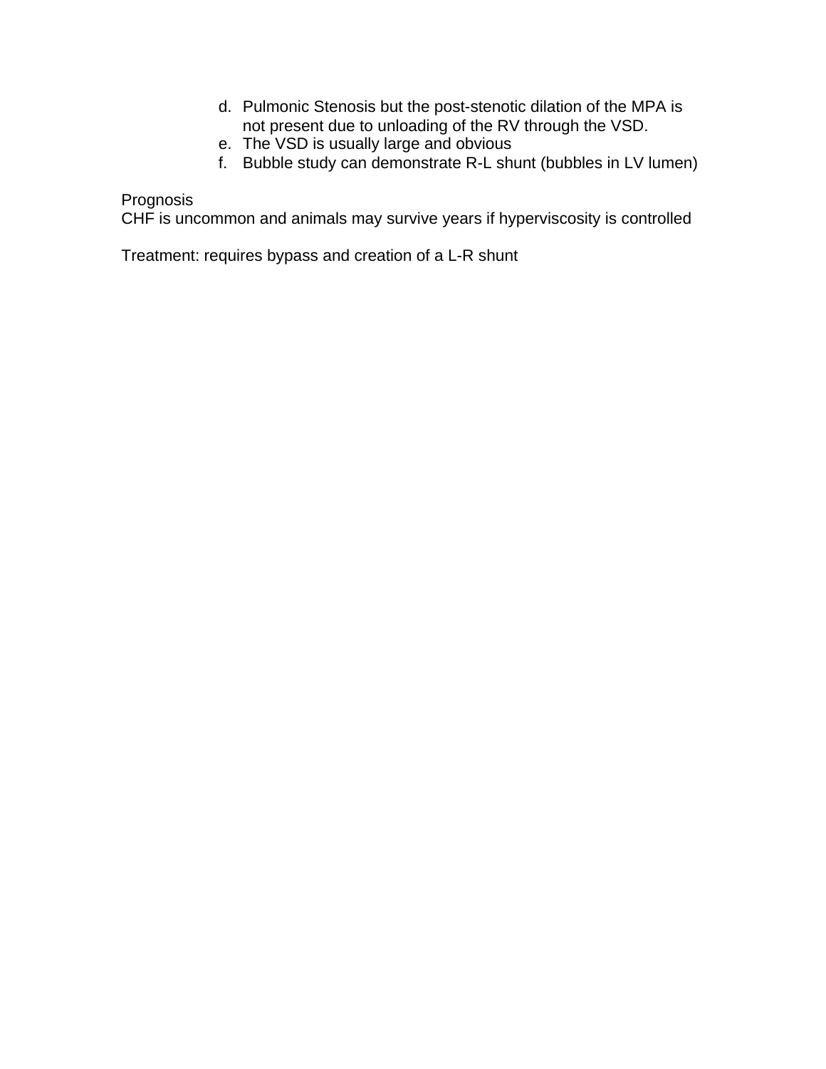d. Pulmonic Stenosis but the post-stenotic dilation of the MPA is not present due to unloading of the RV through the VSD.
e. The VSD is usually large and obvious
f. Bubble study can demonstrate R-L shunt (bubbles in LV lumen)

Prognosis
CHF is uncommon and animals may survive years if hyperviscosity is controlled

Treatment: requires bypass and creation of a L-R shunt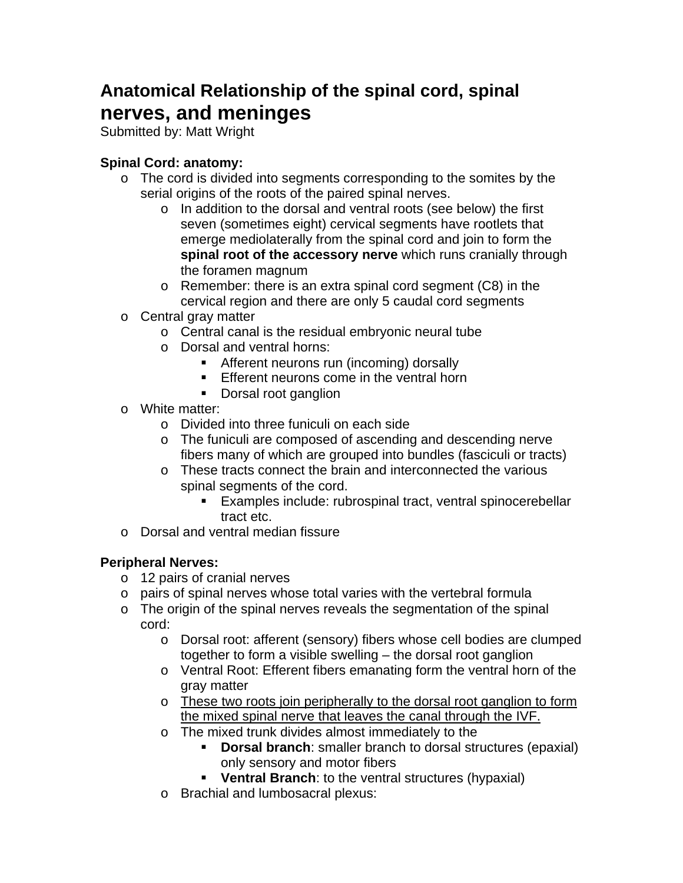# Anatomical Relationship of the spinal cord, spinal nerves, and meninges

Submitted by: Matt Wright

**Spinal Cord: anatomy:**

- The cord is divided into segments corresponding to the somites by the serial origins of the roots of the paired spinal nerves.
  - In addition to the dorsal and ventral roots (see below) the first seven (sometimes eight) cervical segments have rootlets that emerge mediolaterally from the spinal cord and join to form the **spinal root of the accessory nerve** which runs cranially through the foramen magnum
  - Remember: there is an extra spinal cord segment (C8) in the cervical region and there are only 5 caudal cord segments
- Central gray matter
  - Central canal is the residual embryonic neural tube
  - Dorsal and ventral horns:
    - Afferent neurons run (incoming) dorsally
    - Efferent neurons come in the ventral horn
    - Dorsal root ganglion
- White matter:
  - Divided into three funiculi on each side
  - The funiculi are composed of ascending and descending nerve fibers many of which are grouped into bundles (fasciculi or tracts)
  - These tracts connect the brain and interconnected the various spinal segments of the cord.
    - Examples include: rubrospinal tract, ventral spinocerebellar tract etc.
- Dorsal and ventral median fissure

**Peripheral Nerves:**

- 12 pairs of cranial nerves
- pairs of spinal nerves whose total varies with the vertebral formula
- The origin of the spinal nerves reveals the segmentation of the spinal cord:
  - Dorsal root: afferent (sensory) fibers whose cell bodies are clumped together to form a visible swelling – the dorsal root ganglion
  - Ventral Root: Efferent fibers emanating form the ventral horn of the gray matter
  - <u>These two roots join peripherally to the dorsal root ganglion to form the mixed spinal nerve that leaves the canal through the IVF.</u>
  - The mixed trunk divides almost immediately to the
    - **Dorsal branch**: smaller branch to dorsal structures (epaxial) only sensory and motor fibers
    - **Ventral Branch**: to the ventral structures (hypaxial)
  - Brachial and lumbosacral plexus: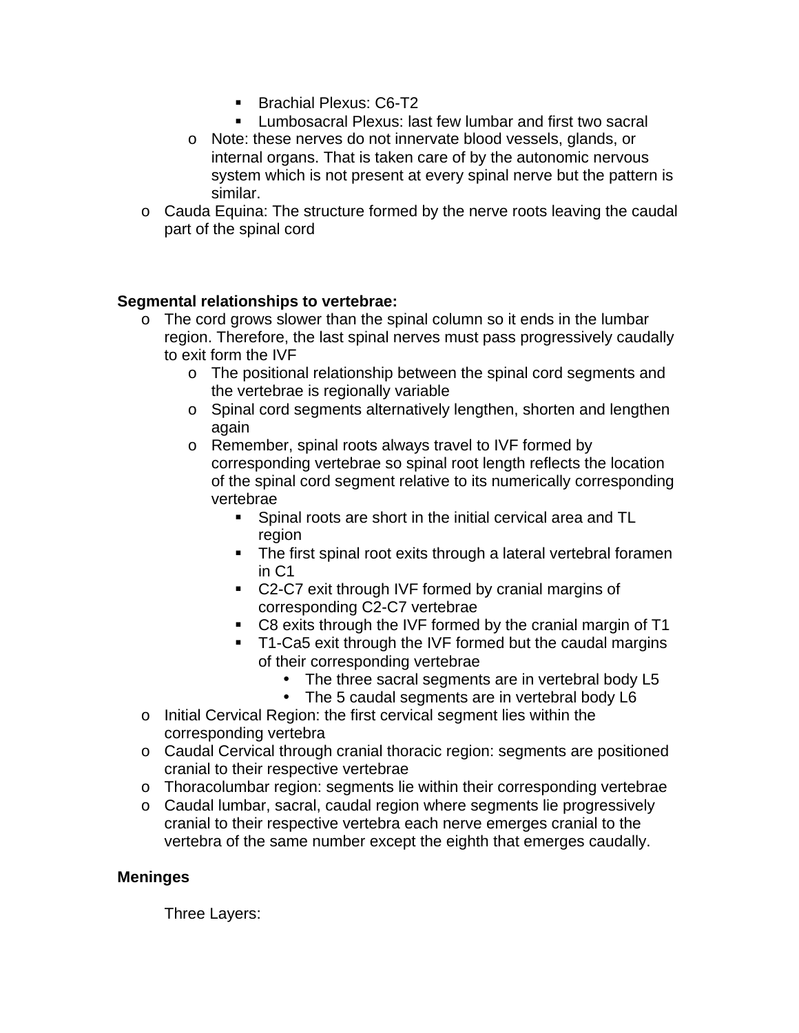- Brachial Plexus: C6-T2
        - Lumbosacral Plexus: last few lumbar and first two sacral
    - Note: these nerves do not innervate blood vessels, glands, or internal organs. That is taken care of by the autonomic nervous system which is not present at every spinal nerve but the pattern is similar.
- Cauda Equina: The structure formed by the nerve roots leaving the caudal part of the spinal cord

**Segmental relationships to vertebrae:**

- The cord grows slower than the spinal column so it ends in the lumbar region. Therefore, the last spinal nerves must pass progressively caudally to exit form the IVF
    - The positional relationship between the spinal cord segments and the vertebrae is regionally variable
    - Spinal cord segments alternatively lengthen, shorten and lengthen again
    - Remember, spinal roots always travel to IVF formed by corresponding vertebrae so spinal root length reflects the location of the spinal cord segment relative to its numerically corresponding vertebrae
        - Spinal roots are short in the initial cervical area and TL region
        - The first spinal root exits through a lateral vertebral foramen in C1
        - C2-C7 exit through IVF formed by cranial margins of corresponding C2-C7 vertebrae
        - C8 exits through the IVF formed by the cranial margin of T1
        - T1-Ca5 exit through the IVF formed but the caudal margins of their corresponding vertebrae
            - The three sacral segments are in vertebral body L5
            - The 5 caudal segments are in vertebral body L6
- Initial Cervical Region: the first cervical segment lies within the corresponding vertebra
- Caudal Cervical through cranial thoracic region: segments are positioned cranial to their respective vertebrae
- Thoracolumbar region: segments lie within their corresponding vertebrae
- Caudal lumbar, sacral, caudal region where segments lie progressively cranial to their respective vertebra each nerve emerges cranial to the vertebra of the same number except the eighth that emerges caudally.

**Meninges**

Three Layers: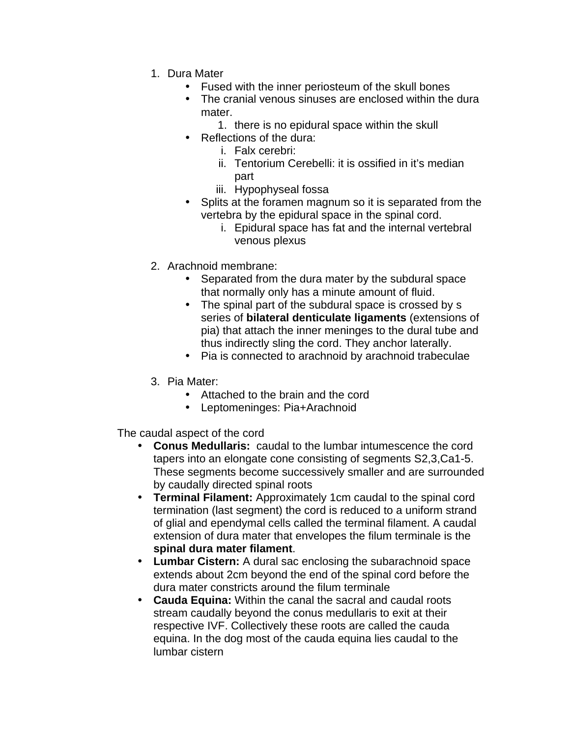1. Dura Mater
    - Fused with the inner periosteum of the skull bones
    - The cranial venous sinuses are enclosed within the dura mater.
        1. there is no epidural space within the skull
    - Reflections of the dura:
        i. Falx cerebri:
        ii. Tentorium Cerebelli: it is ossified in it's median part
        iii. Hypophyseal fossa
    - Splits at the foramen magnum so it is separated from the vertebra by the epidural space in the spinal cord.
        i. Epidural space has fat and the internal vertebral venous plexus

2. Arachnoid membrane:
    - Separated from the dura mater by the subdural space that normally only has a minute amount of fluid.
    - The spinal part of the subdural space is crossed by s series of **bilateral denticulate ligaments** (extensions of pia) that attach the inner meninges to the dural tube and thus indirectly sling the cord. They anchor laterally.
    - Pia is connected to arachnoid by arachnoid trabeculae

3. Pia Mater:
    - Attached to the brain and the cord
    - Leptomeninges: Pia+Arachnoid

The caudal aspect of the cord

- **Conus Medullaris:** caudal to the lumbar intumescence the cord tapers into an elongate cone consisting of segments S2,3,Ca1-5. These segments become successively smaller and are surrounded by caudally directed spinal roots
- **Terminal Filament:** Approximately 1cm caudal to the spinal cord termination (last segment) the cord is reduced to a uniform strand of glial and ependymal cells called the terminal filament. A caudal extension of dura mater that envelopes the filum terminale is the **spinal dura mater filament**.
- **Lumbar Cistern:** A dural sac enclosing the subarachnoid space extends about 2cm beyond the end of the spinal cord before the dura mater constricts around the filum terminale
- **Cauda Equina:** Within the canal the sacral and caudal roots stream caudally beyond the conus medullaris to exit at their respective IVF. Collectively these roots are called the cauda equina. In the dog most of the cauda equina lies caudal to the lumbar cistern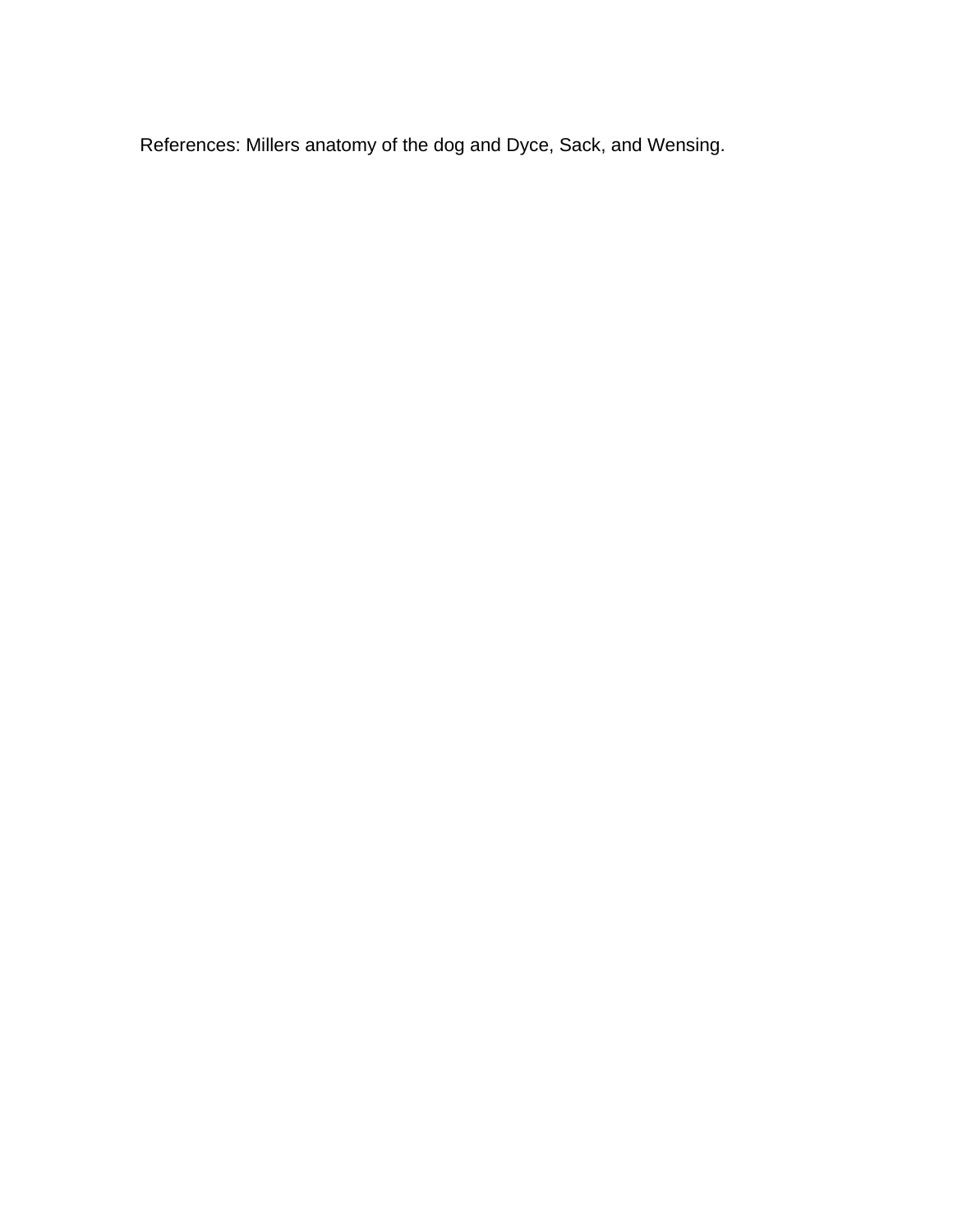References: Millers anatomy of the dog and Dyce, Sack, and Wensing.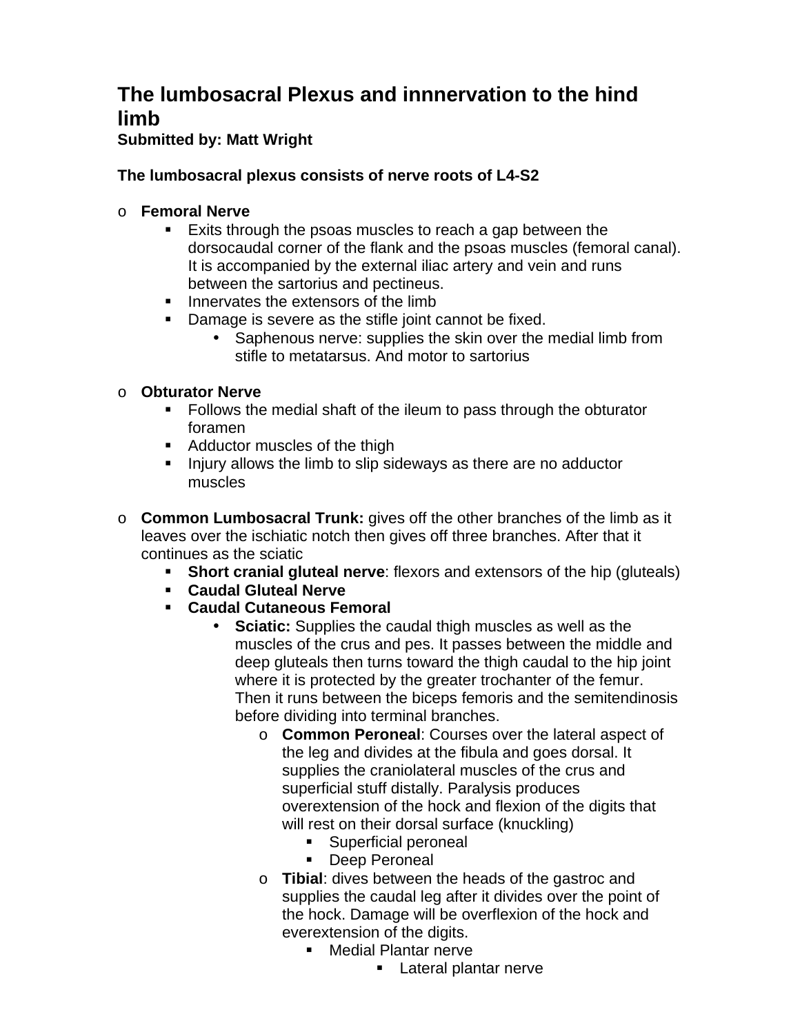# The lumbosacral Plexus and innnervation to the hind limb

**Submitted by: Matt Wright**

**The lumbosacral plexus consists of nerve roots of L4-S2**

- **Femoral Nerve**
  - Exits through the psoas muscles to reach a gap between the dorsocaudal corner of the flank and the psoas muscles (femoral canal). It is accompanied by the external iliac artery and vein and runs between the sartorius and pectineus.
  - Innervates the extensors of the limb
  - Damage is severe as the stifle joint cannot be fixed.
    - Saphenous nerve: supplies the skin over the medial limb from stifle to metatarsus. And motor to sartorius

- **Obturator Nerve**
  - Follows the medial shaft of the ileum to pass through the obturator foramen
  - Adductor muscles of the thigh
  - Injury allows the limb to slip sideways as there are no adductor muscles

- **Common Lumbosacral Trunk:** gives off the other branches of the limb as it leaves over the ischiatic notch then gives off three branches. After that it continues as the sciatic
  - **Short cranial gluteal nerve**: flexors and extensors of the hip (gluteals)
  - **Caudal Gluteal Nerve**
  - **Caudal Cutaneous Femoral**
    - **Sciatic:** Supplies the caudal thigh muscles as well as the muscles of the crus and pes. It passes between the middle and deep gluteals then turns toward the thigh caudal to the hip joint where it is protected by the greater trochanter of the femur. Then it runs between the biceps femoris and the semitendinosis before dividing into terminal branches.
      - **Common Peroneal**: Courses over the lateral aspect of the leg and divides at the fibula and goes dorsal. It supplies the craniolateral muscles of the crus and superficial stuff distally. Paralysis produces overextension of the hock and flexion of the digits that will rest on their dorsal surface (knuckling)
        - Superficial peroneal
        - Deep Peroneal
      - **Tibial**: dives between the heads of the gastroc and supplies the caudal leg after it divides over the point of the hock. Damage will be overflexion of the hock and everextension of the digits.
        - Medial Plantar nerve
          - Lateral plantar nerve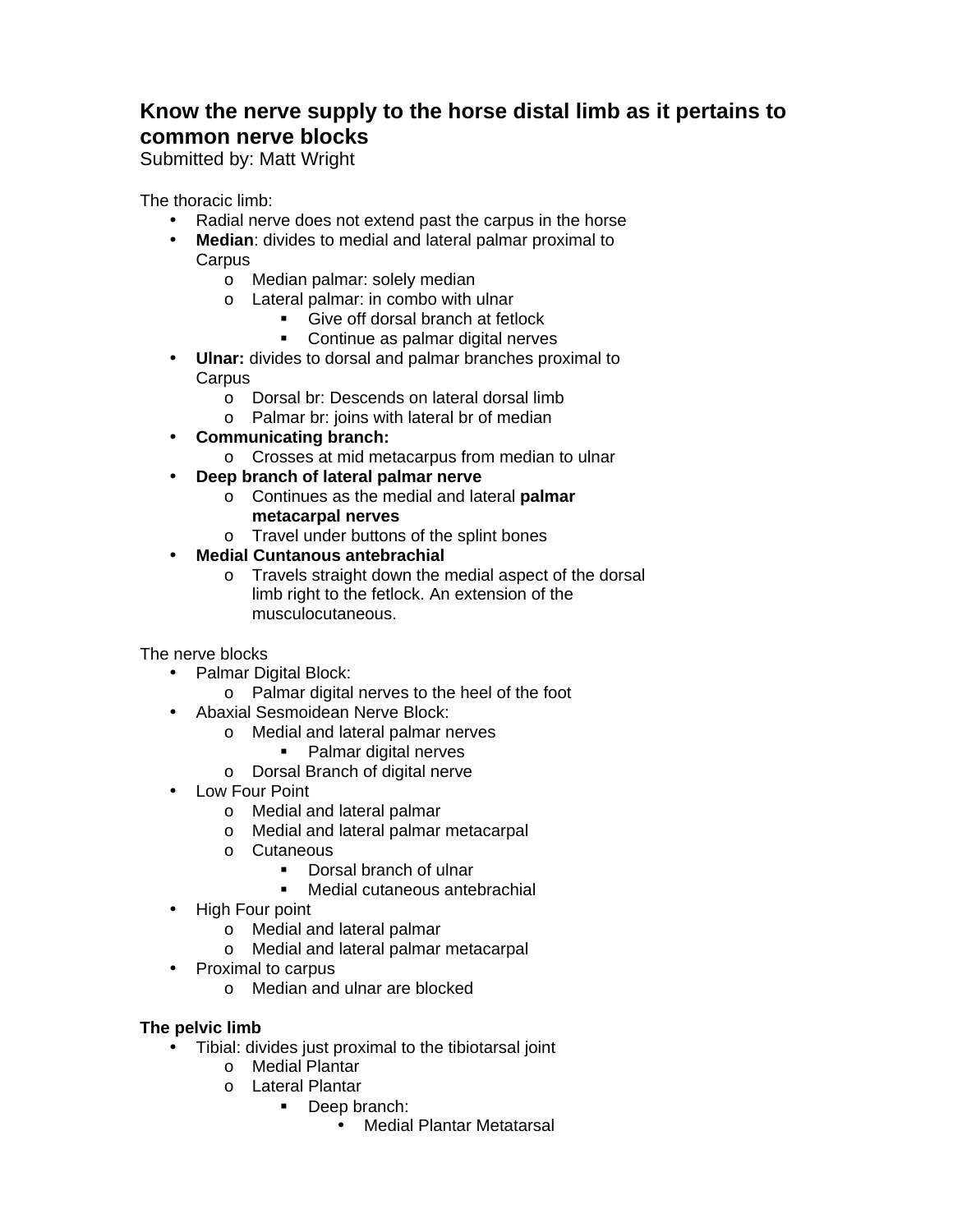## Know the nerve supply to the horse distal limb as it pertains to common nerve blocks

Submitted by: Matt Wright

The thoracic limb:

- Radial nerve does not extend past the carpus in the horse
- **Median**: divides to medial and lateral palmar proximal to Carpus
  - Median palmar: solely median
  - Lateral palmar: in combo with ulnar
    - Give off dorsal branch at fetlock
    - Continue as palmar digital nerves
- **Ulnar:** divides to dorsal and palmar branches proximal to Carpus
  - Dorsal br: Descends on lateral dorsal limb
  - Palmar br: joins with lateral br of median
- **Communicating branch:**
  - Crosses at mid metacarpus from median to ulnar
- **Deep branch of lateral palmar nerve**
  - Continues as the medial and lateral **palmar metacarpal nerves**
  - Travel under buttons of the splint bones
- **Medial Cuntanous antebrachial**
  - Travels straight down the medial aspect of the dorsal limb right to the fetlock. An extension of the musculocutaneous.

The nerve blocks

- Palmar Digital Block:
  - Palmar digital nerves to the heel of the foot
- Abaxial Sesmoidean Nerve Block:
  - Medial and lateral palmar nerves
    - Palmar digital nerves
  - Dorsal Branch of digital nerve
- Low Four Point
  - Medial and lateral palmar
  - Medial and lateral palmar metacarpal
  - Cutaneous
    - Dorsal branch of ulnar
    - Medial cutaneous antebrachial
- High Four point
  - Medial and lateral palmar
  - Medial and lateral palmar metacarpal
- Proximal to carpus
  - Median and ulnar are blocked

**The pelvic limb**

- Tibial: divides just proximal to the tibiotarsal joint
  - Medial Plantar
  - Lateral Plantar
    - Deep branch:
      - Medial Plantar Metatarsal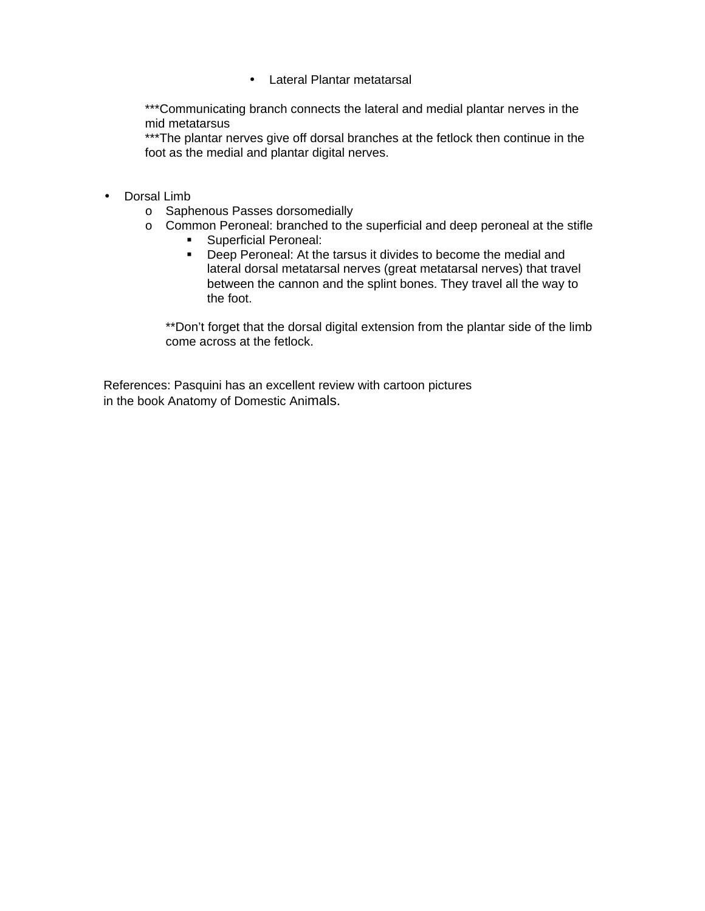- Lateral Plantar metatarsal

***Communicating branch connects the lateral and medial plantar nerves in the mid metatarsus
***The plantar nerves give off dorsal branches at the fetlock then continue in the foot as the medial and plantar digital nerves.

- Dorsal Limb
  - Saphenous Passes dorsomedially
  - Common Peroneal: branched to the superficial and deep peroneal at the stifle
    - Superficial Peroneal:
    - Deep Peroneal: At the tarsus it divides to become the medial and lateral dorsal metatarsal nerves (great metatarsal nerves) that travel between the cannon and the splint bones. They travel all the way to the foot.

  **Don't forget that the dorsal digital extension from the plantar side of the limb come across at the fetlock.

References: Pasquini has an excellent review with cartoon pictures in the book Anatomy of Domestic Animals.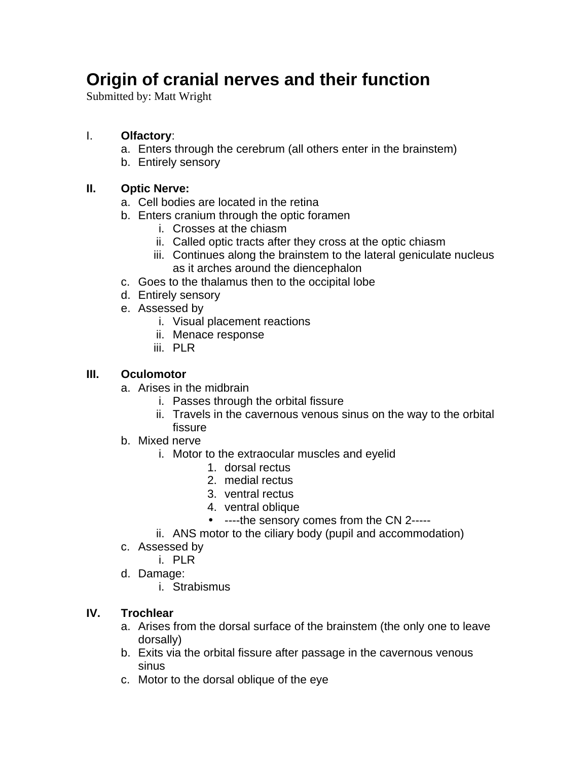# Origin of cranial nerves and their function

Submitted by: Matt Wright

I. **Olfactory**:
   a. Enters through the cerebrum (all others enter in the brainstem)
   b. Entirely sensory

II. **Optic Nerve:**
   a. Cell bodies are located in the retina
   b. Enters cranium through the optic foramen
      i. Crosses at the chiasm
      ii. Called optic tracts after they cross at the optic chiasm
      iii. Continues along the brainstem to the lateral geniculate nucleus as it arches around the diencephalon
   c. Goes to the thalamus then to the occipital lobe
   d. Entirely sensory
   e. Assessed by
      i. Visual placement reactions
      ii. Menace response
      iii. PLR

III. **Oculomotor**
   a. Arises in the midbrain
      i. Passes through the orbital fissure
      ii. Travels in the cavernous venous sinus on the way to the orbital fissure
   b. Mixed nerve
      i. Motor to the extraocular muscles and eyelid
         1. dorsal rectus
         2. medial rectus
         3. ventral rectus
         4. ventral oblique
         - ----the sensory comes from the CN 2-----
      ii. ANS motor to the ciliary body (pupil and accommodation)
   c. Assessed by
      i. PLR
   d. Damage:
      i. Strabismus

IV. **Trochlear**
   a. Arises from the dorsal surface of the brainstem (the only one to leave dorsally)
   b. Exits via the orbital fissure after passage in the cavernous venous sinus
   c. Motor to the dorsal oblique of the eye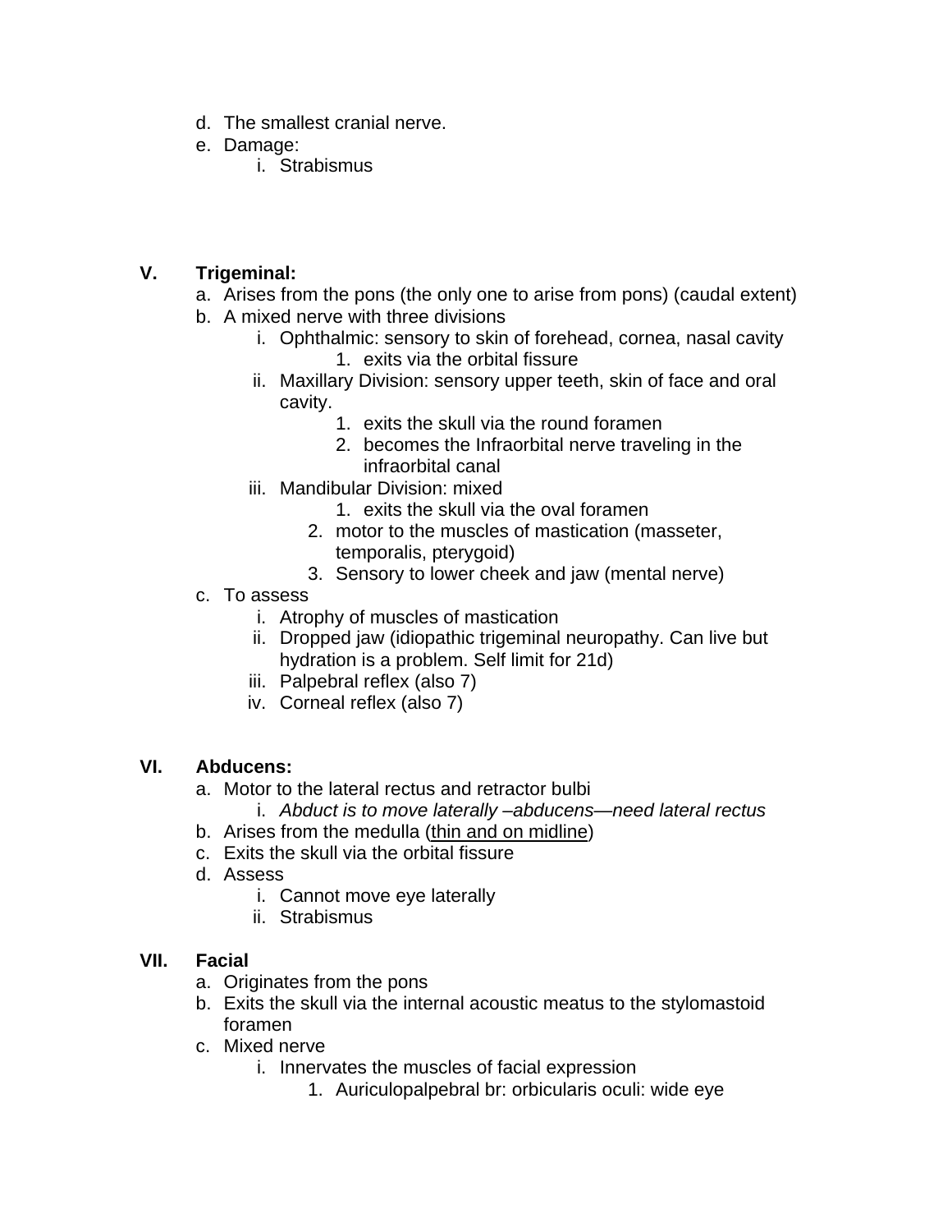d. The smallest cranial nerve.
e. Damage:
   i. Strabismus

**V. Trigeminal:**

a. Arises from the pons (the only one to arise from pons) (caudal extent)
b. A mixed nerve with three divisions
   i. Ophthalmic: sensory to skin of forehead, cornea, nasal cavity
      1. exits via the orbital fissure
   ii. Maxillary Division: sensory upper teeth, skin of face and oral cavity.
      1. exits the skull via the round foramen
      2. becomes the Infraorbital nerve traveling in the infraorbital canal
   iii. Mandibular Division: mixed
      1. exits the skull via the oval foramen
      2. motor to the muscles of mastication (masseter, temporalis, pterygoid)
      3. Sensory to lower cheek and jaw (mental nerve)
c. To assess
   i. Atrophy of muscles of mastication
   ii. Dropped jaw (idiopathic trigeminal neuropathy. Can live but hydration is a problem. Self limit for 21d)
   iii. Palpebral reflex (also 7)
   iv. Corneal reflex (also 7)

**VI. Abducens:**

a. Motor to the lateral rectus and retractor bulbi
   i. *Abduct is to move laterally –abducens—need lateral rectus*
b. Arises from the medulla (<u>thin and on midline</u>)
c. Exits the skull via the orbital fissure
d. Assess
   i. Cannot move eye laterally
   ii. Strabismus

**VII. Facial**

a. Originates from the pons
b. Exits the skull via the internal acoustic meatus to the stylomastoid foramen
c. Mixed nerve
   i. Innervates the muscles of facial expression
      1. Auriculopalpebral br: orbicularis oculi: wide eye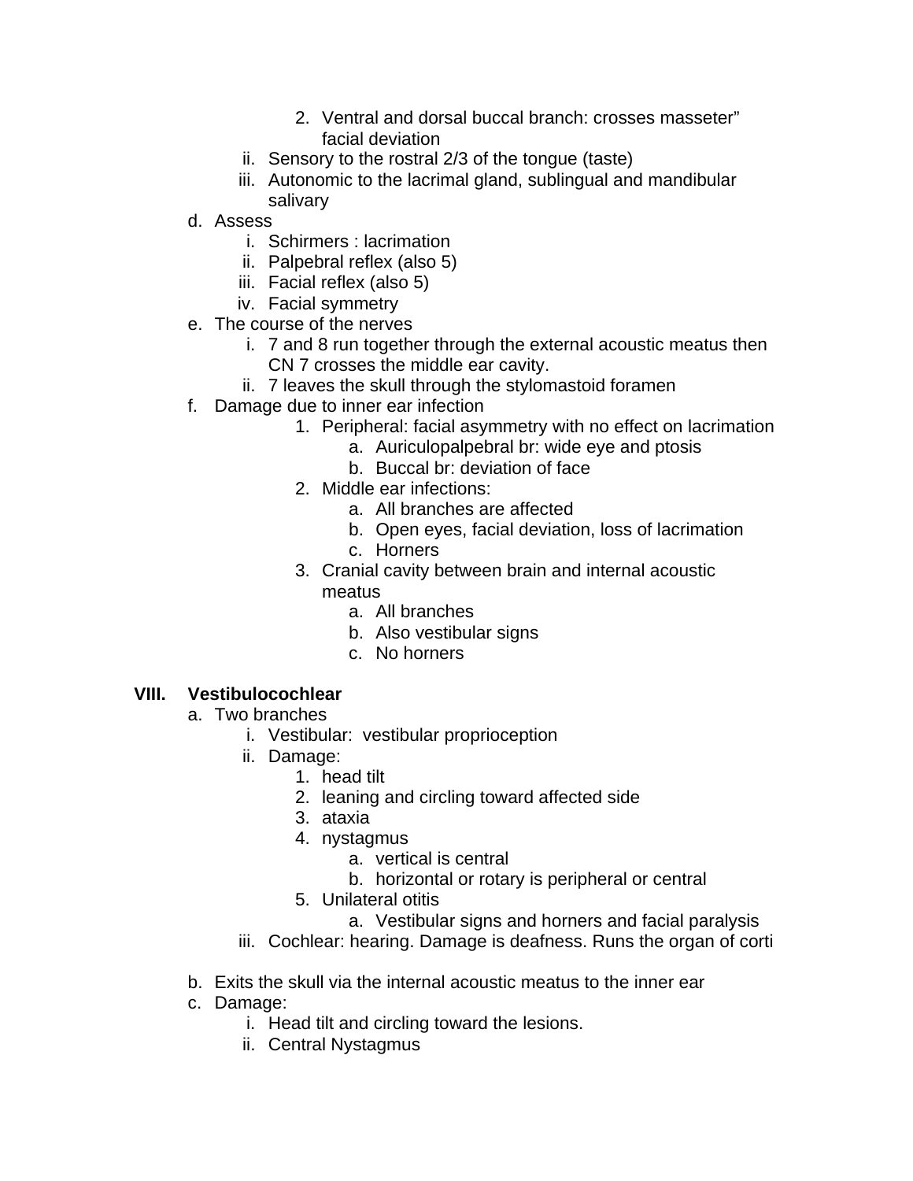2. Ventral and dorsal buccal branch: crosses masseter" facial deviation
        ii. Sensory to the rostral 2/3 of the tongue (taste)
        iii. Autonomic to the lacrimal gland, sublingual and mandibular salivary
    d. Assess
        i. Schirmers : lacrimation
        ii. Palpebral reflex (also 5)
        iii. Facial reflex (also 5)
        iv. Facial symmetry
    e. The course of the nerves
        i. 7 and 8 run together through the external acoustic meatus then CN 7 crosses the middle ear cavity.
        ii. 7 leaves the skull through the stylomastoid foramen
    f. Damage due to inner ear infection
            1. Peripheral: facial asymmetry with no effect on lacrimation
                a. Auriculopalpebral br: wide eye and ptosis
                b. Buccal br: deviation of face
            2. Middle ear infections:
                a. All branches are affected
                b. Open eyes, facial deviation, loss of lacrimation
                c. Horners
            3. Cranial cavity between brain and internal acoustic meatus
                a. All branches
                b. Also vestibular signs
                c. No horners

**VIII. Vestibulocochlear**

- a. Two branches
    - i. Vestibular: vestibular proprioception
    - ii. Damage:
        1. head tilt
        2. leaning and circling toward affected side
        3. ataxia
        4. nystagmus
            - a. vertical is central
            - b. horizontal or rotary is peripheral or central
        5. Unilateral otitis
            - a. Vestibular signs and horners and facial paralysis
    - iii. Cochlear: hearing. Damage is deafness. Runs the organ of corti
- b. Exits the skull via the internal acoustic meatus to the inner ear
- c. Damage:
    - i. Head tilt and circling toward the lesions.
    - ii. Central Nystagmus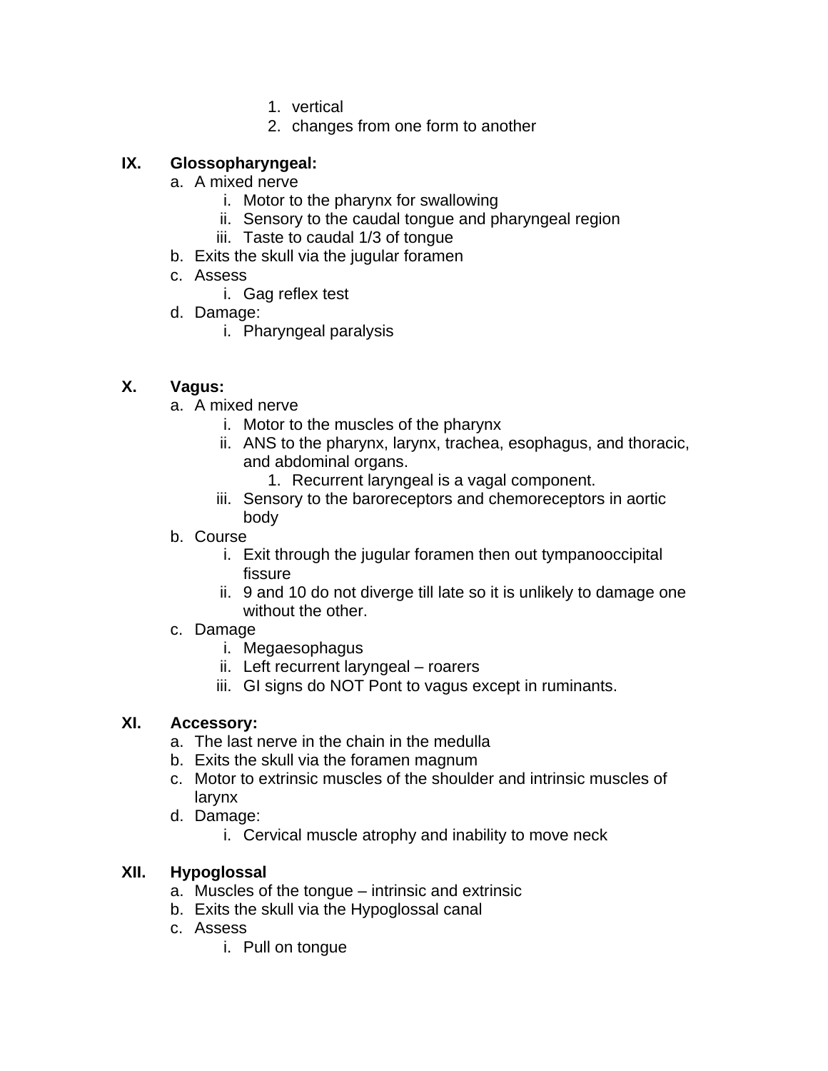1. vertical
2. changes from one form to another

**IX. Glossopharyngeal:**

a. A mixed nerve
   i. Motor to the pharynx for swallowing
   ii. Sensory to the caudal tongue and pharyngeal region
   iii. Taste to caudal 1/3 of tongue
b. Exits the skull via the jugular foramen
c. Assess
   i. Gag reflex test
d. Damage:
   i. Pharyngeal paralysis

**X. Vagus:**

a. A mixed nerve
   i. Motor to the muscles of the pharynx
   ii. ANS to the pharynx, larynx, trachea, esophagus, and thoracic, and abdominal organs.
      1. Recurrent laryngeal is a vagal component.
   iii. Sensory to the baroreceptors and chemoreceptors in aortic body
b. Course
   i. Exit through the jugular foramen then out tympanooccipital fissure
   ii. 9 and 10 do not diverge till late so it is unlikely to damage one without the other.
c. Damage
   i. Megaesophagus
   ii. Left recurrent laryngeal – roarers
   iii. GI signs do NOT Pont to vagus except in ruminants.

**XI. Accessory:**

a. The last nerve in the chain in the medulla
b. Exits the skull via the foramen magnum
c. Motor to extrinsic muscles of the shoulder and intrinsic muscles of larynx
d. Damage:
   i. Cervical muscle atrophy and inability to move neck

**XII. Hypoglossal**

a. Muscles of the tongue – intrinsic and extrinsic
b. Exits the skull via the Hypoglossal canal
c. Assess
   i. Pull on tongue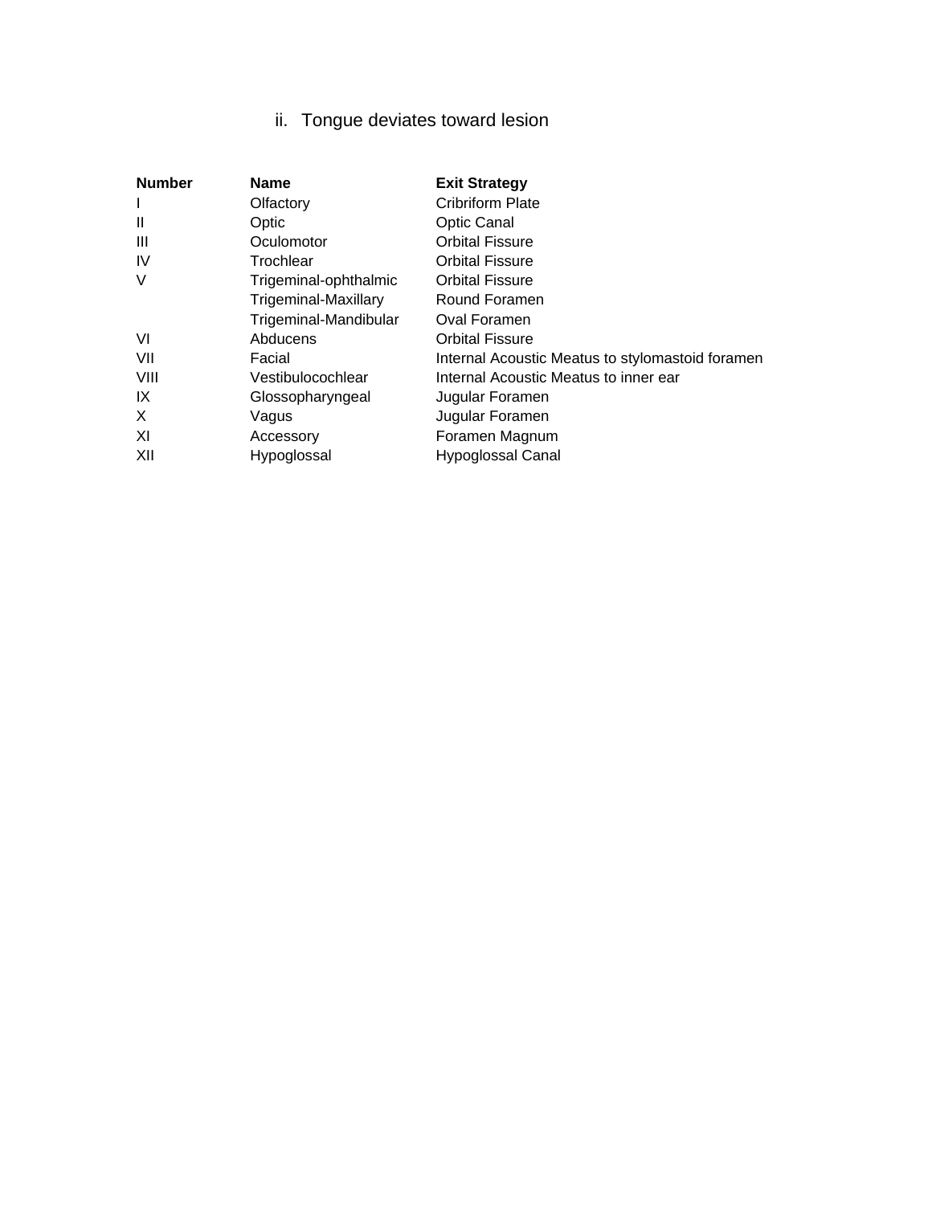ii. Tongue deviates toward lesion

| Number | Name | Exit Strategy |
| --- | --- | --- |
| I | Olfactory | Cribriform Plate |
| II | Optic | Optic Canal |
| III | Oculomotor | Orbital Fissure |
| IV | Trochlear | Orbital Fissure |
| V | Trigeminal-ophthalmic | Orbital Fissure |
| | Trigeminal-Maxillary | Round Foramen |
| | Trigeminal-Mandibular | Oval Foramen |
| VI | Abducens | Orbital Fissure |
| VII | Facial | Internal Acoustic Meatus to stylomastoid foramen |
| VIII | Vestibulocochlear | Internal Acoustic Meatus to inner ear |
| IX | Glossopharyngeal | Jugular Foramen |
| X | Vagus | Jugular Foramen |
| XI | Accessory | Foramen Magnum |
| XII | Hypoglossal | Hypoglossal Canal |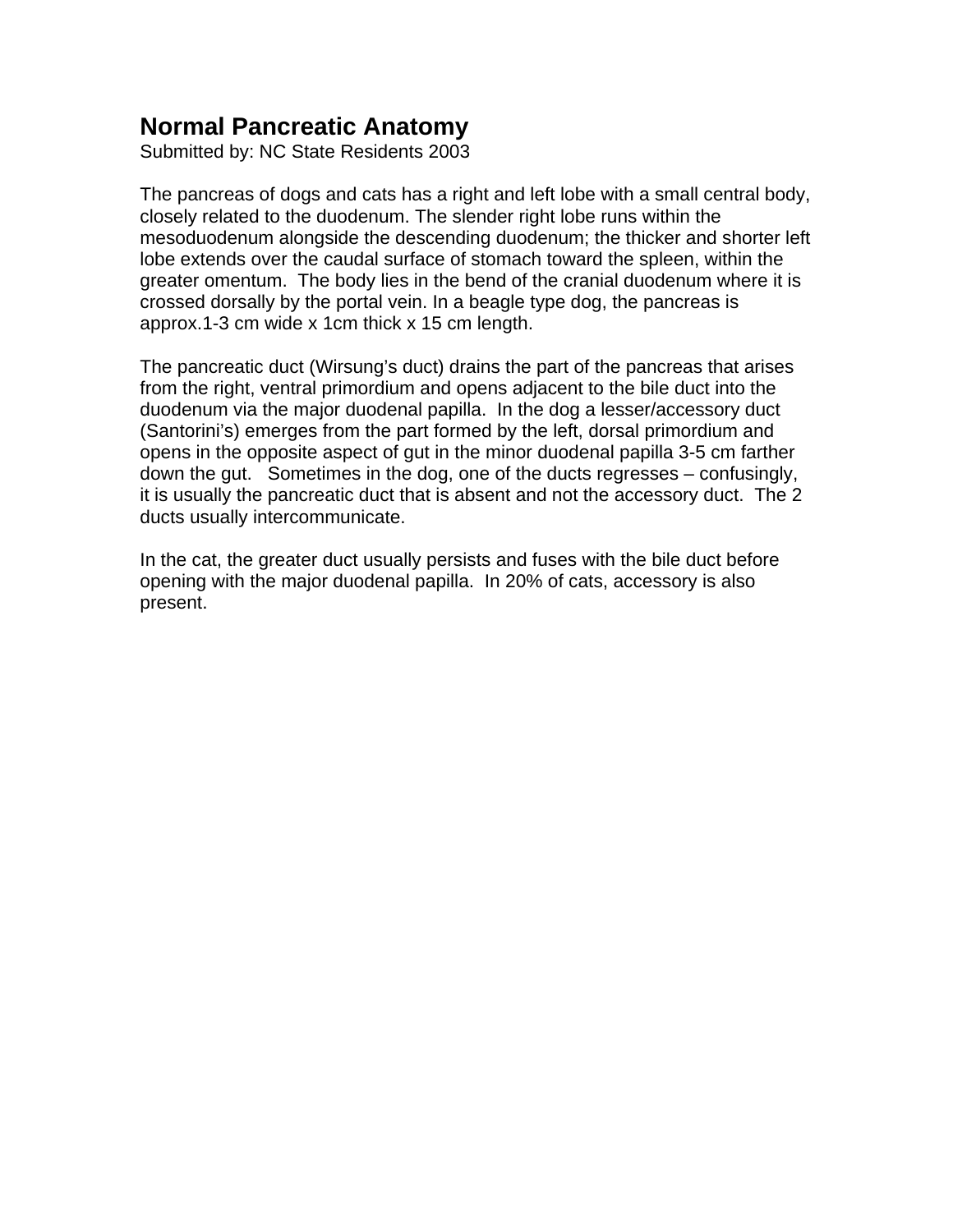## Normal Pancreatic Anatomy

Submitted by: NC State Residents 2003

The pancreas of dogs and cats has a right and left lobe with a small central body, closely related to the duodenum. The slender right lobe runs within the mesoduodenum alongside the descending duodenum; the thicker and shorter left lobe extends over the caudal surface of stomach toward the spleen, within the greater omentum. The body lies in the bend of the cranial duodenum where it is crossed dorsally by the portal vein. In a beagle type dog, the pancreas is approx.1-3 cm wide x 1cm thick x 15 cm length.

The pancreatic duct (Wirsung's duct) drains the part of the pancreas that arises from the right, ventral primordium and opens adjacent to the bile duct into the duodenum via the major duodenal papilla. In the dog a lesser/accessory duct (Santorini's) emerges from the part formed by the left, dorsal primordium and opens in the opposite aspect of gut in the minor duodenal papilla 3-5 cm farther down the gut. Sometimes in the dog, one of the ducts regresses – confusingly, it is usually the pancreatic duct that is absent and not the accessory duct. The 2 ducts usually intercommunicate.

In the cat, the greater duct usually persists and fuses with the bile duct before opening with the major duodenal papilla. In 20% of cats, accessory is also present.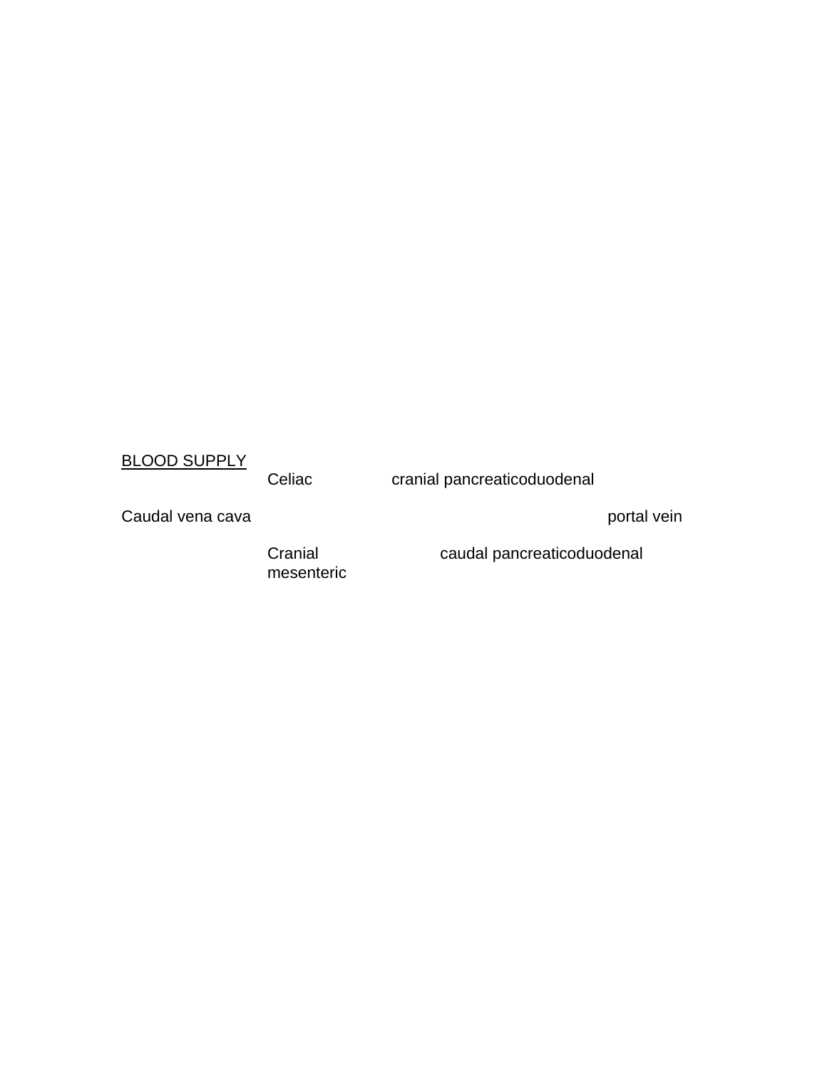<u>BLOOD SUPPLY</u>

Celiac cranial pancreaticoduodenal

Caudal vena cava portal vein

Cranial mesenteric caudal pancreaticoduodenal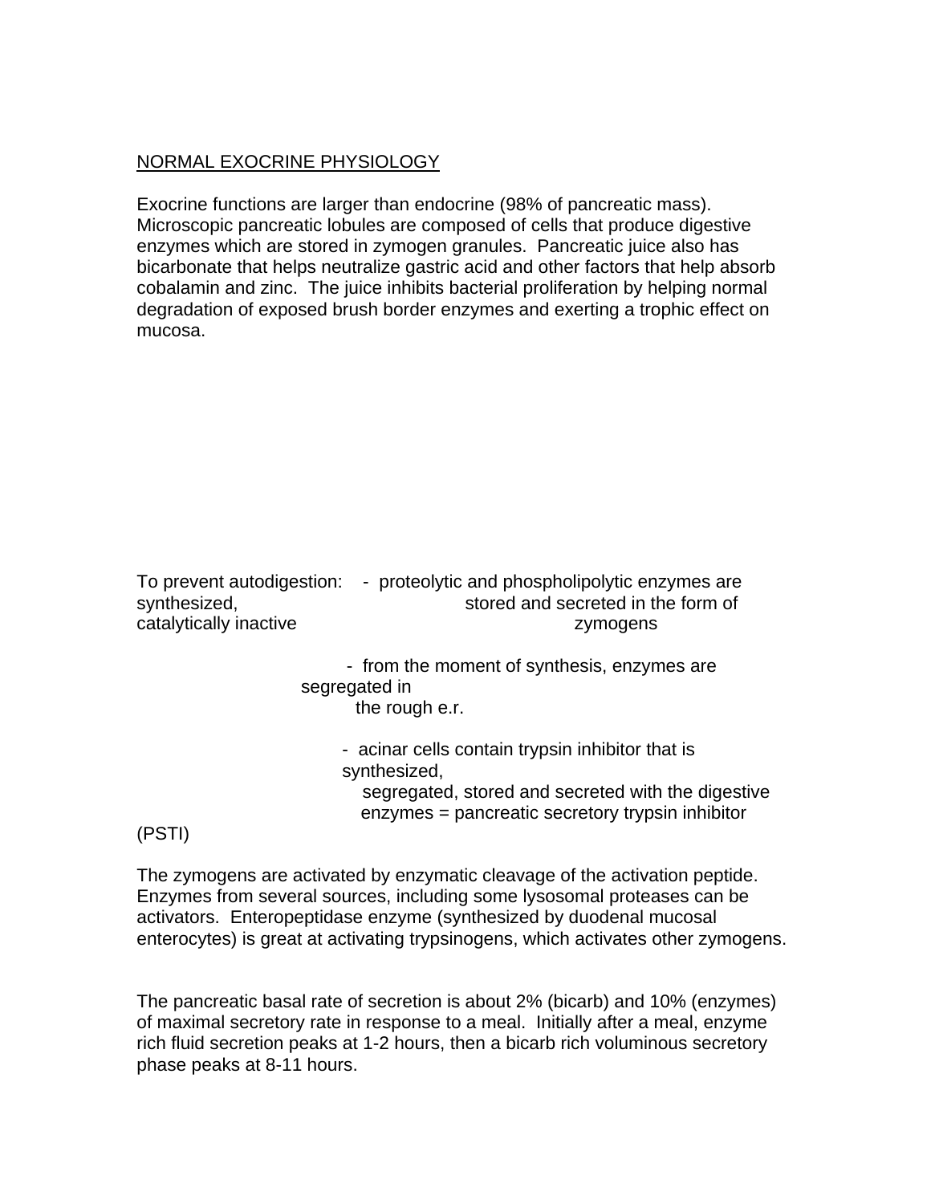NORMAL EXOCRINE PHYSIOLOGY

Exocrine functions are larger than endocrine (98% of pancreatic mass). Microscopic pancreatic lobules are composed of cells that produce digestive enzymes which are stored in zymogen granules. Pancreatic juice also has bicarbonate that helps neutralize gastric acid and other factors that help absorb cobalamin and zinc. The juice inhibits bacterial proliferation by helping normal degradation of exposed brush border enzymes and exerting a trophic effect on mucosa.

To prevent autodigestion:

- proteolytic and phospholipolytic enzymes are synthesized, stored and secreted in the form of catalytically inactive zymogens
- from the moment of synthesis, enzymes are segregated in the rough e.r.
- acinar cells contain trypsin inhibitor that is synthesized, segregated, stored and secreted with the digestive enzymes = pancreatic secretory trypsin inhibitor (PSTI)

The zymogens are activated by enzymatic cleavage of the activation peptide. Enzymes from several sources, including some lysosomal proteases can be activators. Enteropeptidase enzyme (synthesized by duodenal mucosal enterocytes) is great at activating trypsinogens, which activates other zymogens.

The pancreatic basal rate of secretion is about 2% (bicarb) and 10% (enzymes) of maximal secretory rate in response to a meal. Initially after a meal, enzyme rich fluid secretion peaks at 1-2 hours, then a bicarb rich voluminous secretory phase peaks at 8-11 hours.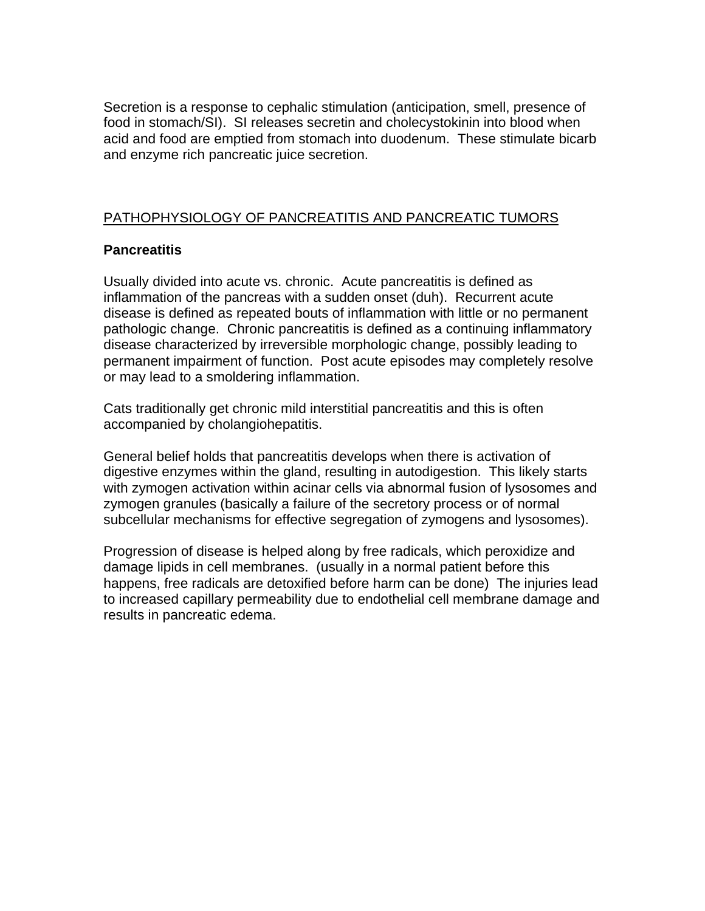Secretion is a response to cephalic stimulation (anticipation, smell, presence of food in stomach/SI). SI releases secretin and cholecystokinin into blood when acid and food are emptied from stomach into duodenum. These stimulate bicarb and enzyme rich pancreatic juice secretion.

## PATHOPHYSIOLOGY OF PANCREATITIS AND PANCREATIC TUMORS

### Pancreatitis

Usually divided into acute vs. chronic. Acute pancreatitis is defined as inflammation of the pancreas with a sudden onset (duh). Recurrent acute disease is defined as repeated bouts of inflammation with little or no permanent pathologic change. Chronic pancreatitis is defined as a continuing inflammatory disease characterized by irreversible morphologic change, possibly leading to permanent impairment of function. Post acute episodes may completely resolve or may lead to a smoldering inflammation.

Cats traditionally get chronic mild interstitial pancreatitis and this is often accompanied by cholangiohepatitis.

General belief holds that pancreatitis develops when there is activation of digestive enzymes within the gland, resulting in autodigestion. This likely starts with zymogen activation within acinar cells via abnormal fusion of lysosomes and zymogen granules (basically a failure of the secretory process or of normal subcellular mechanisms for effective segregation of zymogens and lysosomes).

Progression of disease is helped along by free radicals, which peroxidize and damage lipids in cell membranes. (usually in a normal patient before this happens, free radicals are detoxified before harm can be done) The injuries lead to increased capillary permeability due to endothelial cell membrane damage and results in pancreatic edema.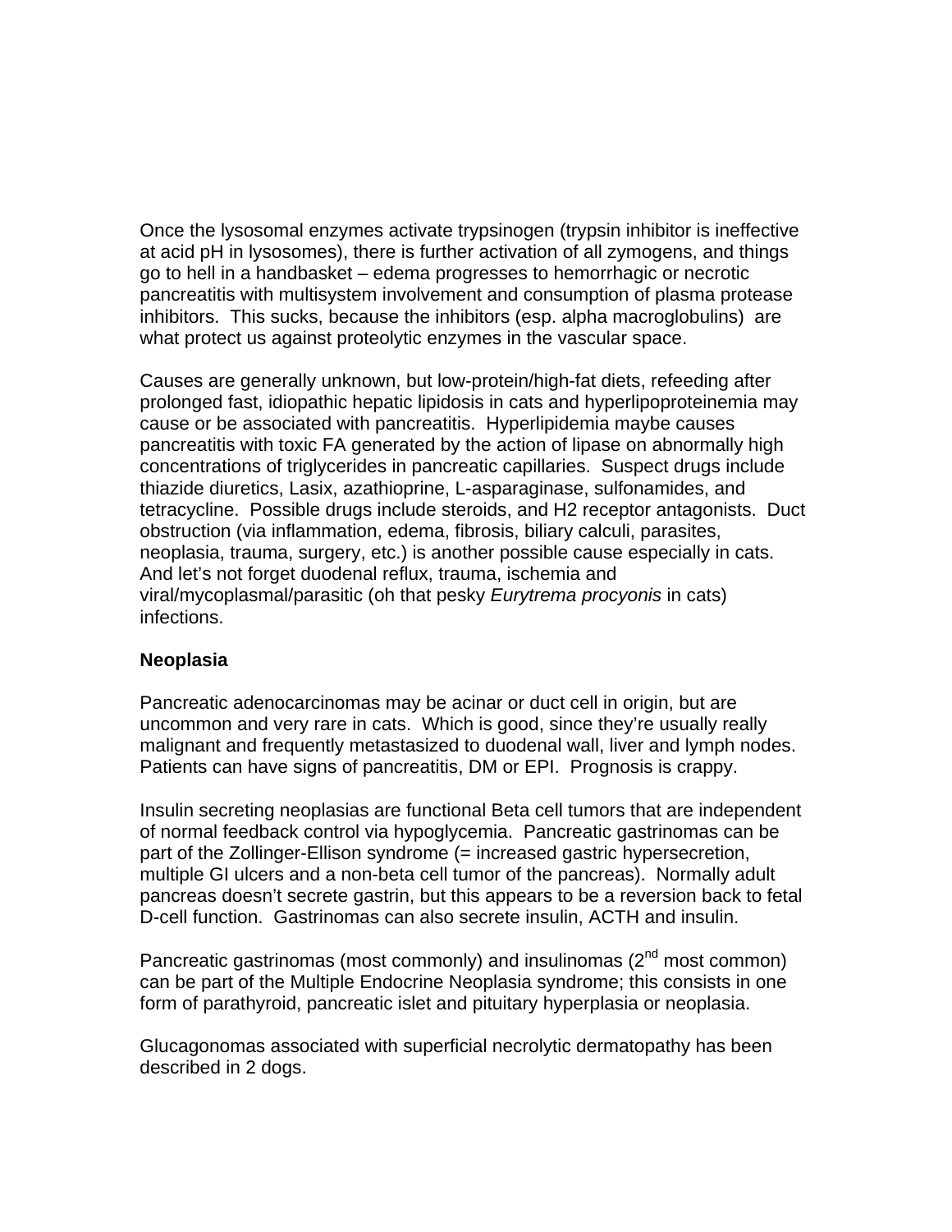Once the lysosomal enzymes activate trypsinogen (trypsin inhibitor is ineffective at acid pH in lysosomes), there is further activation of all zymogens, and things go to hell in a handbasket – edema progresses to hemorrhagic or necrotic pancreatitis with multisystem involvement and consumption of plasma protease inhibitors. This sucks, because the inhibitors (esp. alpha macroglobulins) are what protect us against proteolytic enzymes in the vascular space.

Causes are generally unknown, but low-protein/high-fat diets, refeeding after prolonged fast, idiopathic hepatic lipidosis in cats and hyperlipoproteinemia may cause or be associated with pancreatitis. Hyperlipidemia maybe causes pancreatitis with toxic FA generated by the action of lipase on abnormally high concentrations of triglycerides in pancreatic capillaries. Suspect drugs include thiazide diuretics, Lasix, azathioprine, L-asparaginase, sulfonamides, and tetracycline. Possible drugs include steroids, and H2 receptor antagonists. Duct obstruction (via inflammation, edema, fibrosis, biliary calculi, parasites, neoplasia, trauma, surgery, etc.) is another possible cause especially in cats. And let's not forget duodenal reflux, trauma, ischemia and viral/mycoplasmal/parasitic (oh that pesky *Eurytrema procyonis* in cats) infections.

**Neoplasia**

Pancreatic adenocarcinomas may be acinar or duct cell in origin, but are uncommon and very rare in cats. Which is good, since they're usually really malignant and frequently metastasized to duodenal wall, liver and lymph nodes. Patients can have signs of pancreatitis, DM or EPI. Prognosis is crappy.

Insulin secreting neoplasias are functional Beta cell tumors that are independent of normal feedback control via hypoglycemia. Pancreatic gastrinomas can be part of the Zollinger-Ellison syndrome (= increased gastric hypersecretion, multiple GI ulcers and a non-beta cell tumor of the pancreas). Normally adult pancreas doesn't secrete gastrin, but this appears to be a reversion back to fetal D-cell function. Gastrinomas can also secrete insulin, ACTH and insulin.

Pancreatic gastrinomas (most commonly) and insulinomas (2nd most common) can be part of the Multiple Endocrine Neoplasia syndrome; this consists in one form of parathyroid, pancreatic islet and pituitary hyperplasia or neoplasia.

Glucagonomas associated with superficial necrolytic dermatopathy has been described in 2 dogs.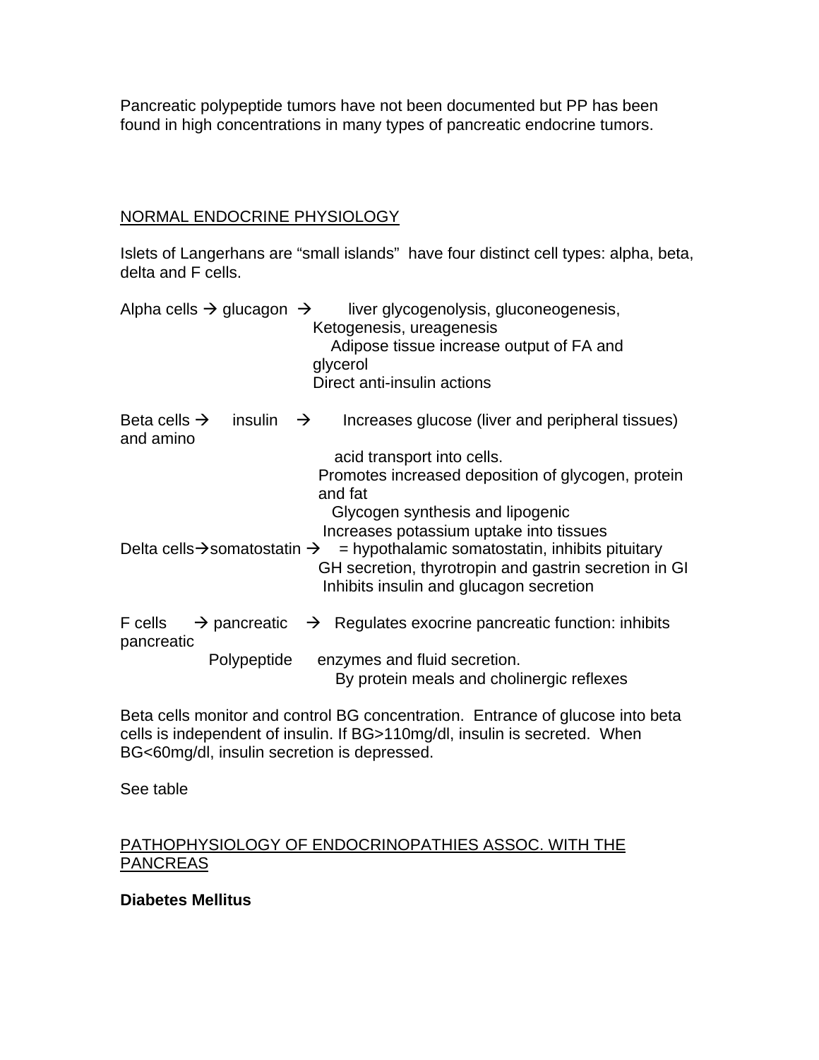Pancreatic polypeptide tumors have not been documented but PP has been found in high concentrations in many types of pancreatic endocrine tumors.

## NORMAL ENDOCRINE PHYSIOLOGY

Islets of Langerhans are “small islands” have four distinct cell types: alpha, beta, delta and F cells.

Alpha cells → glucagon → liver glycogenolysis, gluconeogenesis, Ketogenesis, ureagenesis
Adipose tissue increase output of FA and glycerol
Direct anti-insulin actions

Beta cells → insulin → Increases glucose (liver and peripheral tissues) and amino acid transport into cells.
Promotes increased deposition of glycogen, protein and fat
Glycogen synthesis and lipogenic
Increases potassium uptake into tissues

Delta cells→somatostatin → = hypothalamic somatostatin, inhibits pituitary GH secretion, thyrotropin and gastrin secretion in GI
Inhibits insulin and glucagon secretion

F cells → pancreatic Polypeptide → Regulates exocrine pancreatic function: inhibits pancreatic enzymes and fluid secretion.
By protein meals and cholinergic reflexes

Beta cells monitor and control BG concentration. Entrance of glucose into beta cells is independent of insulin. If BG>110mg/dl, insulin is secreted. When BG<60mg/dl, insulin secretion is depressed.

See table

## PATHOPHYSIOLOGY OF ENDOCRINOPATHIES ASSOC. WITH THE PANCREAS

### Diabetes Mellitus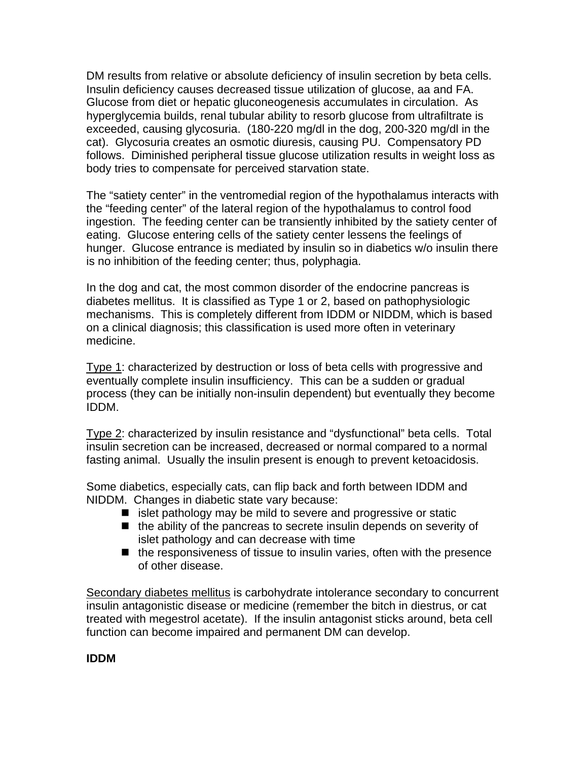DM results from relative or absolute deficiency of insulin secretion by beta cells. Insulin deficiency causes decreased tissue utilization of glucose, aa and FA. Glucose from diet or hepatic gluconeogenesis accumulates in circulation. As hyperglycemia builds, renal tubular ability to resorb glucose from ultrafiltrate is exceeded, causing glycosuria. (180-220 mg/dl in the dog, 200-320 mg/dl in the cat). Glycosuria creates an osmotic diuresis, causing PU. Compensatory PD follows. Diminished peripheral tissue glucose utilization results in weight loss as body tries to compensate for perceived starvation state.

The "satiety center" in the ventromedial region of the hypothalamus interacts with the "feeding center" of the lateral region of the hypothalamus to control food ingestion. The feeding center can be transiently inhibited by the satiety center of eating. Glucose entering cells of the satiety center lessens the feelings of hunger. Glucose entrance is mediated by insulin so in diabetics w/o insulin there is no inhibition of the feeding center; thus, polyphagia.

In the dog and cat, the most common disorder of the endocrine pancreas is diabetes mellitus. It is classified as Type 1 or 2, based on pathophysiologic mechanisms. This is completely different from IDDM or NIDDM, which is based on a clinical diagnosis; this classification is used more often in veterinary medicine.

<u>Type 1</u>: characterized by destruction or loss of beta cells with progressive and eventually complete insulin insufficiency. This can be a sudden or gradual process (they can be initially non-insulin dependent) but eventually they become IDDM.

<u>Type 2</u>: characterized by insulin resistance and "dysfunctional" beta cells. Total insulin secretion can be increased, decreased or normal compared to a normal fasting animal. Usually the insulin present is enough to prevent ketoacidosis.

Some diabetics, especially cats, can flip back and forth between IDDM and NIDDM. Changes in diabetic state vary because:

- islet pathology may be mild to severe and progressive or static
- the ability of the pancreas to secrete insulin depends on severity of islet pathology and can decrease with time
- the responsiveness of tissue to insulin varies, often with the presence of other disease.

<u>Secondary diabetes mellitus</u> is carbohydrate intolerance secondary to concurrent insulin antagonistic disease or medicine (remember the bitch in diestrus, or cat treated with megestrol acetate). If the insulin antagonist sticks around, beta cell function can become impaired and permanent DM can develop.

**IDDM**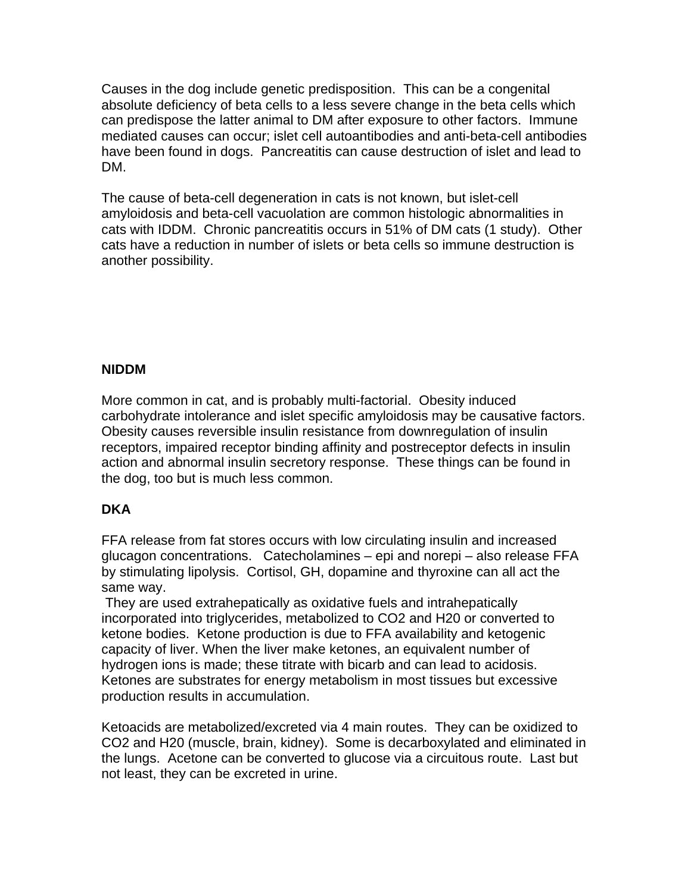Causes in the dog include genetic predisposition. This can be a congenital absolute deficiency of beta cells to a less severe change in the beta cells which can predispose the latter animal to DM after exposure to other factors. Immune mediated causes can occur; islet cell autoantibodies and anti-beta-cell antibodies have been found in dogs. Pancreatitis can cause destruction of islet and lead to DM.

The cause of beta-cell degeneration in cats is not known, but islet-cell amyloidosis and beta-cell vacuolation are common histologic abnormalities in cats with IDDM. Chronic pancreatitis occurs in 51% of DM cats (1 study). Other cats have a reduction in number of islets or beta cells so immune destruction is another possibility.

**NIDDM**

More common in cat, and is probably multi-factorial. Obesity induced carbohydrate intolerance and islet specific amyloidosis may be causative factors. Obesity causes reversible insulin resistance from downregulation of insulin receptors, impaired receptor binding affinity and postreceptor defects in insulin action and abnormal insulin secretory response. These things can be found in the dog, too but is much less common.

**DKA**

FFA release from fat stores occurs with low circulating insulin and increased glucagon concentrations. Catecholamines – epi and norepi – also release FFA by stimulating lipolysis. Cortisol, GH, dopamine and thyroxine can all act the same way.

They are used extrahepatically as oxidative fuels and intrahepatically incorporated into triglycerides, metabolized to $CO_2$ and $H_2O$ or converted to ketone bodies. Ketone production is due to FFA availability and ketogenic capacity of liver. When the liver make ketones, an equivalent number of hydrogen ions is made; these titrate with bicarb and can lead to acidosis. Ketones are substrates for energy metabolism in most tissues but excessive production results in accumulation.

Ketoacids are metabolized/excreted via 4 main routes. They can be oxidized to $CO_2$ and $H_2O$ (muscle, brain, kidney). Some is decarboxylated and eliminated in the lungs. Acetone can be converted to glucose via a circuitous route. Last but not least, they can be excreted in urine.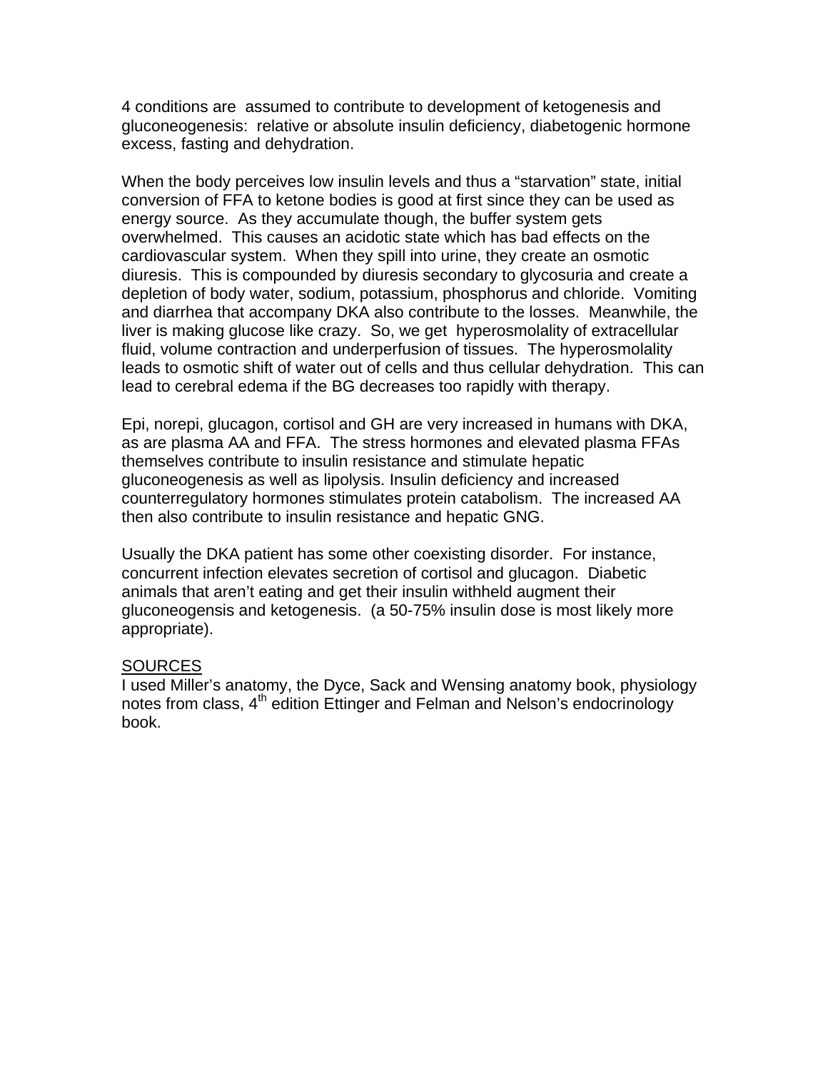4 conditions are assumed to contribute to development of ketogenesis and gluconeogenesis: relative or absolute insulin deficiency, diabetogenic hormone excess, fasting and dehydration.

When the body perceives low insulin levels and thus a "starvation" state, initial conversion of FFA to ketone bodies is good at first since they can be used as energy source. As they accumulate though, the buffer system gets overwhelmed. This causes an acidotic state which has bad effects on the cardiovascular system. When they spill into urine, they create an osmotic diuresis. This is compounded by diuresis secondary to glycosuria and create a depletion of body water, sodium, potassium, phosphorus and chloride. Vomiting and diarrhea that accompany DKA also contribute to the losses. Meanwhile, the liver is making glucose like crazy. So, we get hyperosmolality of extracellular fluid, volume contraction and underperfusion of tissues. The hyperosmolality leads to osmotic shift of water out of cells and thus cellular dehydration. This can lead to cerebral edema if the BG decreases too rapidly with therapy.

Epi, norepi, glucagon, cortisol and GH are very increased in humans with DKA, as are plasma AA and FFA. The stress hormones and elevated plasma FFAs themselves contribute to insulin resistance and stimulate hepatic gluconeogenesis as well as lipolysis. Insulin deficiency and increased counterregulatory hormones stimulates protein catabolism. The increased AA then also contribute to insulin resistance and hepatic GNG.

Usually the DKA patient has some other coexisting disorder. For instance, concurrent infection elevates secretion of cortisol and glucagon. Diabetic animals that aren't eating and get their insulin withheld augment their gluconeogensis and ketogenesis. (a 50-75% insulin dose is most likely more appropriate).

<u>SOURCES</u>

I used Miller's anatomy, the Dyce, Sack and Wensing anatomy book, physiology notes from class, 4th edition Ettinger and Felman and Nelson's endocrinology book.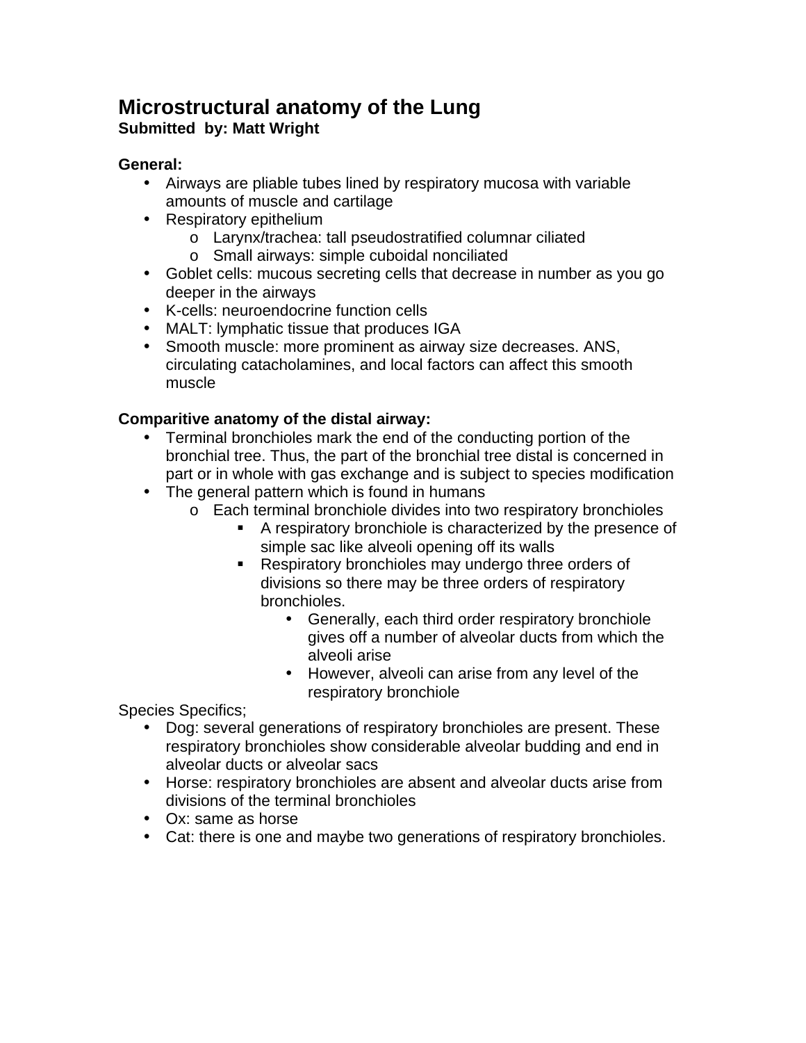# Microstructural anatomy of the Lung

**Submitted by: Matt Wright**

**General:**

- Airways are pliable tubes lined by respiratory mucosa with variable amounts of muscle and cartilage
- Respiratory epithelium
  - Larynx/trachea: tall pseudostratified columnar ciliated
  - Small airways: simple cuboidal nonciliated
- Goblet cells: mucous secreting cells that decrease in number as you go deeper in the airways
- K-cells: neuroendocrine function cells
- MALT: lymphatic tissue that produces IGA
- Smooth muscle: more prominent as airway size decreases. ANS, circulating catacholamines, and local factors can affect this smooth muscle

**Comparitive anatomy of the distal airway:**

- Terminal bronchioles mark the end of the conducting portion of the bronchial tree. Thus, the part of the bronchial tree distal is concerned in part or in whole with gas exchange and is subject to species modification
- The general pattern which is found in humans
  - Each terminal bronchiole divides into two respiratory bronchioles
    - A respiratory bronchiole is characterized by the presence of simple sac like alveoli opening off its walls
    - Respiratory bronchioles may undergo three orders of divisions so there may be three orders of respiratory bronchioles.
      - Generally, each third order respiratory bronchiole gives off a number of alveolar ducts from which the alveoli arise
      - However, alveoli can arise from any level of the respiratory bronchiole

Species Specifics;

- Dog: several generations of respiratory bronchioles are present. These respiratory bronchioles show considerable alveolar budding and end in alveolar ducts or alveolar sacs
- Horse: respiratory bronchioles are absent and alveolar ducts arise from divisions of the terminal bronchioles
- Ox: same as horse
- Cat: there is one and maybe two generations of respiratory bronchioles.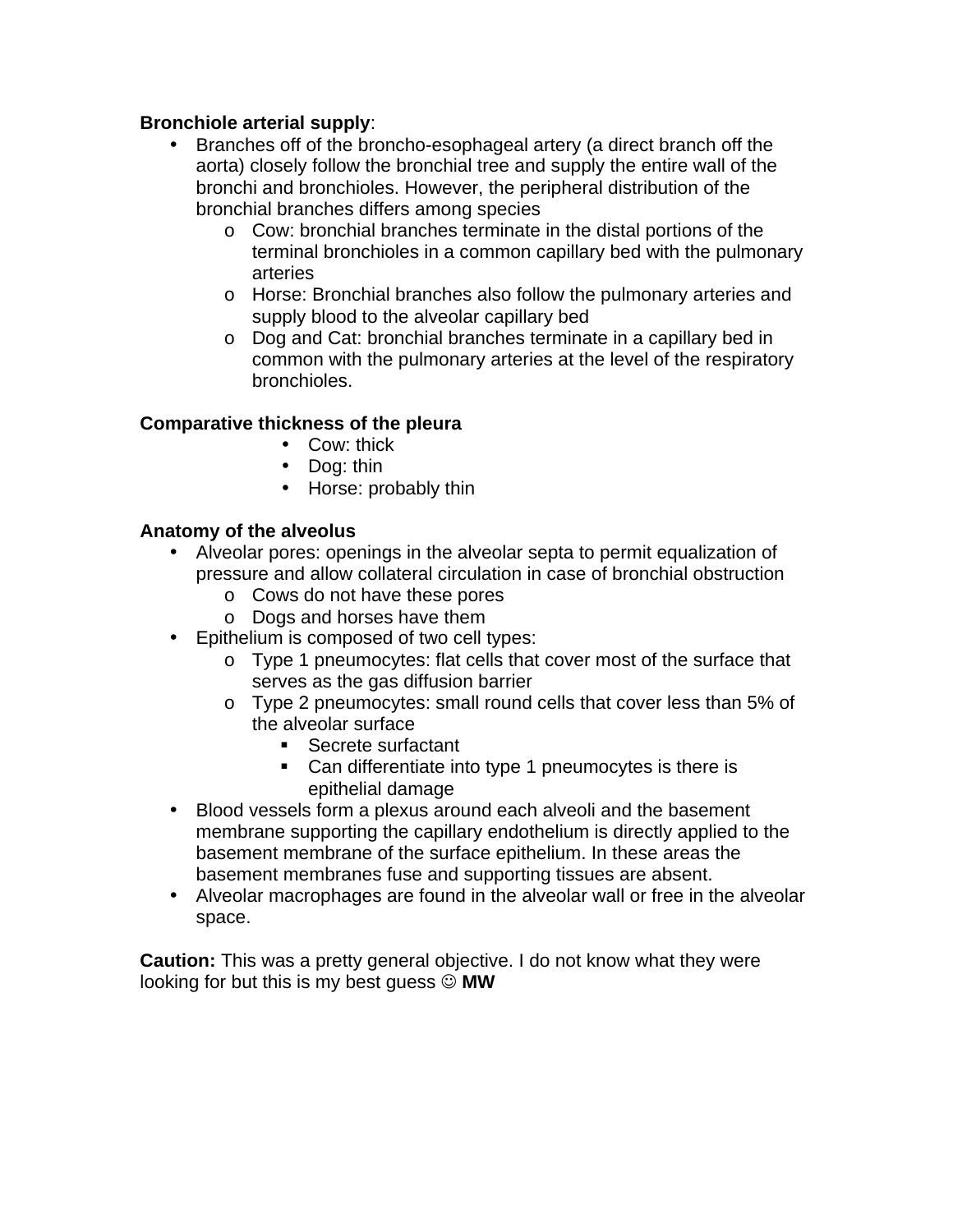**Bronchiole arterial supply**:

- Branches off of the broncho-esophageal artery (a direct branch off the aorta) closely follow the bronchial tree and supply the entire wall of the bronchi and bronchioles. However, the peripheral distribution of the bronchial branches differs among species
  - Cow: bronchial branches terminate in the distal portions of the terminal bronchioles in a common capillary bed with the pulmonary arteries
  - Horse: Bronchial branches also follow the pulmonary arteries and supply blood to the alveolar capillary bed
  - Dog and Cat: bronchial branches terminate in a capillary bed in common with the pulmonary arteries at the level of the respiratory bronchioles.

**Comparative thickness of the pleura**

- Cow: thick
- Dog: thin
- Horse: probably thin

**Anatomy of the alveolus**

- Alveolar pores: openings in the alveolar septa to permit equalization of pressure and allow collateral circulation in case of bronchial obstruction
  - Cows do not have these pores
  - Dogs and horses have them
- Epithelium is composed of two cell types:
  - Type 1 pneumocytes: flat cells that cover most of the surface that serves as the gas diffusion barrier
  - Type 2 pneumocytes: small round cells that cover less than 5% of the alveolar surface
    - Secrete surfactant
    - Can differentiate into type 1 pneumocytes is there is epithelial damage
- Blood vessels form a plexus around each alveoli and the basement membrane supporting the capillary endothelium is directly applied to the basement membrane of the surface epithelium. In these areas the basement membranes fuse and supporting tissues are absent.
- Alveolar macrophages are found in the alveolar wall or free in the alveolar space.

**Caution:** This was a pretty general objective. I do not know what they were looking for but this is my best guess ☺ **MW**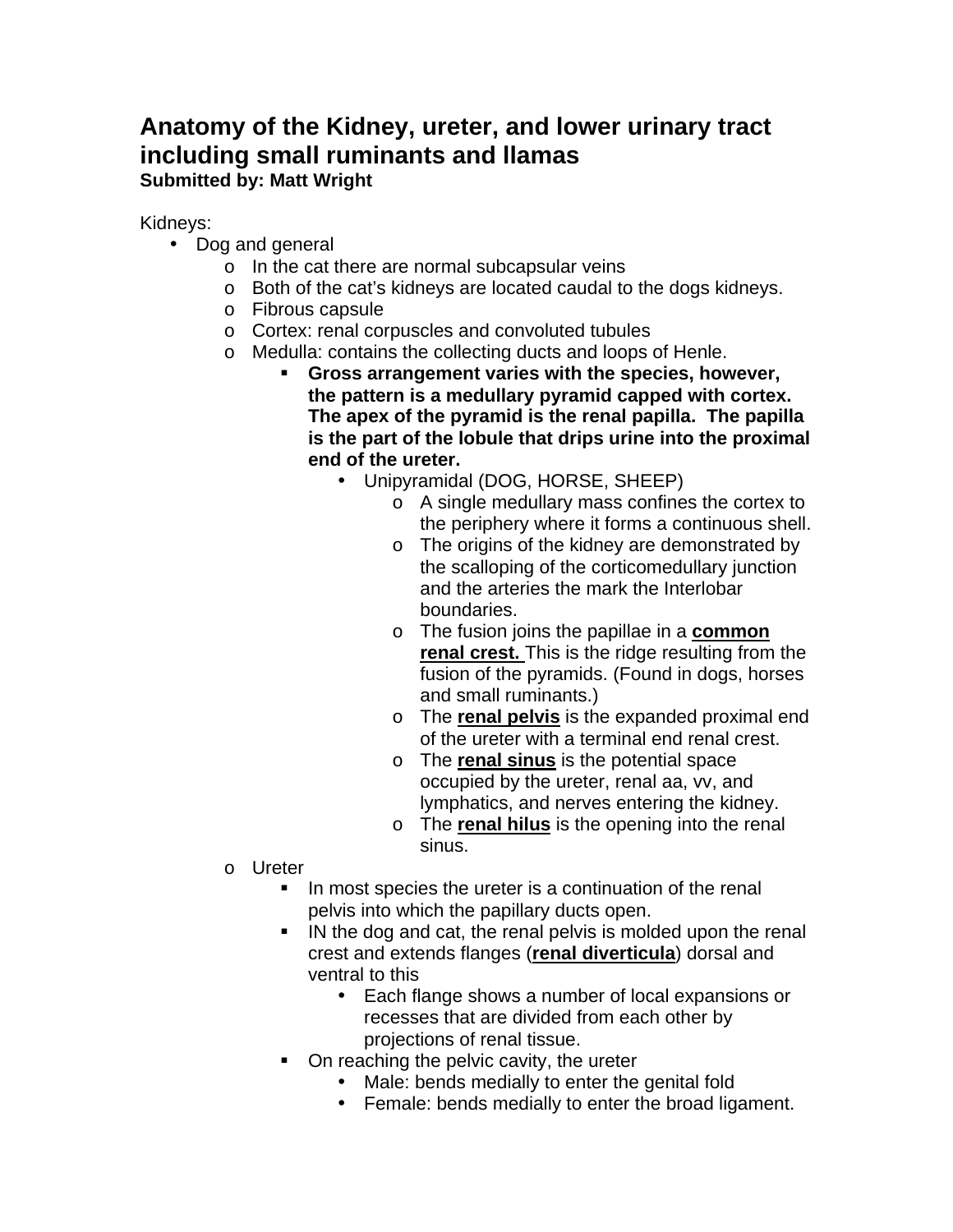# Anatomy of the Kidney, ureter, and lower urinary tract including small ruminants and llamas

**Submitted by: Matt Wright**

Kidneys:

- Dog and general
  - In the cat there are normal subcapsular veins
  - Both of the cat's kidneys are located caudal to the dogs kidneys.
  - Fibrous capsule
  - Cortex: renal corpuscles and convoluted tubules
  - Medulla: contains the collecting ducts and loops of Henle.
    - **Gross arrangement varies with the species, however, the pattern is a medullary pyramid capped with cortex. The apex of the pyramid is the renal papilla. The papilla is the part of the lobule that drips urine into the proximal end of the ureter.**
      - Unipyramidal (DOG, HORSE, SHEEP)
        - A single medullary mass confines the cortex to the periphery where it forms a continuous shell.
        - The origins of the kidney are demonstrated by the scalloping of the corticomedullary junction and the arteries the mark the Interlobar boundaries.
        - The fusion joins the papillae in a **common renal crest.** This is the ridge resulting from the fusion of the pyramids. (Found in dogs, horses and small ruminants.)
        - The **renal pelvis** is the expanded proximal end of the ureter with a terminal end renal crest.
        - The **renal sinus** is the potential space occupied by the ureter, renal aa, vv, and lymphatics, and nerves entering the kidney.
        - The **renal hilus** is the opening into the renal sinus.
  - Ureter
    - In most species the ureter is a continuation of the renal pelvis into which the papillary ducts open.
    - IN the dog and cat, the renal pelvis is molded upon the renal crest and extends flanges (**renal diverticula**) dorsal and ventral to this
      - Each flange shows a number of local expansions or recesses that are divided from each other by projections of renal tissue.
    - On reaching the pelvic cavity, the ureter
      - Male: bends medially to enter the genital fold
      - Female: bends medially to enter the broad ligament.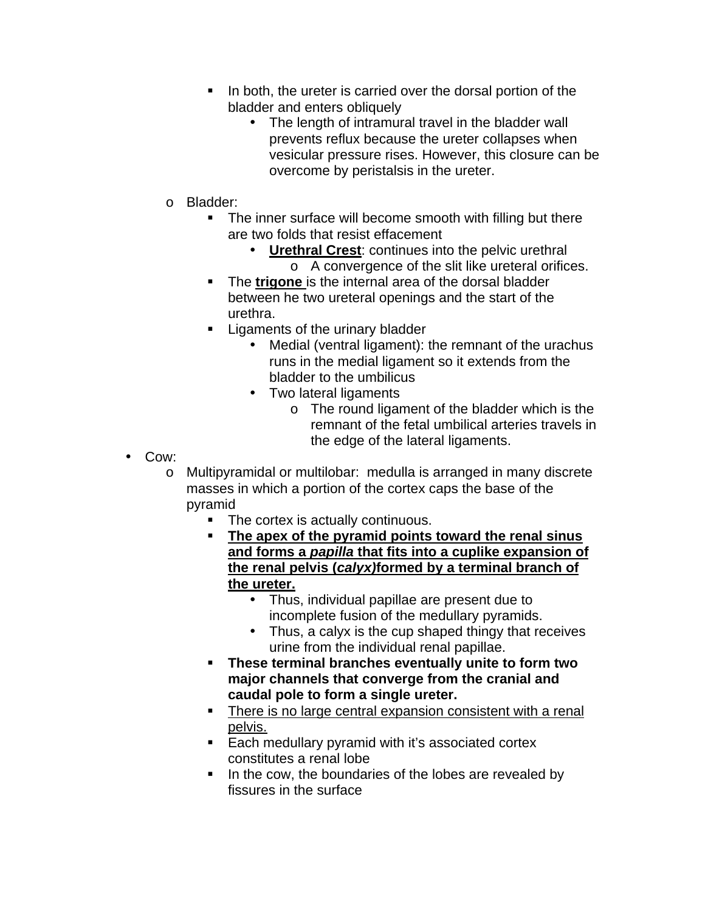- In both, the ureter is carried over the dorsal portion of the bladder and enters obliquely
        - The length of intramural travel in the bladder wall prevents reflux because the ureter collapses when vesicular pressure rises. However, this closure can be overcome by peristalsis in the ureter.

  - Bladder:
    - The inner surface will become smooth with filling but there are two folds that resist effacement
      - <u>**Urethral Crest**</u>: continues into the pelvic urethral
        - A convergence of the slit like ureteral orifices.
    - The <u>**trigone**</u> is the internal area of the dorsal bladder between he two ureteral openings and the start of the urethra.
    - Ligaments of the urinary bladder
      - Medial (ventral ligament): the remnant of the urachus runs in the medial ligament so it extends from the bladder to the umbilicus
      - Two lateral ligaments
        - The round ligament of the bladder which is the remnant of the fetal umbilical arteries travels in the edge of the lateral ligaments.

- Cow:
  - Multipyramidal or multilobar: medulla is arranged in many discrete masses in which a portion of the cortex caps the base of the pyramid
    - The cortex is actually continuous.
    - <u>**The apex of the pyramid points toward the renal sinus and forms a *papilla* that fits into a cuplike expansion of the renal pelvis (*calyx*)formed by a terminal branch of the ureter.**</u>
      - Thus, individual papillae are present due to incomplete fusion of the medullary pyramids.
      - Thus, a calyx is the cup shaped thingy that receives urine from the individual renal papillae.
    - **These terminal branches eventually unite to form two major channels that converge from the cranial and caudal pole to form a single ureter.**
    - <u>There is no large central expansion consistent with a renal pelvis.</u>
    - Each medullary pyramid with it's associated cortex constitutes a renal lobe
    - In the cow, the boundaries of the lobes are revealed by fissures in the surface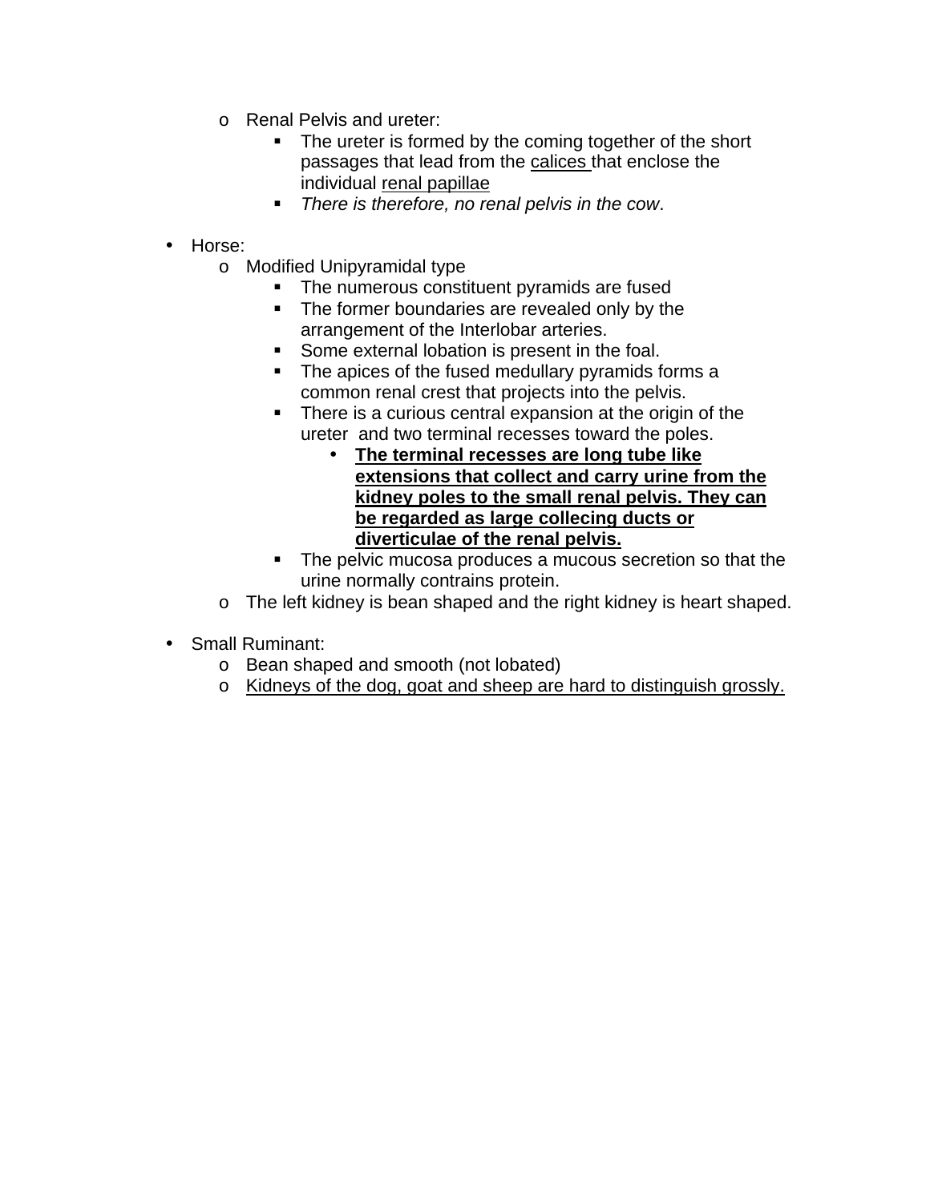- Renal Pelvis and ureter:
    - The ureter is formed by the coming together of the short passages that lead from the <u>calices</u> that enclose the individual <u>renal papillae</u>
    - *There is therefore, no renal pelvis in the cow*.

- Horse:
  - Modified Unipyramidal type
    - The numerous constituent pyramids are fused
    - The former boundaries are revealed only by the arrangement of the Interlobar arteries.
    - Some external lobation is present in the foal.
    - The apices of the fused medullary pyramids forms a common renal crest that projects into the pelvis.
    - There is a curious central expansion at the origin of the ureter and two terminal recesses toward the poles.
      - <u>**The terminal recesses are long tube like extensions that collect and carry urine from the kidney poles to the small renal pelvis. They can be regarded as large collecing ducts or diverticulae of the renal pelvis.**</u>
    - The pelvic mucosa produces a mucous secretion so that the urine normally contrains protein.
  - The left kidney is bean shaped and the right kidney is heart shaped.

- Small Ruminant:
  - Bean shaped and smooth (not lobated)
  - <u>Kidneys of the dog, goat and sheep are hard to distinguish grossly.</u>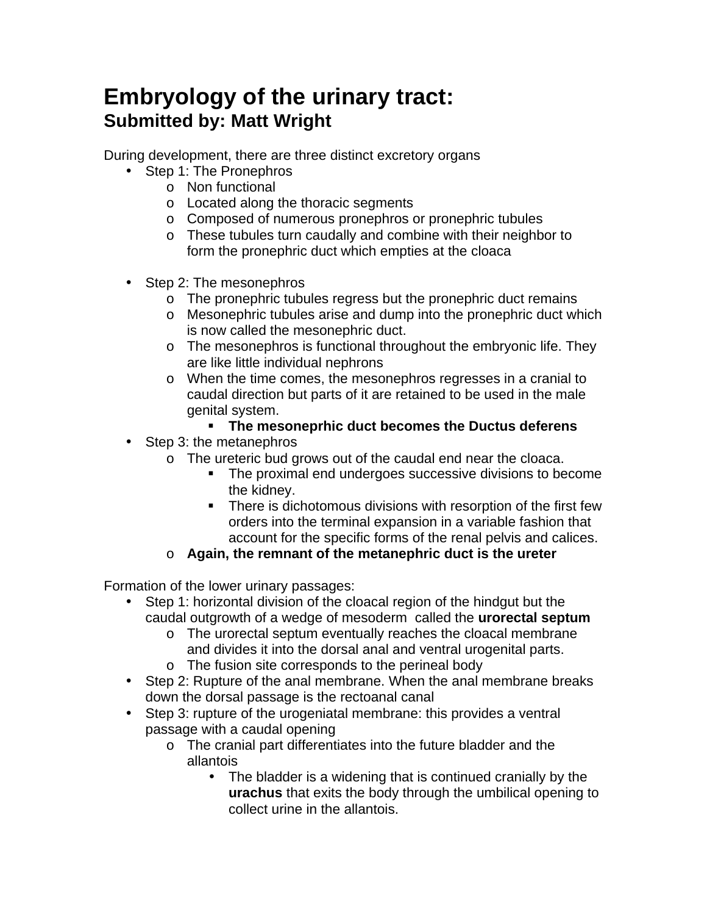# Embryology of the urinary tract:
## Submitted by: Matt Wright

During development, there are three distinct excretory organs

- Step 1: The Pronephros
  - Non functional
  - Located along the thoracic segments
  - Composed of numerous pronephros or pronephric tubules
  - These tubules turn caudally and combine with their neighbor to form the pronephric duct which empties at the cloaca

- Step 2: The mesonephros
  - The pronephric tubules regress but the pronephric duct remains
  - Mesonephric tubules arise and dump into the pronephric duct which is now called the mesonephric duct.
  - The mesonephros is functional throughout the embryonic life. They are like little individual nephrons
  - When the time comes, the mesonephros regresses in a cranial to caudal direction but parts of it are retained to be used in the male genital system.
    - **The meseneprhic duct becomes the Ductus deferens**
- Step 3: the metanephros
  - The ureteric bud grows out of the caudal end near the cloaca.
    - The proximal end undergoes successive divisions to become the kidney.
    - There is dichotomous divisions with resorption of the first few orders into the terminal expansion in a variable fashion that account for the specific forms of the renal pelvis and calices.
  - **Again, the remnant of the metanephric duct is the ureter**

Formation of the lower urinary passages:

- Step 1: horizontal division of the cloacal region of the hindgut but the caudal outgrowth of a wedge of mesoderm called the **urorectal septum**
  - The urorectal septum eventually reaches the cloacal membrane and divides it into the dorsal anal and ventral urogenital parts.
  - The fusion site corresponds to the perineal body
- Step 2: Rupture of the anal membrane. When the anal membrane breaks down the dorsal passage is the rectoanal canal
- Step 3: rupture of the urogeniatal membrane: this provides a ventral passage with a caudal opening
  - The cranial part differentiates into the future bladder and the allantois
    - The bladder is a widening that is continued cranially by the **urachus** that exits the body through the umbilical opening to collect urine in the allantois.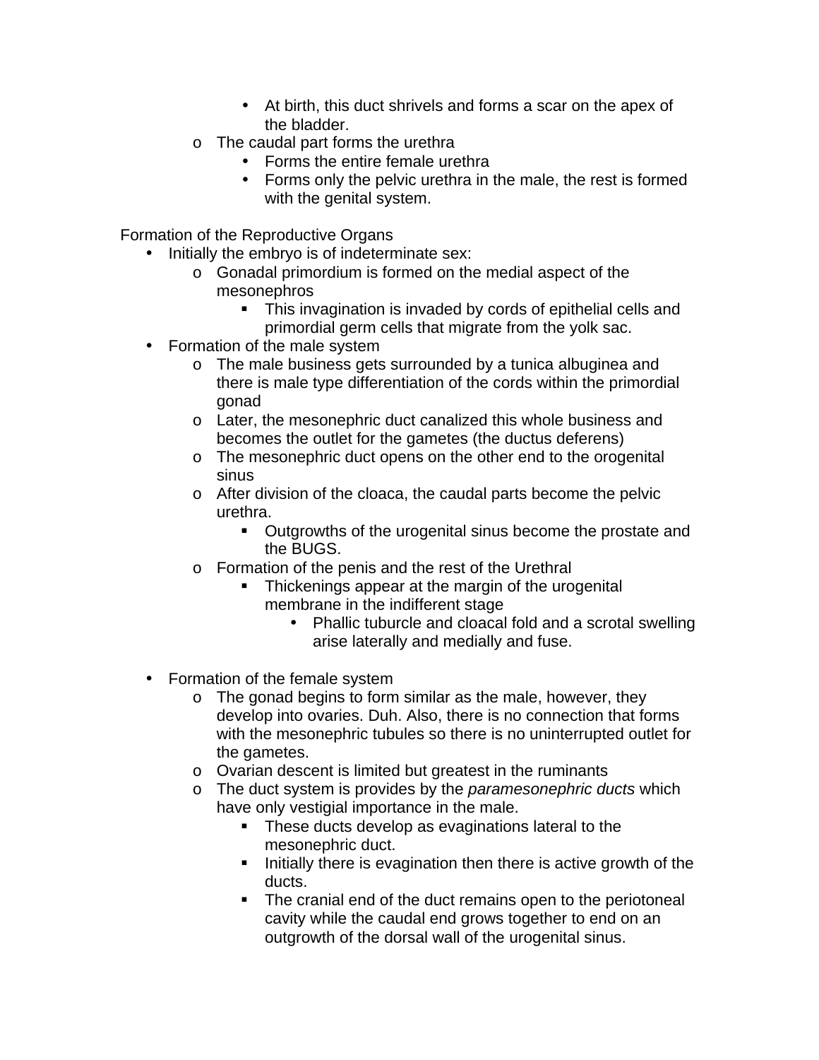- At birth, this duct shrivels and forms a scar on the apex of the bladder.
    - The caudal part forms the urethra
        - Forms the entire female urethra
        - Forms only the pelvic urethra in the male, the rest is formed with the genital system.

Formation of the Reproductive Organs

- Initially the embryo is of indeterminate sex:
    - Gonadal primordium is formed on the medial aspect of the mesonephros
        - This invagination is invaded by cords of epithelial cells and primordial germ cells that migrate from the yolk sac.
- Formation of the male system
    - The male business gets surrounded by a tunica albuginea and there is male type differentiation of the cords within the primordial gonad
    - Later, the mesonephric duct canalized this whole business and becomes the outlet for the gametes (the ductus deferens)
    - The mesonephric duct opens on the other end to the orogenital sinus
    - After division of the cloaca, the caudal parts become the pelvic urethra.
        - Outgrowths of the urogenital sinus become the prostate and the BUGS.
    - Formation of the penis and the rest of the Urethral
        - Thickenings appear at the margin of the urogenital membrane in the indifferent stage
            - Phallic tuburcle and cloacal fold and a scrotal swelling arise laterally and medially and fuse.

- Formation of the female system
    - The gonad begins to form similar as the male, however, they develop into ovaries. Duh. Also, there is no connection that forms with the mesonephric tubules so there is no uninterrupted outlet for the gametes.
    - Ovarian descent is limited but greatest in the ruminants
    - The duct system is provides by the *paramesonephric ducts* which have only vestigial importance in the male.
        - These ducts develop as evaginations lateral to the mesonephric duct.
        - Initially there is evagination then there is active growth of the ducts.
        - The cranial end of the duct remains open to the periotoneal cavity while the caudal end grows together to end on an outgrowth of the dorsal wall of the urogenital sinus.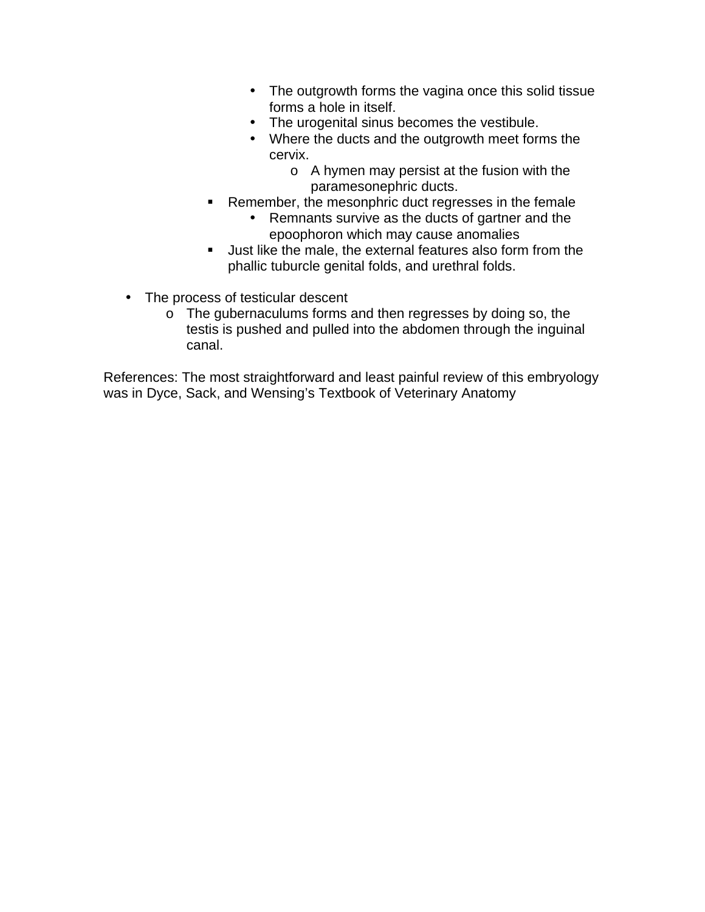- The outgrowth forms the vagina once this solid tissue forms a hole in itself.
        - The urogenital sinus becomes the vestibule.
        - Where the ducts and the outgrowth meet forms the cervix.
            - A hymen may persist at the fusion with the paramesonephric ducts.
    - Remember, the mesonphric duct regresses in the female
        - Remnants survive as the ducts of gartner and the epoophoron which may cause anomalies
    - Just like the male, the external features also form from the phallic tuburcle genital folds, and urethral folds.

- The process of testicular descent
    - The gubernaculums forms and then regresses by doing so, the testis is pushed and pulled into the abdomen through the inguinal canal.

References: The most straightforward and least painful review of this embryology was in Dyce, Sack, and Wensing's Textbook of Veterinary Anatomy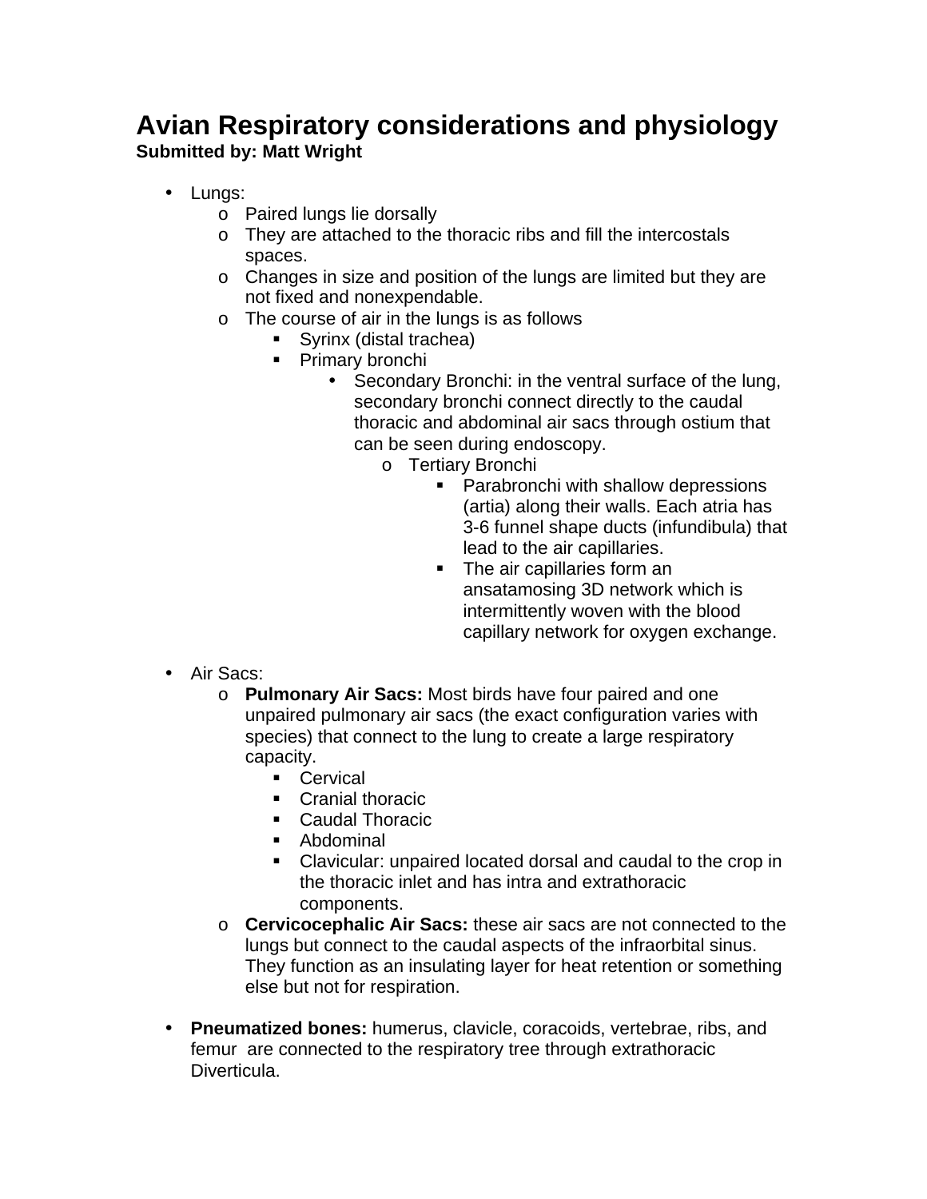# Avian Respiratory considerations and physiology

**Submitted by: Matt Wright**

- Lungs:
  - Paired lungs lie dorsally
  - They are attached to the thoracic ribs and fill the intercostals spaces.
  - Changes in size and position of the lungs are limited but they are not fixed and nonexpendable.
  - The course of air in the lungs is as follows
    - Syrinx (distal trachea)
    - Primary bronchi
      - Secondary Bronchi: in the ventral surface of the lung, secondary bronchi connect directly to the caudal thoracic and abdominal air sacs through ostium that can be seen during endoscopy.
        - Tertiary Bronchi
          - Parabronchi with shallow depressions (artia) along their walls. Each atria has 3-6 funnel shape ducts (infundibula) that lead to the air capillaries.
          - The air capillaries form an ansatamosing 3D network which is intermittently woven with the blood capillary network for oxygen exchange.

- Air Sacs:
  - **Pulmonary Air Sacs:** Most birds have four paired and one unpaired pulmonary air sacs (the exact configuration varies with species) that connect to the lung to create a large respiratory capacity.
    - Cervical
    - Cranial thoracic
    - Caudal Thoracic
    - Abdominal
    - Clavicular: unpaired located dorsal and caudal to the crop in the thoracic inlet and has intra and extrathoracic components.
  - **Cervicocephalic Air Sacs:** these air sacs are not connected to the lungs but connect to the caudal aspects of the infraorbital sinus. They function as an insulating layer for heat retention or something else but not for respiration.

- **Pneumatized bones:** humerus, clavicle, coracoids, vertebrae, ribs, and femur are connected to the respiratory tree through extrathoracic Diverticula.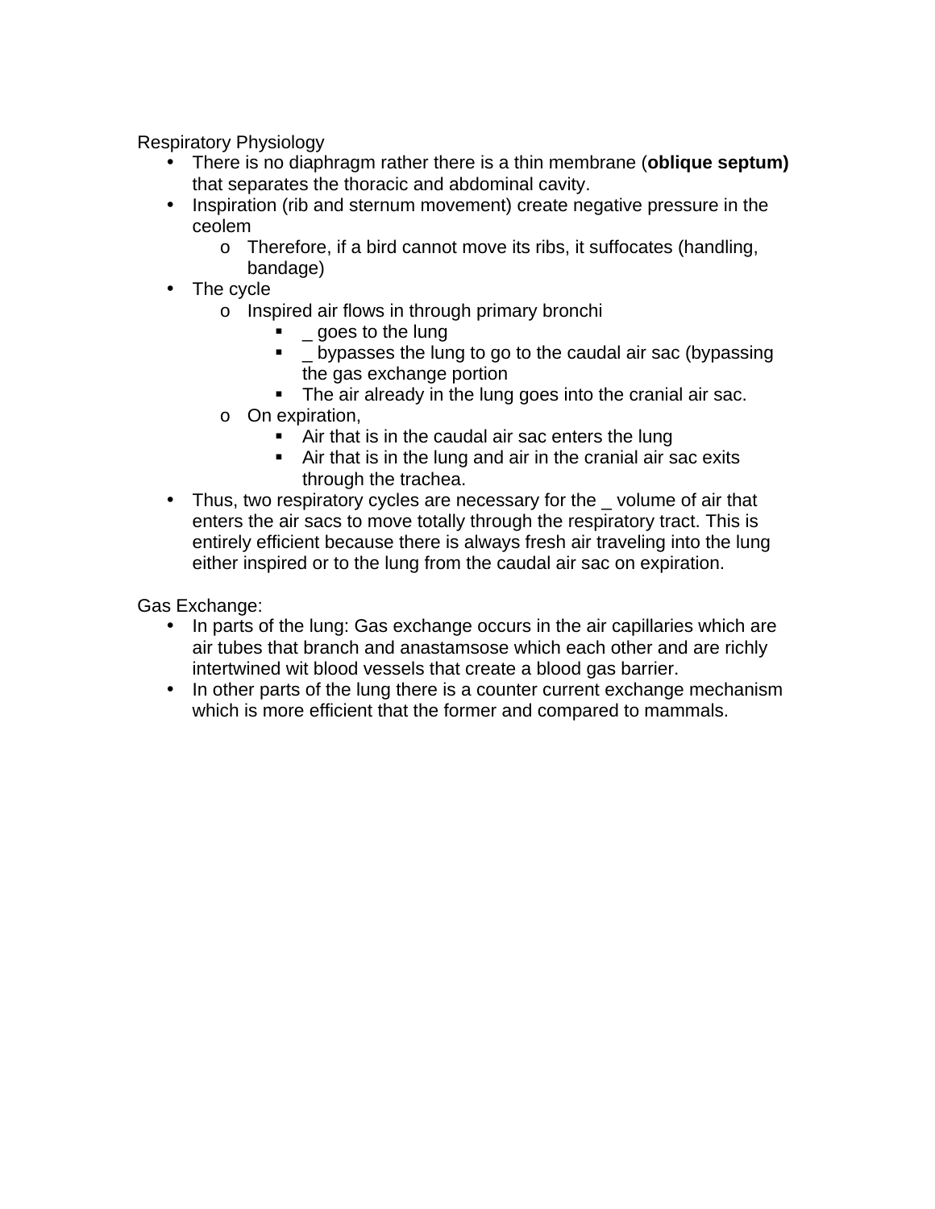Respiratory Physiology

- There is no diaphragm rather there is a thin membrane (**oblique septum)** that separates the thoracic and abdominal cavity.
- Inspiration (rib and sternum movement) create negative pressure in the ceolem
  - Therefore, if a bird cannot move its ribs, it suffocates (handling, bandage)
- The cycle
  - Inspired air flows in through primary bronchi
    - _ goes to the lung
    - _ bypasses the lung to go to the caudal air sac (bypassing the gas exchange portion
    - The air already in the lung goes into the cranial air sac.
  - On expiration,
    - Air that is in the caudal air sac enters the lung
    - Air that is in the lung and air in the cranial air sac exits through the trachea.
- Thus, two respiratory cycles are necessary for the _ volume of air that enters the air sacs to move totally through the respiratory tract. This is entirely efficient because there is always fresh air traveling into the lung either inspired or to the lung from the caudal air sac on expiration.

Gas Exchange:

- In parts of the lung: Gas exchange occurs in the air capillaries which are air tubes that branch and anastamsose which each other and are richly intertwined wit blood vessels that create a blood gas barrier.
- In other parts of the lung there is a counter current exchange mechanism which is more efficient that the former and compared to mammals.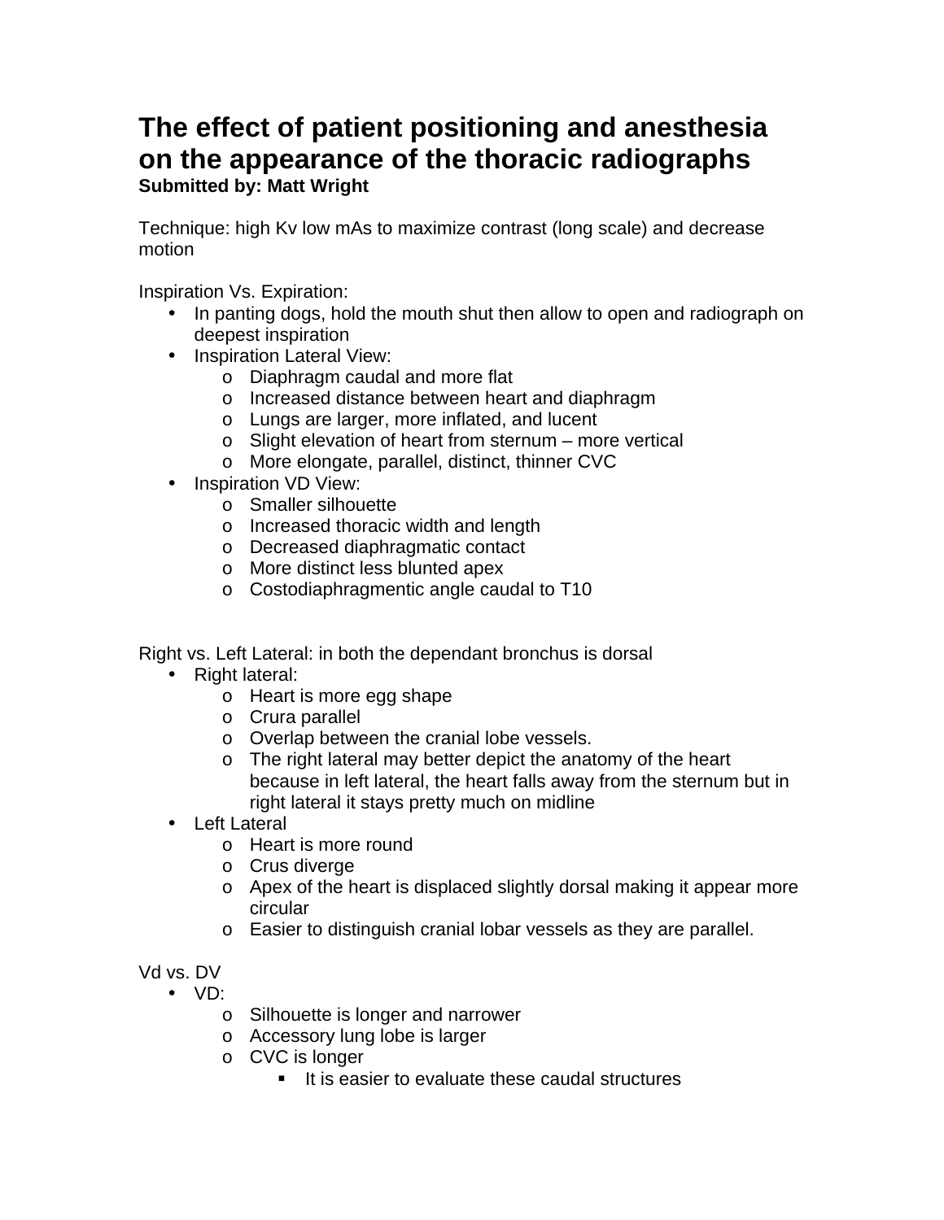# The effect of patient positioning and anesthesia on the appearance of the thoracic radiographs

**Submitted by: Matt Wright**

Technique: high Kv low mAs to maximize contrast (long scale) and decrease motion

Inspiration Vs. Expiration:

- In panting dogs, hold the mouth shut then allow to open and radiograph on deepest inspiration
- Inspiration Lateral View:
  - Diaphragm caudal and more flat
  - Increased distance between heart and diaphragm
  - Lungs are larger, more inflated, and lucent
  - Slight elevation of heart from sternum – more vertical
  - More elongate, parallel, distinct, thinner CVC
- Inspiration VD View:
  - Smaller silhouette
  - Increased thoracic width and length
  - Decreased diaphragmatic contact
  - More distinct less blunted apex
  - Costodiaphragmentic angle caudal to T10

Right vs. Left Lateral: in both the dependant bronchus is dorsal

- Right lateral:
  - Heart is more egg shape
  - Crura parallel
  - Overlap between the cranial lobe vessels.
  - The right lateral may better depict the anatomy of the heart because in left lateral, the heart falls away from the sternum but in right lateral it stays pretty much on midline
- Left Lateral
  - Heart is more round
  - Crus diverge
  - Apex of the heart is displaced slightly dorsal making it appear more circular
  - Easier to distinguish cranial lobar vessels as they are parallel.

Vd vs. DV

- VD:
  - Silhouette is longer and narrower
  - Accessory lung lobe is larger
  - CVC is longer
    - It is easier to evaluate these caudal structures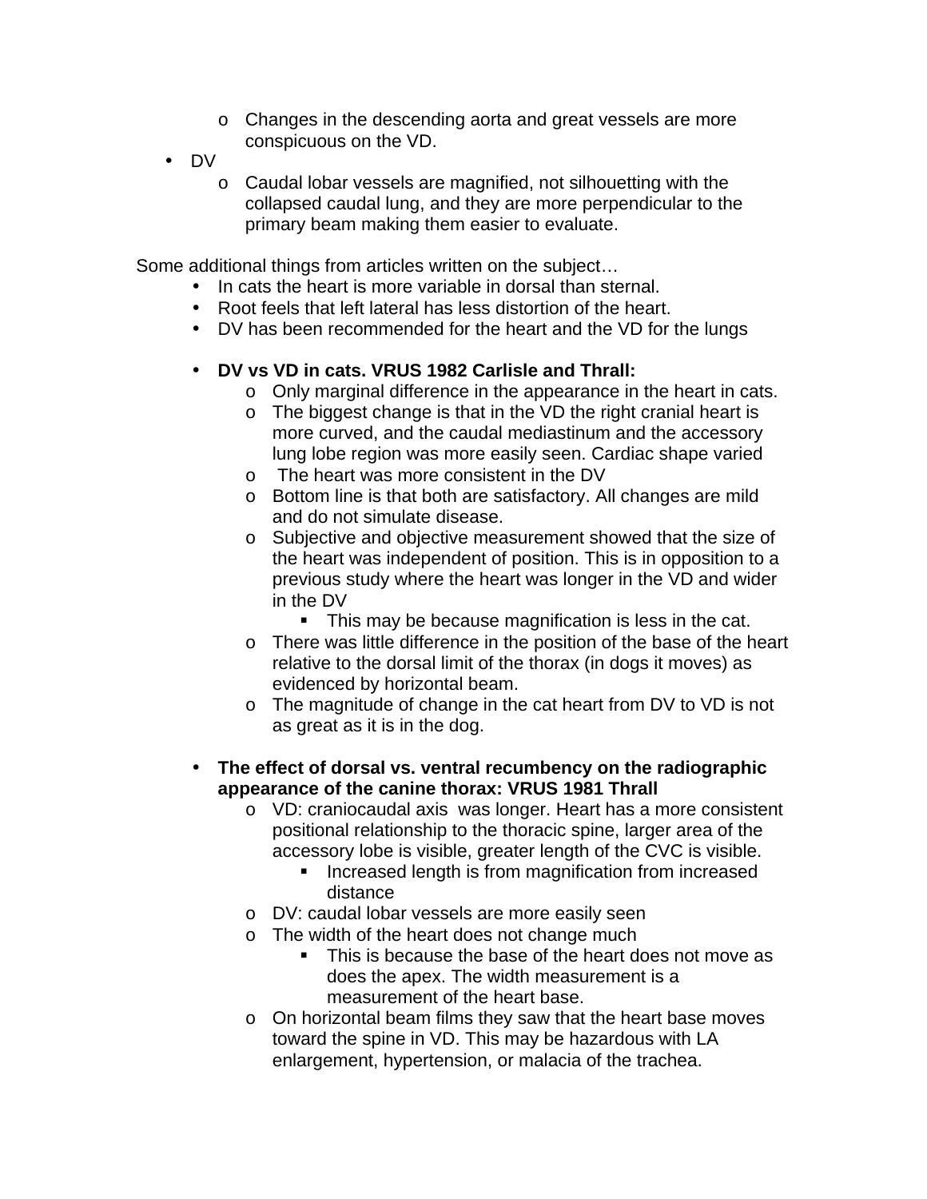- Changes in the descending aorta and great vessels are more conspicuous on the VD.

- DV
  - Caudal lobar vessels are magnified, not silhouetting with the collapsed caudal lung, and they are more perpendicular to the primary beam making them easier to evaluate.

Some additional things from articles written on the subject…

- In cats the heart is more variable in dorsal than sternal.
- Root feels that left lateral has less distortion of the heart.
- DV has been recommended for the heart and the VD for the lungs

- **DV vs VD in cats. VRUS 1982 Carlisle and Thrall:**
  - Only marginal difference in the appearance in the heart in cats.
  - The biggest change is that in the VD the right cranial heart is more curved, and the caudal mediastinum and the accessory lung lobe region was more easily seen. Cardiac shape varied
  - The heart was more consistent in the DV
  - Bottom line is that both are satisfactory. All changes are mild and do not simulate disease.
  - Subjective and objective measurement showed that the size of the heart was independent of position. This is in opposition to a previous study where the heart was longer in the VD and wider in the DV
    - This may be because magnification is less in the cat.
  - There was little difference in the position of the base of the heart relative to the dorsal limit of the thorax (in dogs it moves) as evidenced by horizontal beam.
  - The magnitude of change in the cat heart from DV to VD is not as great as it is in the dog.

- **The effect of dorsal vs. ventral recumbency on the radiographic appearance of the canine thorax: VRUS 1981 Thrall**
  - VD: craniocaudal axis was longer. Heart has a more consistent positional relationship to the thoracic spine, larger area of the accessory lobe is visible, greater length of the CVC is visible.
    - Increased length is from magnification from increased distance
  - DV: caudal lobar vessels are more easily seen
  - The width of the heart does not change much
    - This is because the base of the heart does not move as does the apex. The width measurement is a measurement of the heart base.
  - On horizontal beam films they saw that the heart base moves toward the spine in VD. This may be hazardous with LA enlargement, hypertension, or malacia of the trachea.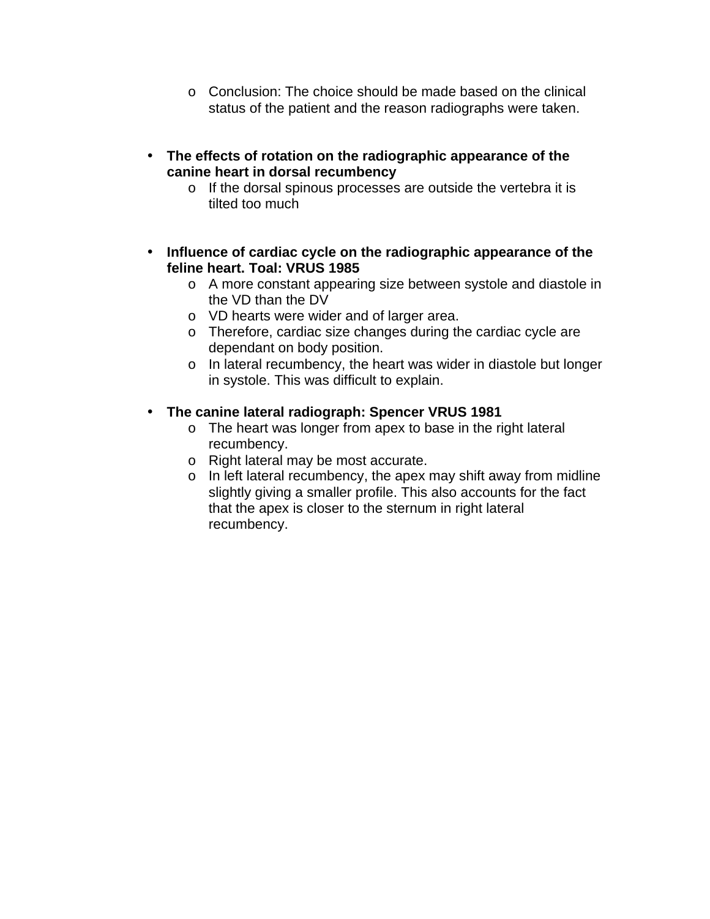- Conclusion: The choice should be made based on the clinical status of the patient and the reason radiographs were taken.

- **The effects of rotation on the radiographic appearance of the canine heart in dorsal recumbency**
  - If the dorsal spinous processes are outside the vertebra it is tilted too much

- **Influence of cardiac cycle on the radiographic appearance of the feline heart. Toal: VRUS 1985**
  - A more constant appearing size between systole and diastole in the VD than the DV
  - VD hearts were wider and of larger area.
  - Therefore, cardiac size changes during the cardiac cycle are dependant on body position.
  - In lateral recumbency, the heart was wider in diastole but longer in systole. This was difficult to explain.

- **The canine lateral radiograph: Spencer VRUS 1981**
  - The heart was longer from apex to base in the right lateral recumbency.
  - Right lateral may be most accurate.
  - In left lateral recumbency, the apex may shift away from midline slightly giving a smaller profile. This also accounts for the fact that the apex is closer to the sternum in right lateral recumbency.